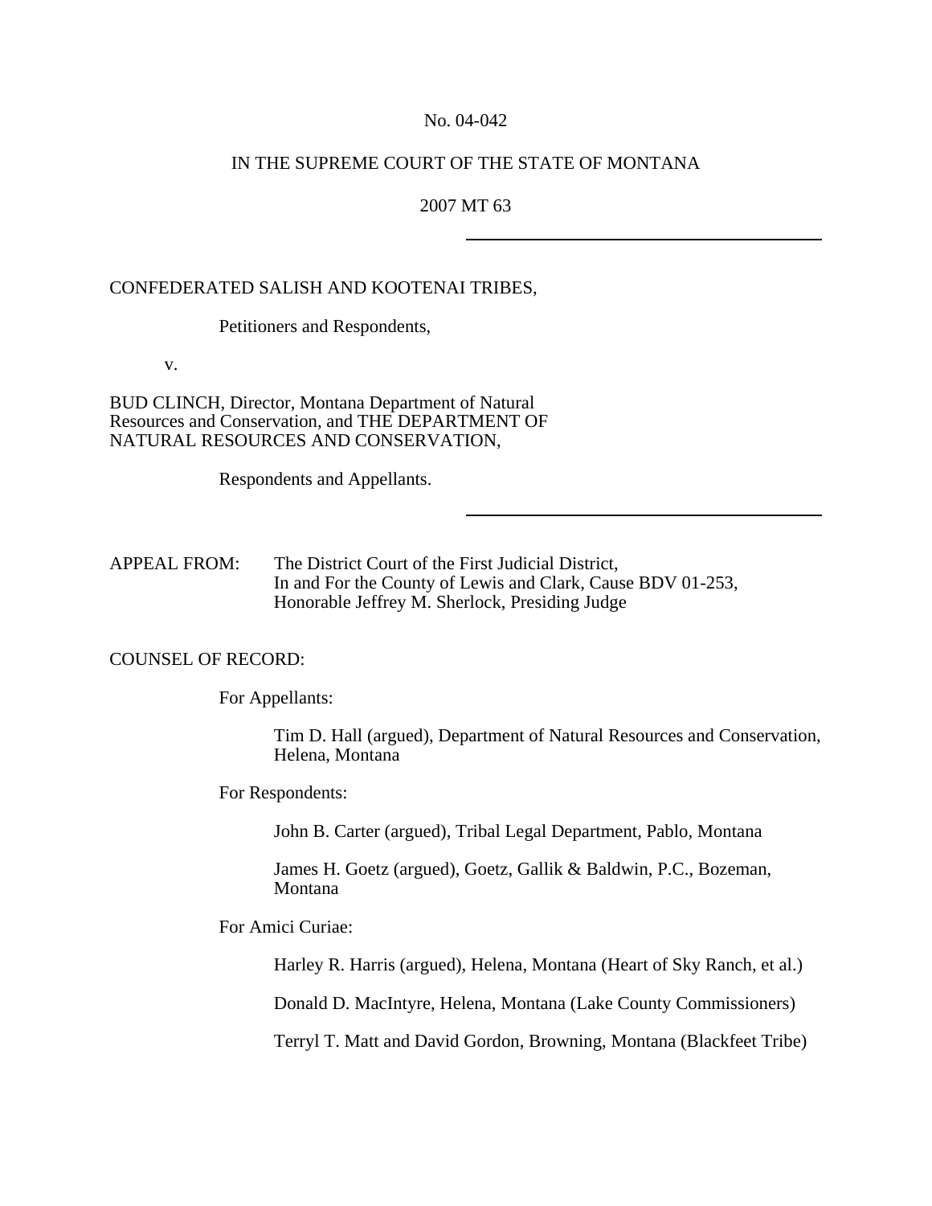No. 04-042

IN THE SUPREME COURT OF THE STATE OF MONTANA

2007 MT 63

---

CONFEDERATED SALISH AND KOOTENAI TRIBES,

Petitioners and Respondents,

v.

BUD CLINCH, Director, Montana Department of Natural Resources and Conservation, and THE DEPARTMENT OF NATURAL RESOURCES AND CONSERVATION,

Respondents and Appellants.

---

APPEAL FROM: The District Court of the First Judicial District, In and For the County of Lewis and Clark, Cause BDV 01-253, Honorable Jeffrey M. Sherlock, Presiding Judge

COUNSEL OF RECORD:

For Appellants:

Tim D. Hall (argued), Department of Natural Resources and Conservation, Helena, Montana

For Respondents:

John B. Carter (argued), Tribal Legal Department, Pablo, Montana

James H. Goetz (argued), Goetz, Gallik & Baldwin, P.C., Bozeman, Montana

For Amici Curiae:

Harley R. Harris (argued), Helena, Montana (Heart of Sky Ranch, et al.)

Donald D. MacIntyre, Helena, Montana (Lake County Commissioners)

Terryl T. Matt and David Gordon, Browning, Montana (Blackfeet Tribe)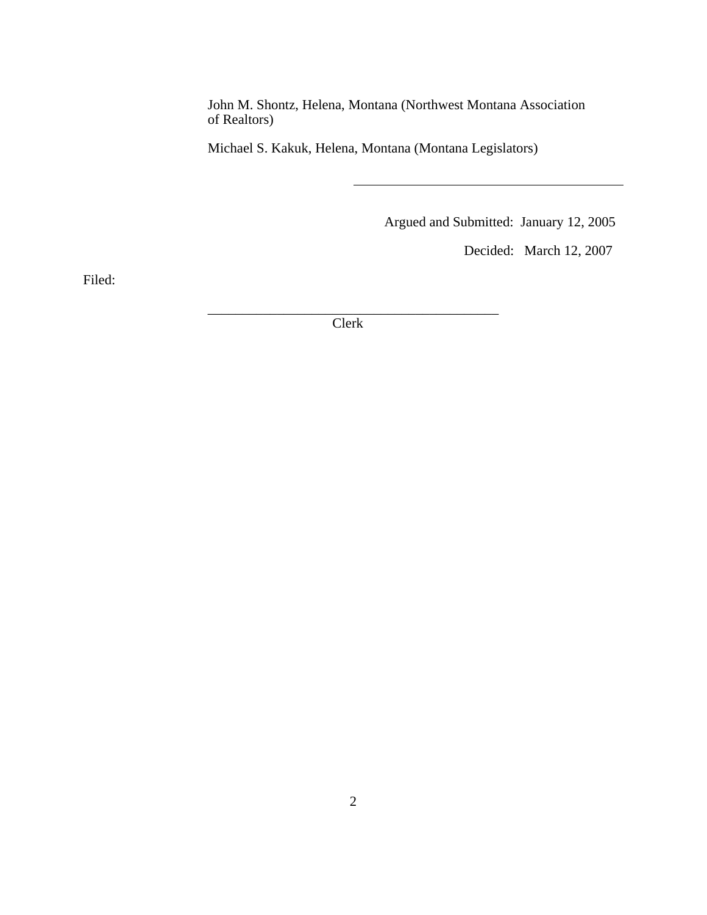John M. Shontz, Helena, Montana (Northwest Montana Association of Realtors)

Michael S. Kakuk, Helena, Montana (Montana Legislators)

---

Argued and Submitted: January 12, 2005

Decided: March 12, 2007

Filed:

\_\_\_\_\_\_\_\_\_\_\_\_\_\_\_\_\_\_\_\_\_\_\_\_\_\_\_\_\_\_\_\_\_\_\_\_\_\_\_\_\_\_

Clerk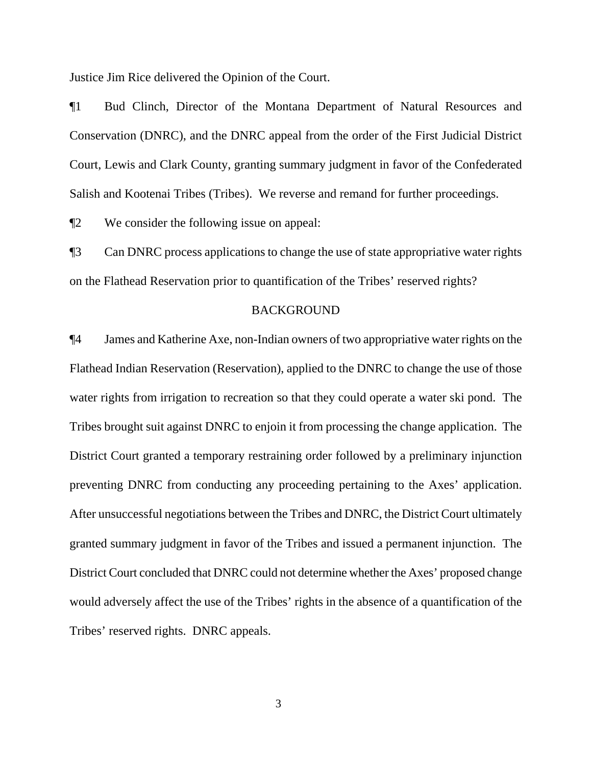Justice Jim Rice delivered the Opinion of the Court.

¶1 Bud Clinch, Director of the Montana Department of Natural Resources and Conservation (DNRC), and the DNRC appeal from the order of the First Judicial District Court, Lewis and Clark County, granting summary judgment in favor of the Confederated Salish and Kootenai Tribes (Tribes). We reverse and remand for further proceedings.

¶2 We consider the following issue on appeal:

¶3 Can DNRC process applications to change the use of state appropriative water rights on the Flathead Reservation prior to quantification of the Tribes' reserved rights?

## BACKGROUND

¶4 James and Katherine Axe, non-Indian owners of two appropriative water rights on the Flathead Indian Reservation (Reservation), applied to the DNRC to change the use of those water rights from irrigation to recreation so that they could operate a water ski pond. The Tribes brought suit against DNRC to enjoin it from processing the change application. The District Court granted a temporary restraining order followed by a preliminary injunction preventing DNRC from conducting any proceeding pertaining to the Axes' application. After unsuccessful negotiations between the Tribes and DNRC, the District Court ultimately granted summary judgment in favor of the Tribes and issued a permanent injunction. The District Court concluded that DNRC could not determine whether the Axes' proposed change would adversely affect the use of the Tribes' rights in the absence of a quantification of the Tribes' reserved rights. DNRC appeals.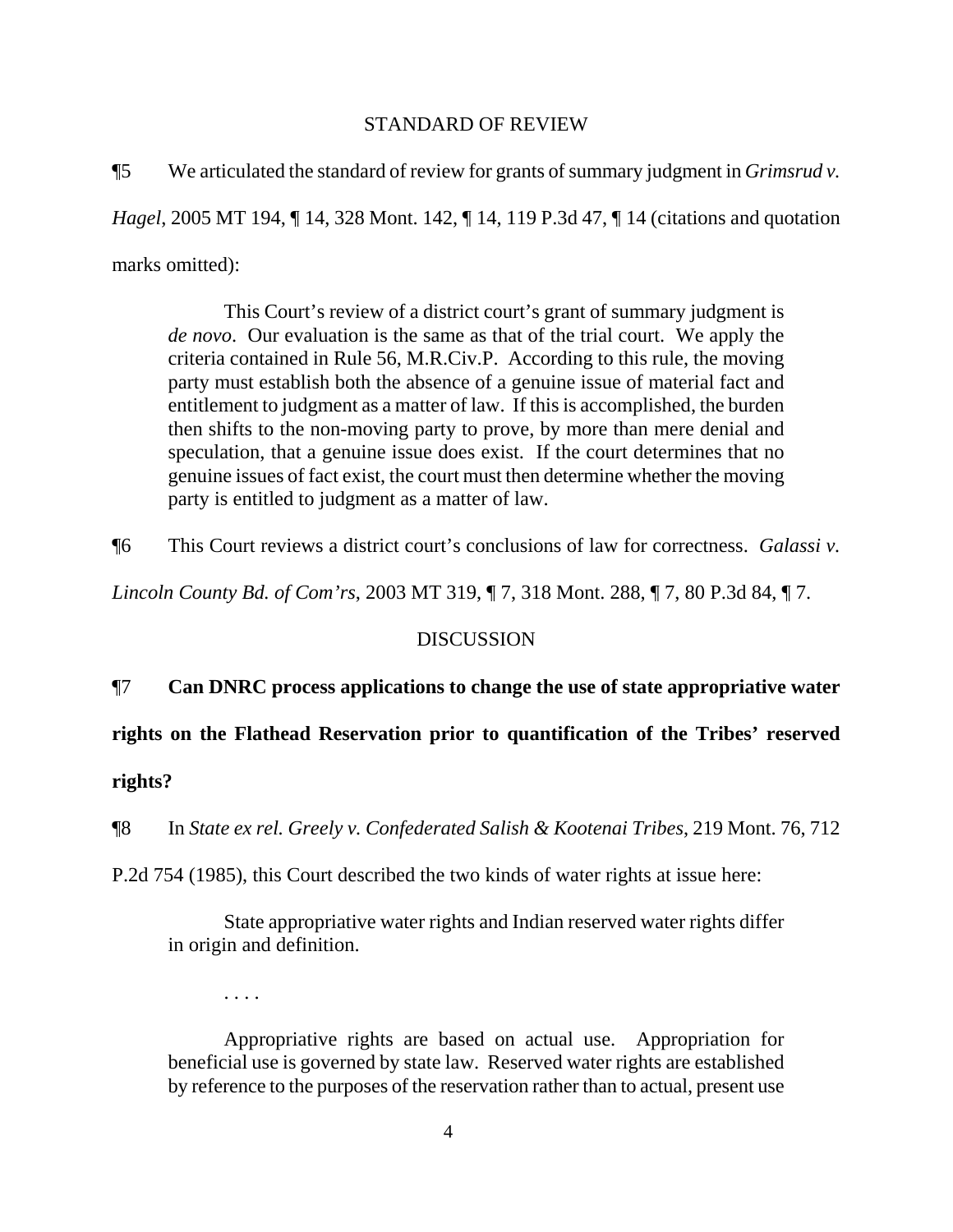## STANDARD OF REVIEW

¶5 We articulated the standard of review for grants of summary judgment in *Grimsrud v. Hagel*, 2005 MT 194, ¶ 14, 328 Mont. 142, ¶ 14, 119 P.3d 47, ¶ 14 (citations and quotation marks omitted):

> This Court's review of a district court's grant of summary judgment is *de novo*. Our evaluation is the same as that of the trial court. We apply the criteria contained in Rule 56, M.R.Civ.P. According to this rule, the moving party must establish both the absence of a genuine issue of material fact and entitlement to judgment as a matter of law. If this is accomplished, the burden then shifts to the non-moving party to prove, by more than mere denial and speculation, that a genuine issue does exist. If the court determines that no genuine issues of fact exist, the court must then determine whether the moving party is entitled to judgment as a matter of law.

¶6 This Court reviews a district court's conclusions of law for correctness. *Galassi v. Lincoln County Bd. of Com'rs*, 2003 MT 319, ¶ 7, 318 Mont. 288, ¶ 7, 80 P.3d 84, ¶ 7.

## DISCUSSION

¶7 **Can DNRC process applications to change the use of state appropriative water rights on the Flathead Reservation prior to quantification of the Tribes' reserved rights?**

¶8 In *State ex rel. Greely v. Confederated Salish & Kootenai Tribes*, 219 Mont. 76, 712 P.2d 754 (1985), this Court described the two kinds of water rights at issue here:

> State appropriative water rights and Indian reserved water rights differ in origin and definition.
>
> . . . .
>
> Appropriative rights are based on actual use. Appropriation for beneficial use is governed by state law. Reserved water rights are established by reference to the purposes of the reservation rather than to actual, present use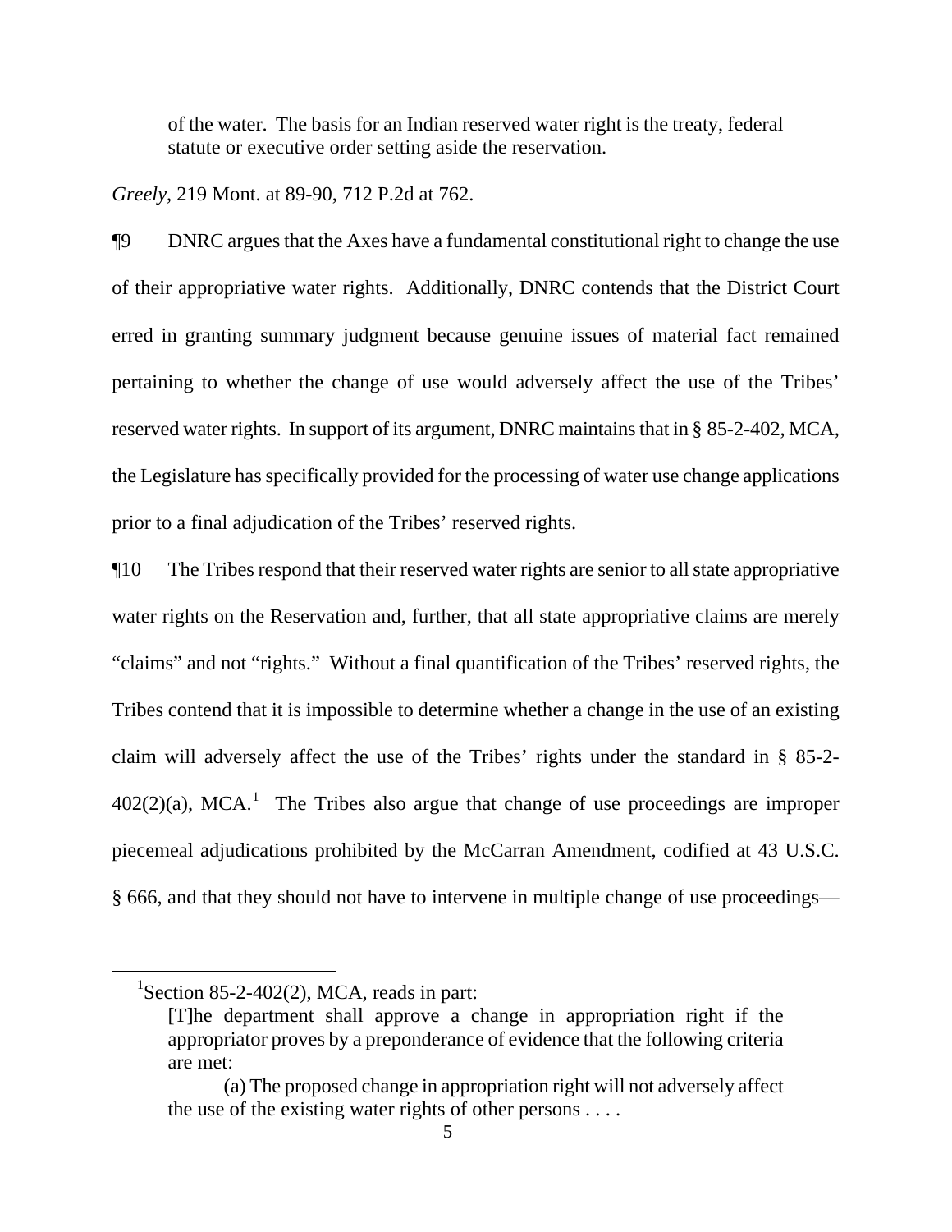of the water. The basis for an Indian reserved water right is the treaty, federal statute or executive order setting aside the reservation.

*Greely*, 219 Mont. at 89-90, 712 P.2d at 762.

¶9 DNRC argues that the Axes have a fundamental constitutional right to change the use of their appropriative water rights. Additionally, DNRC contends that the District Court erred in granting summary judgment because genuine issues of material fact remained pertaining to whether the change of use would adversely affect the use of the Tribes' reserved water rights. In support of its argument, DNRC maintains that in § 85-2-402, MCA, the Legislature has specifically provided for the processing of water use change applications prior to a final adjudication of the Tribes' reserved rights.

¶10 The Tribes respond that their reserved water rights are senior to all state appropriative water rights on the Reservation and, further, that all state appropriative claims are merely "claims" and not "rights." Without a final quantification of the Tribes' reserved rights, the Tribes contend that it is impossible to determine whether a change in the use of an existing claim will adversely affect the use of the Tribes' rights under the standard in § 85-2-402(2)(a), MCA.[1] The Tribes also argue that change of use proceedings are improper piecemeal adjudications prohibited by the McCarran Amendment, codified at 43 U.S.C. § 666, and that they should not have to intervene in multiple change of use proceedings—

---

[1]Section 85-2-402(2), MCA, reads in part:

> [T]he department shall approve a change in appropriation right if the appropriator proves by a preponderance of evidence that the following criteria are met:
>
> (a) The proposed change in appropriation right will not adversely affect the use of the existing water rights of other persons . . . .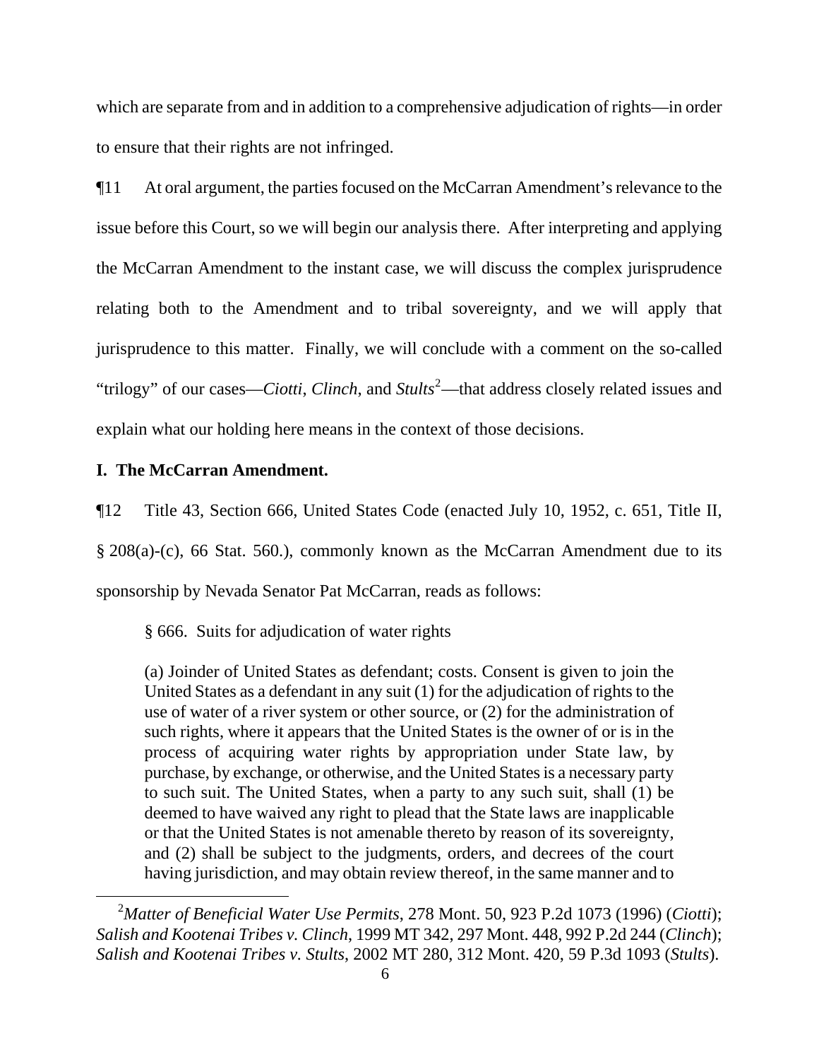which are separate from and in addition to a comprehensive adjudication of rights—in order to ensure that their rights are not infringed.

¶11 At oral argument, the parties focused on the McCarran Amendment's relevance to the issue before this Court, so we will begin our analysis there. After interpreting and applying the McCarran Amendment to the instant case, we will discuss the complex jurisprudence relating both to the Amendment and to tribal sovereignty, and we will apply that jurisprudence to this matter. Finally, we will conclude with a comment on the so-called "trilogy" of our cases—*Ciotti*, *Clinch*, and *Stults*[2]—that address closely related issues and explain what our holding here means in the context of those decisions.

**I. The McCarran Amendment.**

¶12 Title 43, Section 666, United States Code (enacted July 10, 1952, c. 651, Title II, § 208(a)-(c), 66 Stat. 560.), commonly known as the McCarran Amendment due to its sponsorship by Nevada Senator Pat McCarran, reads as follows:

> § 666. Suits for adjudication of water rights
>
> (a) Joinder of United States as defendant; costs. Consent is given to join the United States as a defendant in any suit (1) for the adjudication of rights to the use of water of a river system or other source, or (2) for the administration of such rights, where it appears that the United States is the owner of or is in the process of acquiring water rights by appropriation under State law, by purchase, by exchange, or otherwise, and the United States is a necessary party to such suit. The United States, when a party to any such suit, shall (1) be deemed to have waived any right to plead that the State laws are inapplicable or that the United States is not amenable thereto by reason of its sovereignty, and (2) shall be subject to the judgments, orders, and decrees of the court having jurisdiction, and may obtain review thereof, in the same manner and to

[2] *Matter of Beneficial Water Use Permits*, 278 Mont. 50, 923 P.2d 1073 (1996) (*Ciotti*); *Salish and Kootenai Tribes v. Clinch*, 1999 MT 342, 297 Mont. 448, 992 P.2d 244 (*Clinch*); *Salish and Kootenai Tribes v. Stults*, 2002 MT 280, 312 Mont. 420, 59 P.3d 1093 (*Stults*).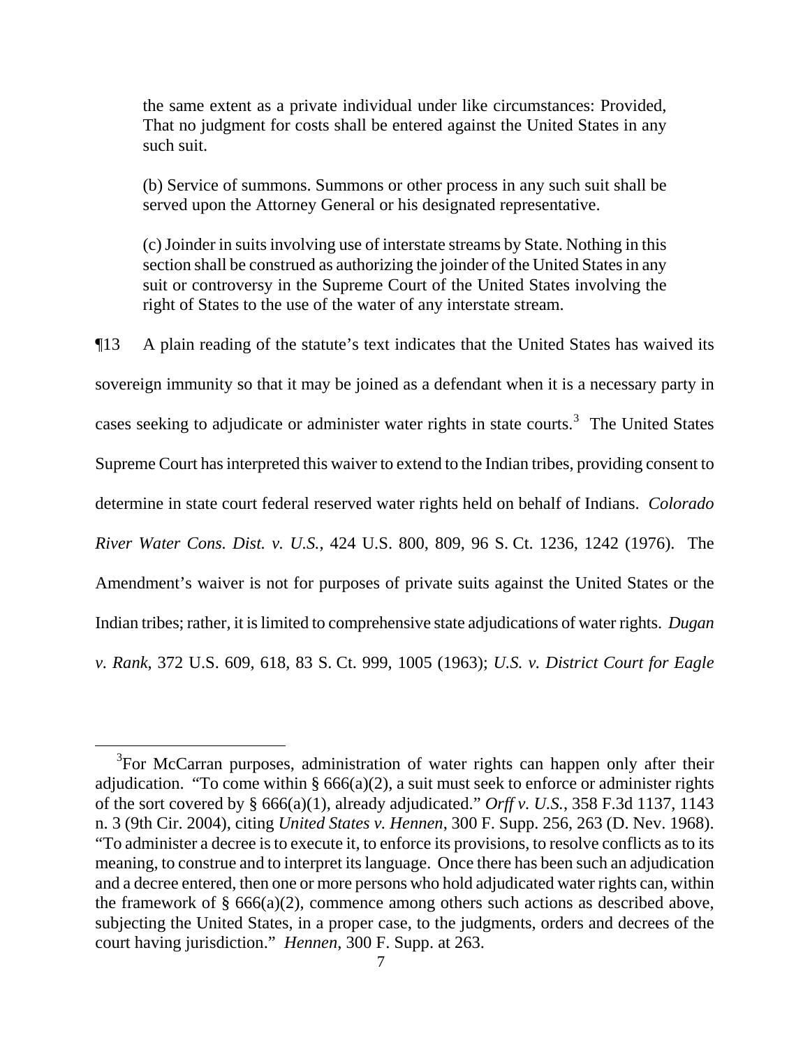> the same extent as a private individual under like circumstances: Provided, That no judgment for costs shall be entered against the United States in any such suit.
>
> (b) Service of summons. Summons or other process in any such suit shall be served upon the Attorney General or his designated representative.
>
> (c) Joinder in suits involving use of interstate streams by State. Nothing in this section shall be construed as authorizing the joinder of the United States in any suit or controversy in the Supreme Court of the United States involving the right of States to the use of the water of any interstate stream.

¶13 A plain reading of the statute's text indicates that the United States has waived its sovereign immunity so that it may be joined as a defendant when it is a necessary party in cases seeking to adjudicate or administer water rights in state courts.[3] The United States Supreme Court has interpreted this waiver to extend to the Indian tribes, providing consent to determine in state court federal reserved water rights held on behalf of Indians. *Colorado River Water Cons. Dist. v. U.S.*, 424 U.S. 800, 809, 96 S. Ct. 1236, 1242 (1976). The Amendment's waiver is not for purposes of private suits against the United States or the Indian tribes; rather, it is limited to comprehensive state adjudications of water rights. *Dugan v. Rank*, 372 U.S. 609, 618, 83 S. Ct. 999, 1005 (1963); *U.S. v. District Court for Eagle*

---

[3] For McCarran purposes, administration of water rights can happen only after their adjudication. "To come within § 666(a)(2), a suit must seek to enforce or administer rights of the sort covered by § 666(a)(1), already adjudicated." *Orff v. U.S.*, 358 F.3d 1137, 1143 n. 3 (9th Cir. 2004), citing *United States v. Hennen*, 300 F. Supp. 256, 263 (D. Nev. 1968). "To administer a decree is to execute it, to enforce its provisions, to resolve conflicts as to its meaning, to construe and to interpret its language. Once there has been such an adjudication and a decree entered, then one or more persons who hold adjudicated water rights can, within the framework of § 666(a)(2), commence among others such actions as described above, subjecting the United States, in a proper case, to the judgments, orders and decrees of the court having jurisdiction." *Hennen*, 300 F. Supp. at 263.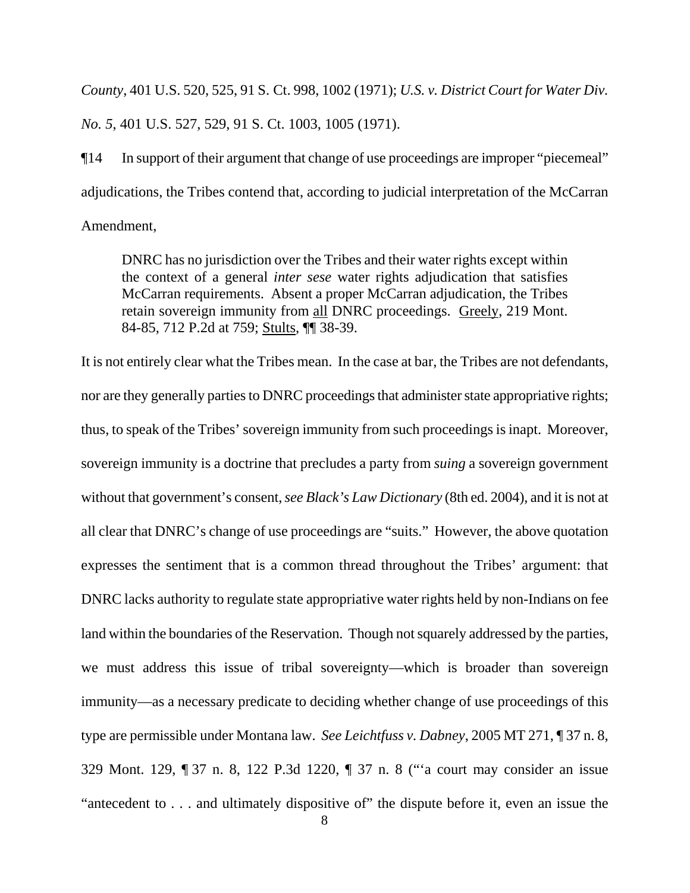*County*, 401 U.S. 520, 525, 91 S. Ct. 998, 1002 (1971); *U.S. v. District Court for Water Div. No. 5*, 401 U.S. 527, 529, 91 S. Ct. 1003, 1005 (1971).

¶14 In support of their argument that change of use proceedings are improper "piecemeal" adjudications, the Tribes contend that, according to judicial interpretation of the McCarran Amendment,

> DNRC has no jurisdiction over the Tribes and their water rights except within the context of a general *inter sese* water rights adjudication that satisfies McCarran requirements. Absent a proper McCarran adjudication, the Tribes retain sovereign immunity from <u>all</u> DNRC proceedings. <u>Greely</u>, 219 Mont. 84-85, 712 P.2d at 759; <u>Stults</u>, ¶¶ 38-39.

It is not entirely clear what the Tribes mean. In the case at bar, the Tribes are not defendants, nor are they generally parties to DNRC proceedings that administer state appropriative rights; thus, to speak of the Tribes' sovereign immunity from such proceedings is inapt. Moreover, sovereign immunity is a doctrine that precludes a party from *suing* a sovereign government without that government's consent, *see Black's Law Dictionary* (8th ed. 2004), and it is not at all clear that DNRC's change of use proceedings are "suits." However, the above quotation expresses the sentiment that is a common thread throughout the Tribes' argument: that DNRC lacks authority to regulate state appropriative water rights held by non-Indians on fee land within the boundaries of the Reservation. Though not squarely addressed by the parties, we must address this issue of tribal sovereignty—which is broader than sovereign immunity—as a necessary predicate to deciding whether change of use proceedings of this type are permissible under Montana law. *See Leichtfuss v. Dabney*, 2005 MT 271, ¶ 37 n. 8, 329 Mont. 129, ¶ 37 n. 8, 122 P.3d 1220, ¶ 37 n. 8 ("'a court may consider an issue "antecedent to . . . and ultimately dispositive of" the dispute before it, even an issue the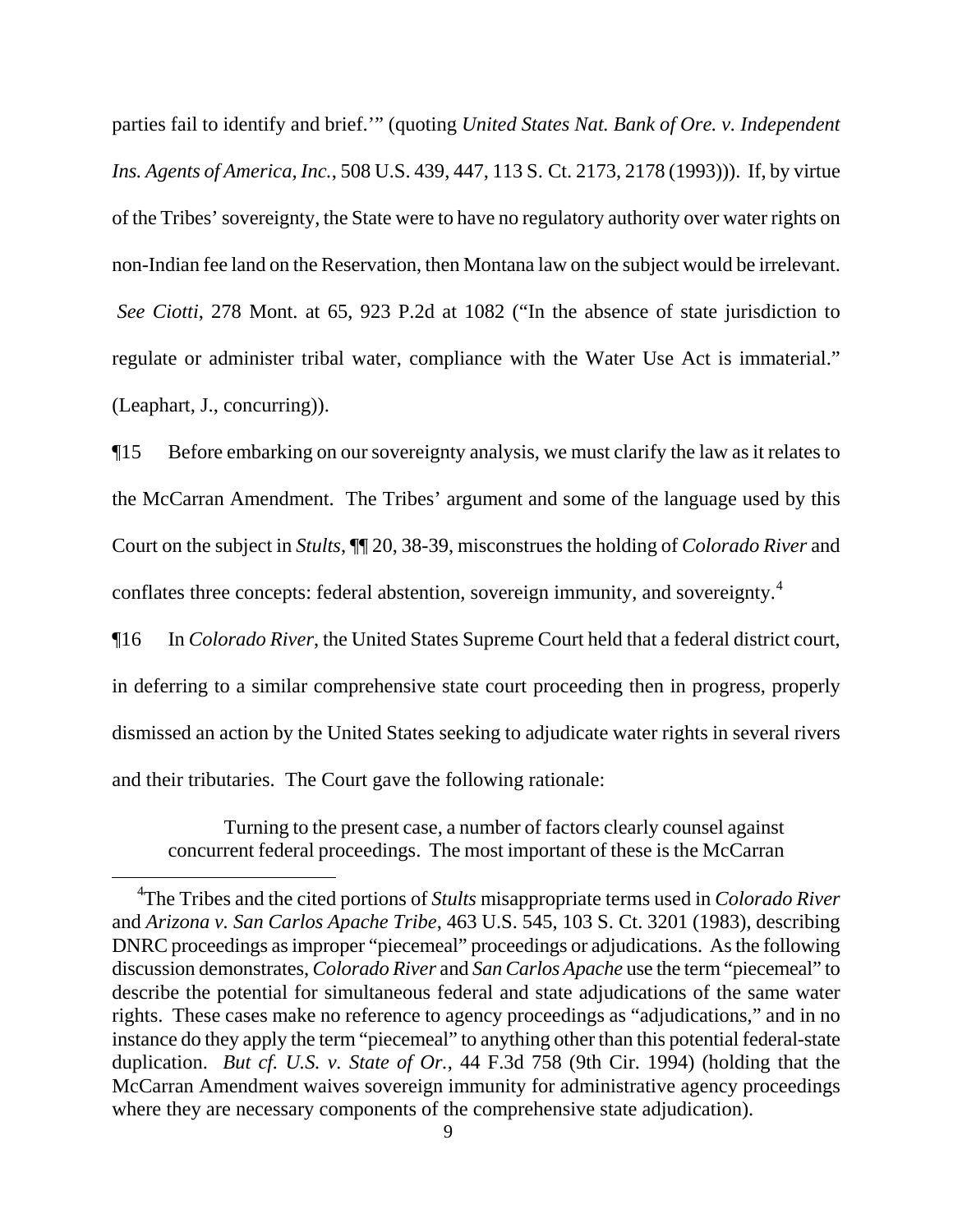parties fail to identify and brief.'" (quoting *United States Nat. Bank of Ore. v. Independent Ins. Agents of America, Inc.*, 508 U.S. 439, 447, 113 S. Ct. 2173, 2178 (1993))). If, by virtue of the Tribes' sovereignty, the State were to have no regulatory authority over water rights on non-Indian fee land on the Reservation, then Montana law on the subject would be irrelevant. *See Ciotti*, 278 Mont. at 65, 923 P.2d at 1082 ("In the absence of state jurisdiction to regulate or administer tribal water, compliance with the Water Use Act is immaterial." (Leaphart, J., concurring)).

¶15 Before embarking on our sovereignty analysis, we must clarify the law as it relates to the McCarran Amendment. The Tribes' argument and some of the language used by this Court on the subject in *Stults*, ¶¶ 20, 38-39, misconstrues the holding of *Colorado River* and conflates three concepts: federal abstention, sovereign immunity, and sovereignty.[4]

¶16 In *Colorado River*, the United States Supreme Court held that a federal district court, in deferring to a similar comprehensive state court proceeding then in progress, properly dismissed an action by the United States seeking to adjudicate water rights in several rivers and their tributaries. The Court gave the following rationale:

> Turning to the present case, a number of factors clearly counsel against concurrent federal proceedings. The most important of these is the McCarran

[4] The Tribes and the cited portions of *Stults* misappropriate terms used in *Colorado River* and *Arizona v. San Carlos Apache Tribe*, 463 U.S. 545, 103 S. Ct. 3201 (1983), describing DNRC proceedings as improper "piecemeal" proceedings or adjudications. As the following discussion demonstrates, *Colorado River* and *San Carlos Apache* use the term "piecemeal" to describe the potential for simultaneous federal and state adjudications of the same water rights. These cases make no reference to agency proceedings as "adjudications," and in no instance do they apply the term "piecemeal" to anything other than this potential federal-state duplication. *But cf. U.S. v. State of Or.*, 44 F.3d 758 (9th Cir. 1994) (holding that the McCarran Amendment waives sovereign immunity for administrative agency proceedings where they are necessary components of the comprehensive state adjudication).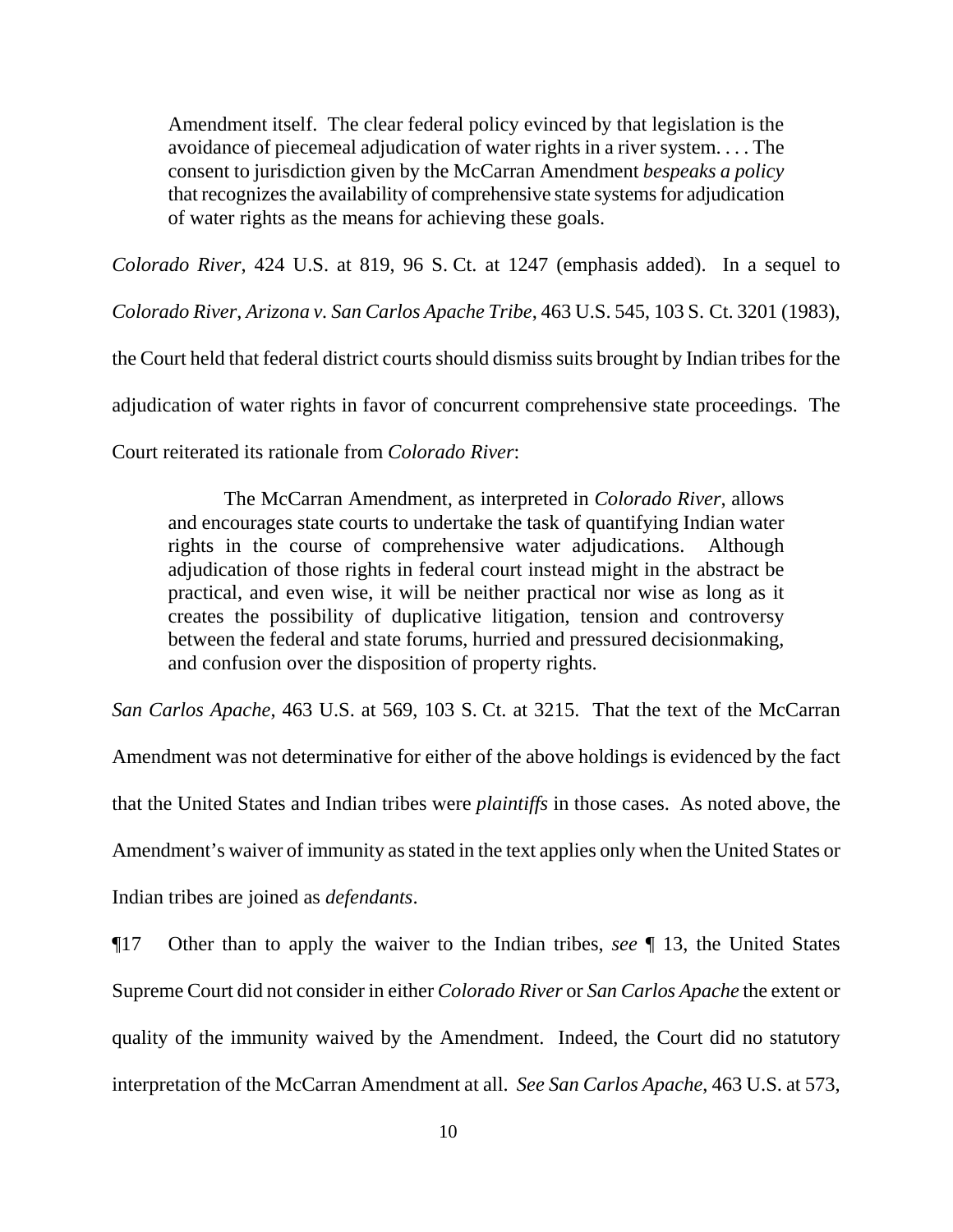> Amendment itself. The clear federal policy evinced by that legislation is the avoidance of piecemeal adjudication of water rights in a river system. . . . The consent to jurisdiction given by the McCarran Amendment *bespeaks a policy* that recognizes the availability of comprehensive state systems for adjudication of water rights as the means for achieving these goals.

*Colorado River*, 424 U.S. at 819, 96 S. Ct. at 1247 (emphasis added). In a sequel to *Colorado River*, *Arizona v. San Carlos Apache Tribe*, 463 U.S. 545, 103 S. Ct. 3201 (1983), the Court held that federal district courts should dismiss suits brought by Indian tribes for the adjudication of water rights in favor of concurrent comprehensive state proceedings. The Court reiterated its rationale from *Colorado River*:

> The McCarran Amendment, as interpreted in *Colorado River*, allows and encourages state courts to undertake the task of quantifying Indian water rights in the course of comprehensive water adjudications. Although adjudication of those rights in federal court instead might in the abstract be practical, and even wise, it will be neither practical nor wise as long as it creates the possibility of duplicative litigation, tension and controversy between the federal and state forums, hurried and pressured decisionmaking, and confusion over the disposition of property rights.

*San Carlos Apache*, 463 U.S. at 569, 103 S. Ct. at 3215. That the text of the McCarran Amendment was not determinative for either of the above holdings is evidenced by the fact that the United States and Indian tribes were *plaintiffs* in those cases. As noted above, the Amendment's waiver of immunity as stated in the text applies only when the United States or Indian tribes are joined as *defendants*.

¶17 Other than to apply the waiver to the Indian tribes, *see* ¶ 13, the United States Supreme Court did not consider in either *Colorado River* or *San Carlos Apache* the extent or quality of the immunity waived by the Amendment. Indeed, the Court did no statutory interpretation of the McCarran Amendment at all. *See San Carlos Apache*, 463 U.S. at 573,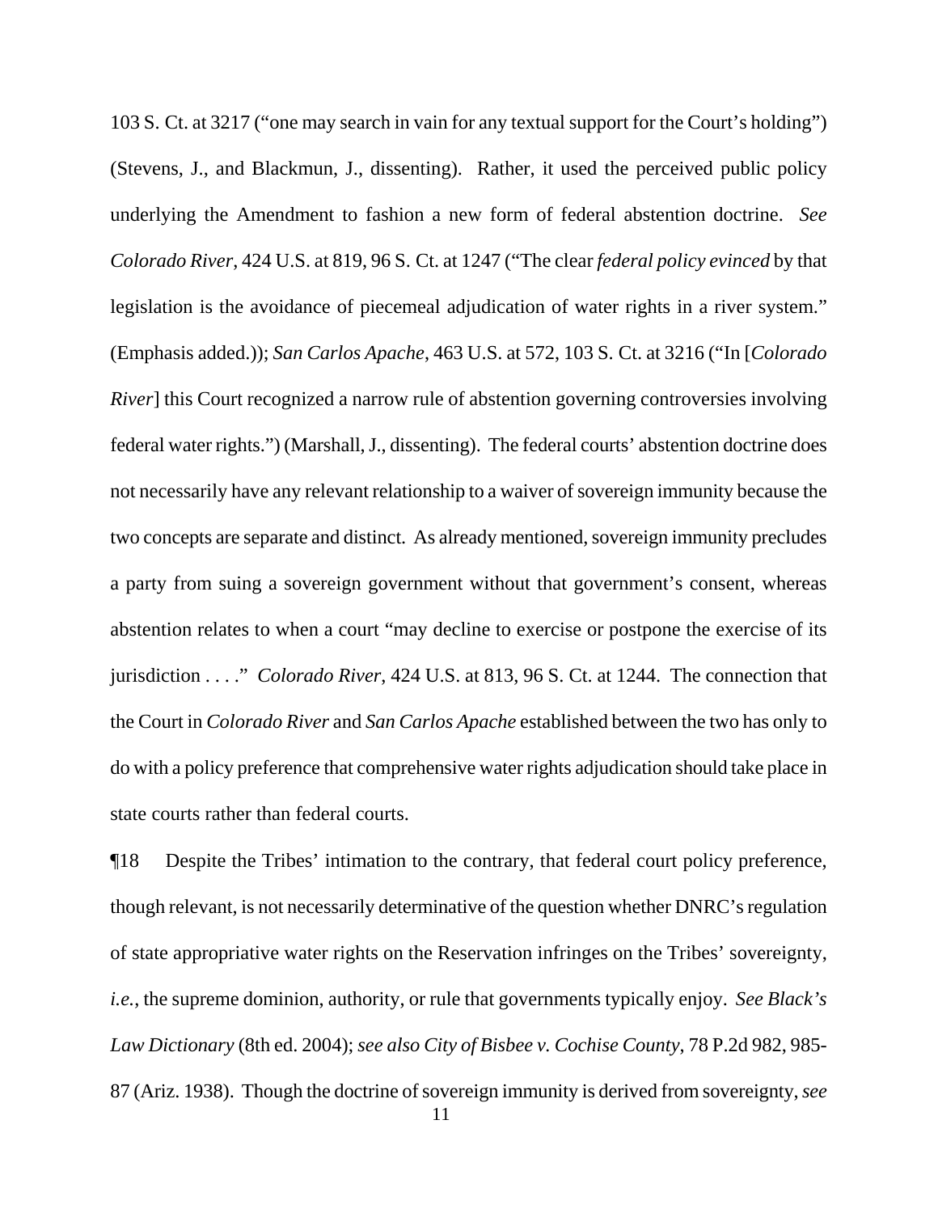103 S. Ct. at 3217 ("one may search in vain for any textual support for the Court's holding") (Stevens, J., and Blackmun, J., dissenting). Rather, it used the perceived public policy underlying the Amendment to fashion a new form of federal abstention doctrine. *See Colorado River*, 424 U.S. at 819, 96 S. Ct. at 1247 ("The clear *federal policy evinced* by that legislation is the avoidance of piecemeal adjudication of water rights in a river system." (Emphasis added.)); *San Carlos Apache*, 463 U.S. at 572, 103 S. Ct. at 3216 ("In [*Colorado River*] this Court recognized a narrow rule of abstention governing controversies involving federal water rights.") (Marshall, J., dissenting). The federal courts' abstention doctrine does not necessarily have any relevant relationship to a waiver of sovereign immunity because the two concepts are separate and distinct. As already mentioned, sovereign immunity precludes a party from suing a sovereign government without that government's consent, whereas abstention relates to when a court "may decline to exercise or postpone the exercise of its jurisdiction . . . ." *Colorado River*, 424 U.S. at 813, 96 S. Ct. at 1244. The connection that the Court in *Colorado River* and *San Carlos Apache* established between the two has only to do with a policy preference that comprehensive water rights adjudication should take place in state courts rather than federal courts.

¶18 Despite the Tribes' intimation to the contrary, that federal court policy preference, though relevant, is not necessarily determinative of the question whether DNRC's regulation of state appropriative water rights on the Reservation infringes on the Tribes' sovereignty, *i.e.*, the supreme dominion, authority, or rule that governments typically enjoy. *See Black's Law Dictionary* (8th ed. 2004); *see also City of Bisbee v. Cochise County*, 78 P.2d 982, 985-87 (Ariz. 1938). Though the doctrine of sovereign immunity is derived from sovereignty, *see*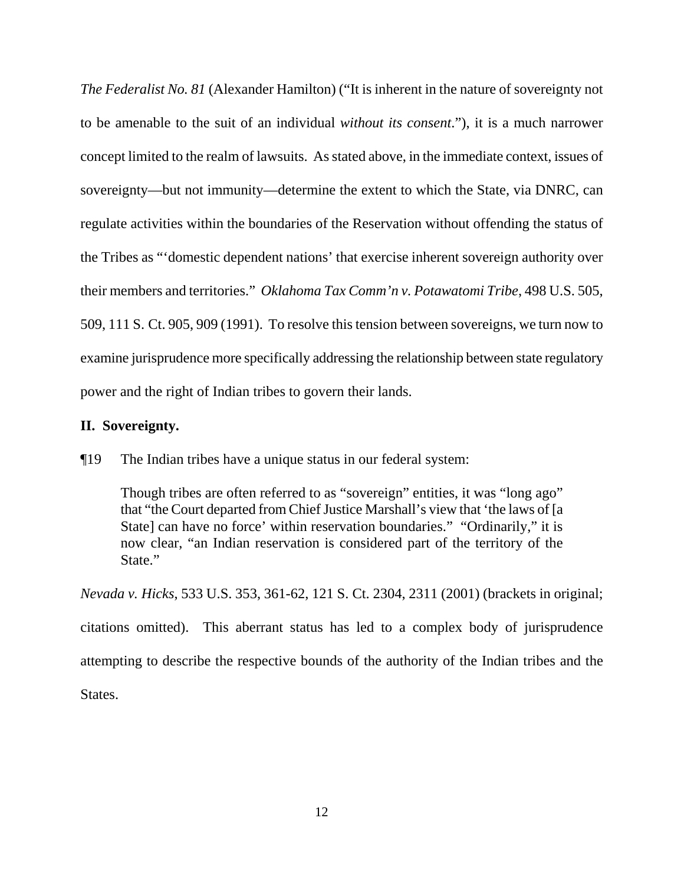*The Federalist No. 81* (Alexander Hamilton) ("It is inherent in the nature of sovereignty not to be amenable to the suit of an individual *without its consent*."), it is a much narrower concept limited to the realm of lawsuits. As stated above, in the immediate context, issues of sovereignty—but not immunity—determine the extent to which the State, via DNRC, can regulate activities within the boundaries of the Reservation without offending the status of the Tribes as "'domestic dependent nations' that exercise inherent sovereign authority over their members and territories." *Oklahoma Tax Comm'n v. Potawatomi Tribe*, 498 U.S. 505, 509, 111 S. Ct. 905, 909 (1991). To resolve this tension between sovereigns, we turn now to examine jurisprudence more specifically addressing the relationship between state regulatory power and the right of Indian tribes to govern their lands.

## II. Sovereignty.

¶19 The Indian tribes have a unique status in our federal system:

> Though tribes are often referred to as "sovereign" entities, it was "long ago" that "the Court departed from Chief Justice Marshall's view that 'the laws of [a State] can have no force' within reservation boundaries." "Ordinarily," it is now clear, "an Indian reservation is considered part of the territory of the State."

*Nevada v. Hicks*, 533 U.S. 353, 361-62, 121 S. Ct. 2304, 2311 (2001) (brackets in original; citations omitted). This aberrant status has led to a complex body of jurisprudence attempting to describe the respective bounds of the authority of the Indian tribes and the States.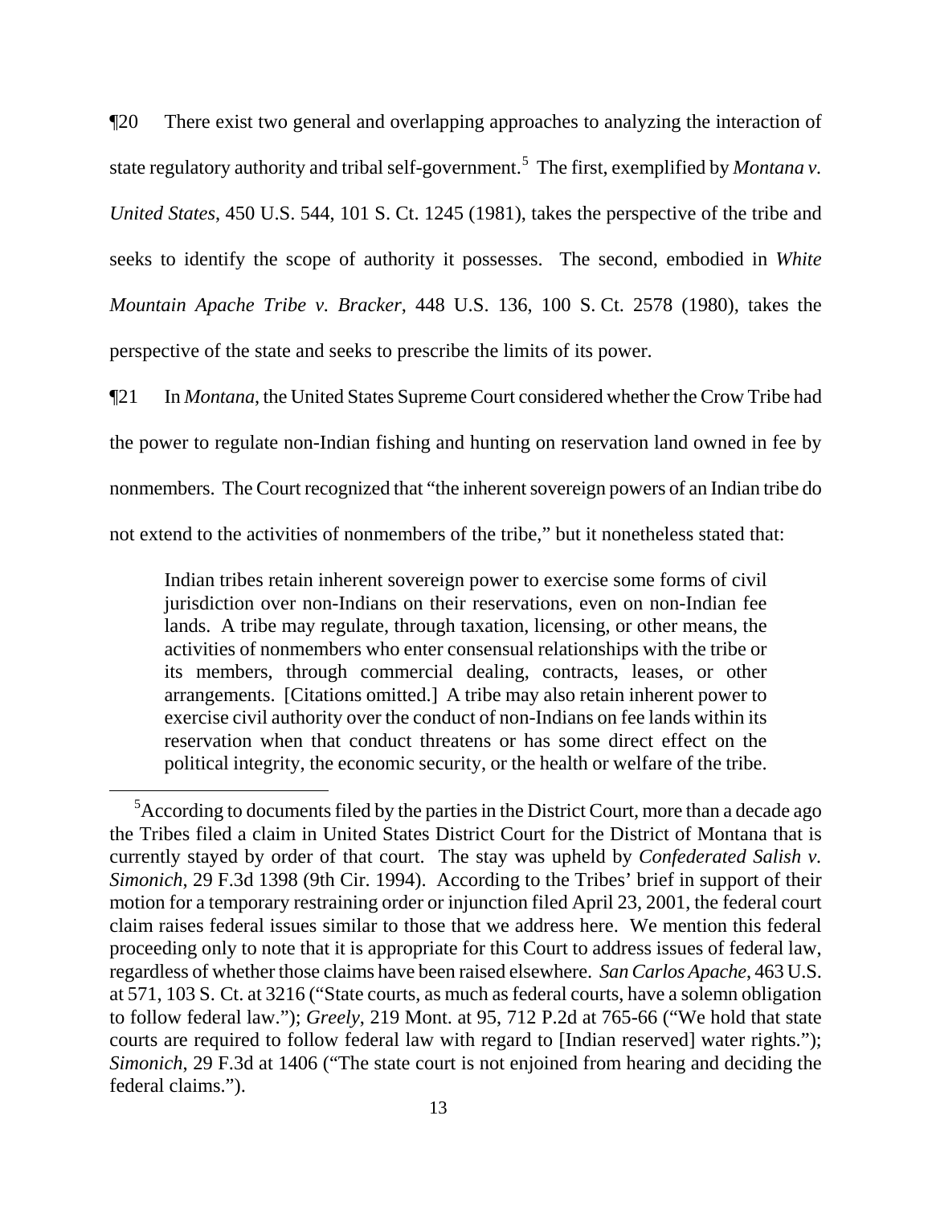¶20 There exist two general and overlapping approaches to analyzing the interaction of state regulatory authority and tribal self-government.[5] The first, exemplified by *Montana v. United States*, 450 U.S. 544, 101 S. Ct. 1245 (1981), takes the perspective of the tribe and seeks to identify the scope of authority it possesses. The second, embodied in *White Mountain Apache Tribe v. Bracker*, 448 U.S. 136, 100 S. Ct. 2578 (1980), takes the perspective of the state and seeks to prescribe the limits of its power.

¶21 In *Montana*, the United States Supreme Court considered whether the Crow Tribe had the power to regulate non-Indian fishing and hunting on reservation land owned in fee by nonmembers. The Court recognized that "the inherent sovereign powers of an Indian tribe do not extend to the activities of nonmembers of the tribe," but it nonetheless stated that:

> Indian tribes retain inherent sovereign power to exercise some forms of civil jurisdiction over non-Indians on their reservations, even on non-Indian fee lands. A tribe may regulate, through taxation, licensing, or other means, the activities of nonmembers who enter consensual relationships with the tribe or its members, through commercial dealing, contracts, leases, or other arrangements. [Citations omitted.] A tribe may also retain inherent power to exercise civil authority over the conduct of non-Indians on fee lands within its reservation when that conduct threatens or has some direct effect on the political integrity, the economic security, or the health or welfare of the tribe.

---

[5] According to documents filed by the parties in the District Court, more than a decade ago the Tribes filed a claim in United States District Court for the District of Montana that is currently stayed by order of that court. The stay was upheld by *Confederated Salish v. Simonich*, 29 F.3d 1398 (9th Cir. 1994). According to the Tribes' brief in support of their motion for a temporary restraining order or injunction filed April 23, 2001, the federal court claim raises federal issues similar to those that we address here. We mention this federal proceeding only to note that it is appropriate for this Court to address issues of federal law, regardless of whether those claims have been raised elsewhere. *San Carlos Apache*, 463 U.S. at 571, 103 S. Ct. at 3216 ("State courts, as much as federal courts, have a solemn obligation to follow federal law."); *Greely*, 219 Mont. at 95, 712 P.2d at 765-66 ("We hold that state courts are required to follow federal law with regard to [Indian reserved] water rights."); *Simonich*, 29 F.3d at 1406 ("The state court is not enjoined from hearing and deciding the federal claims.").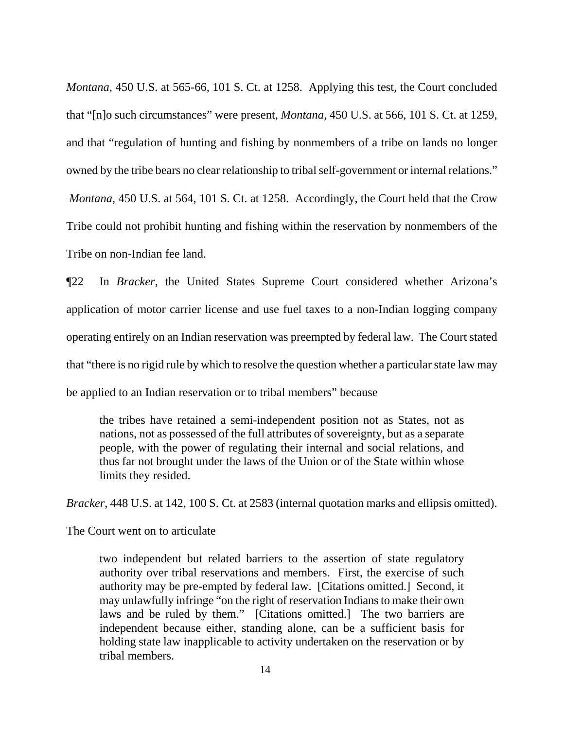*Montana*, 450 U.S. at 565-66, 101 S. Ct. at 1258. Applying this test, the Court concluded that "[n]o such circumstances" were present, *Montana*, 450 U.S. at 566, 101 S. Ct. at 1259, and that "regulation of hunting and fishing by nonmembers of a tribe on lands no longer owned by the tribe bears no clear relationship to tribal self-government or internal relations." *Montana*, 450 U.S. at 564, 101 S. Ct. at 1258. Accordingly, the Court held that the Crow Tribe could not prohibit hunting and fishing within the reservation by nonmembers of the Tribe on non-Indian fee land.

¶22 In *Bracker*, the United States Supreme Court considered whether Arizona's application of motor carrier license and use fuel taxes to a non-Indian logging company operating entirely on an Indian reservation was preempted by federal law. The Court stated that "there is no rigid rule by which to resolve the question whether a particular state law may be applied to an Indian reservation or to tribal members" because

> the tribes have retained a semi-independent position not as States, not as nations, not as possessed of the full attributes of sovereignty, but as a separate people, with the power of regulating their internal and social relations, and thus far not brought under the laws of the Union or of the State within whose limits they resided.

*Bracker*, 448 U.S. at 142, 100 S. Ct. at 2583 (internal quotation marks and ellipsis omitted).

The Court went on to articulate

> two independent but related barriers to the assertion of state regulatory authority over tribal reservations and members. First, the exercise of such authority may be pre-empted by federal law. [Citations omitted.] Second, it may unlawfully infringe "on the right of reservation Indians to make their own laws and be ruled by them." [Citations omitted.] The two barriers are independent because either, standing alone, can be a sufficient basis for holding state law inapplicable to activity undertaken on the reservation or by tribal members.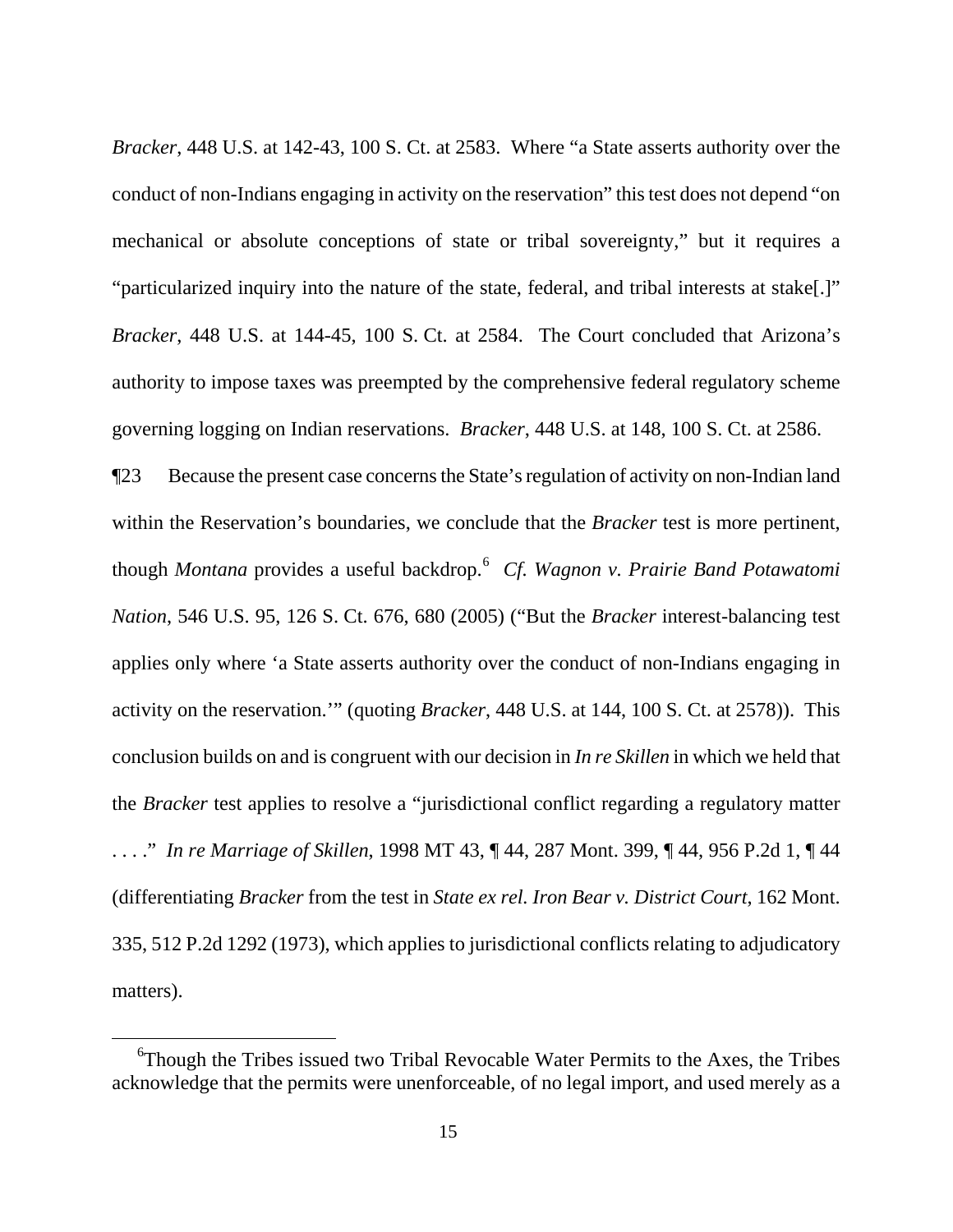*Bracker*, 448 U.S. at 142-43, 100 S. Ct. at 2583. Where "a State asserts authority over the conduct of non-Indians engaging in activity on the reservation" this test does not depend "on mechanical or absolute conceptions of state or tribal sovereignty," but it requires a "particularized inquiry into the nature of the state, federal, and tribal interests at stake[.]" *Bracker*, 448 U.S. at 144-45, 100 S. Ct. at 2584. The Court concluded that Arizona's authority to impose taxes was preempted by the comprehensive federal regulatory scheme governing logging on Indian reservations. *Bracker*, 448 U.S. at 148, 100 S. Ct. at 2586.

¶23 Because the present case concerns the State's regulation of activity on non-Indian land within the Reservation's boundaries, we conclude that the *Bracker* test is more pertinent, though *Montana* provides a useful backdrop.[6] *Cf. Wagnon v. Prairie Band Potawatomi Nation*, 546 U.S. 95, 126 S. Ct. 676, 680 (2005) ("But the *Bracker* interest-balancing test applies only where 'a State asserts authority over the conduct of non-Indians engaging in activity on the reservation.'" (quoting *Bracker*, 448 U.S. at 144, 100 S. Ct. at 2578)). This conclusion builds on and is congruent with our decision in *In re Skillen* in which we held that the *Bracker* test applies to resolve a "jurisdictional conflict regarding a regulatory matter . . . ." *In re Marriage of Skillen*, 1998 MT 43, ¶ 44, 287 Mont. 399, ¶ 44, 956 P.2d 1, ¶ 44 (differentiating *Bracker* from the test in *State ex rel. Iron Bear v. District Court*, 162 Mont. 335, 512 P.2d 1292 (1973), which applies to jurisdictional conflicts relating to adjudicatory matters).

[6]Though the Tribes issued two Tribal Revocable Water Permits to the Axes, the Tribes acknowledge that the permits were unenforceable, of no legal import, and used merely as a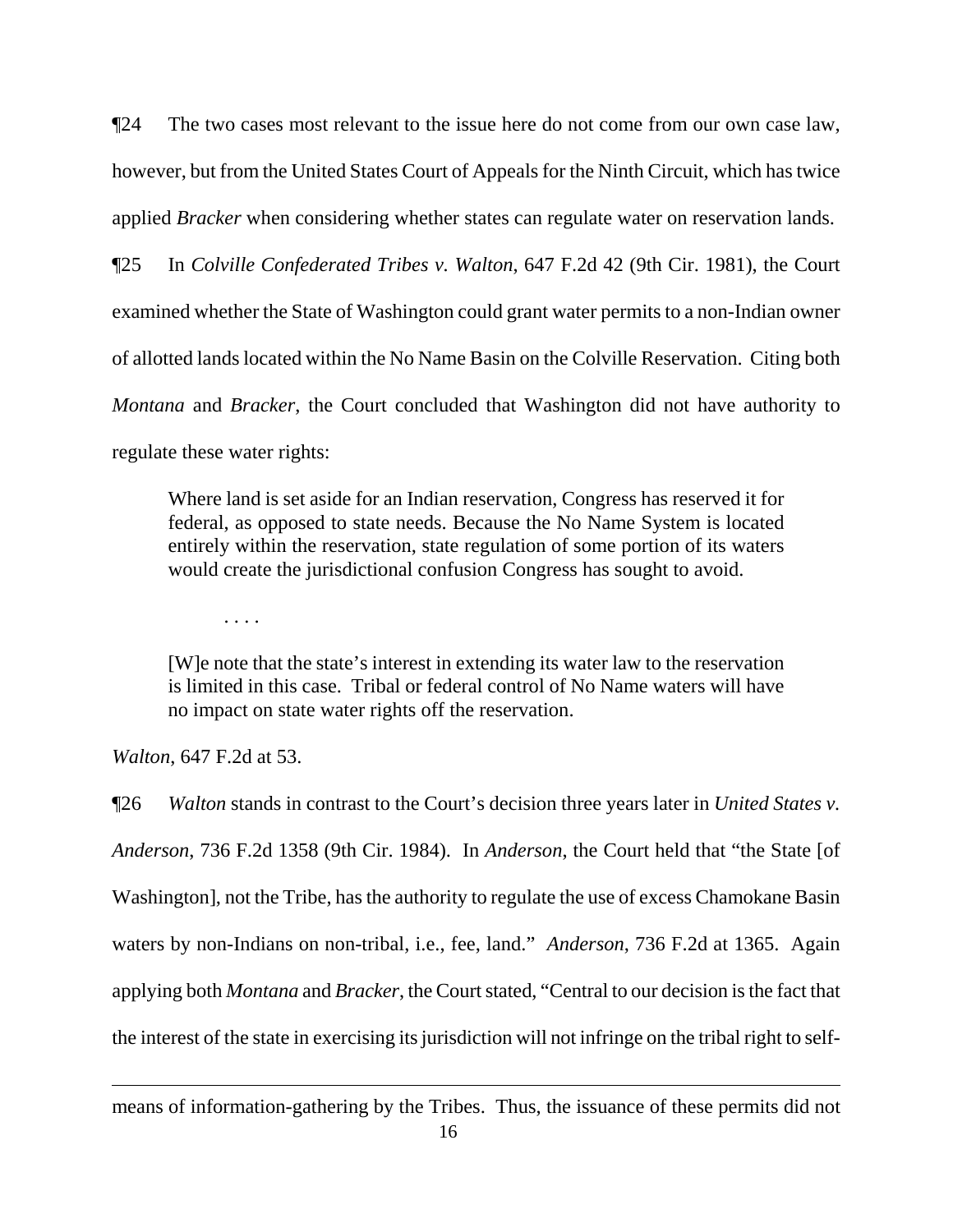¶24 The two cases most relevant to the issue here do not come from our own case law, however, but from the United States Court of Appeals for the Ninth Circuit, which has twice applied *Bracker* when considering whether states can regulate water on reservation lands.

¶25 In *Colville Confederated Tribes v. Walton*, 647 F.2d 42 (9th Cir. 1981), the Court examined whether the State of Washington could grant water permits to a non-Indian owner of allotted lands located within the No Name Basin on the Colville Reservation. Citing both *Montana* and *Bracker*, the Court concluded that Washington did not have authority to regulate these water rights:

> Where land is set aside for an Indian reservation, Congress has reserved it for federal, as opposed to state needs. Because the No Name System is located entirely within the reservation, state regulation of some portion of its waters would create the jurisdictional confusion Congress has sought to avoid.
>
> . . . .
>
> [W]e note that the state's interest in extending its water law to the reservation is limited in this case. Tribal or federal control of No Name waters will have no impact on state water rights off the reservation.

*Walton*, 647 F.2d at 53.

¶26 *Walton* stands in contrast to the Court's decision three years later in *United States v. Anderson*, 736 F.2d 1358 (9th Cir. 1984). In *Anderson*, the Court held that "the State [of Washington], not the Tribe, has the authority to regulate the use of excess Chamokane Basin waters by non-Indians on non-tribal, i.e., fee, land." *Anderson*, 736 F.2d at 1365. Again applying both *Montana* and *Bracker*, the Court stated, "Central to our decision is the fact that the interest of the state in exercising its jurisdiction will not infringe on the tribal right to self-

---

means of information-gathering by the Tribes. Thus, the issuance of these permits did not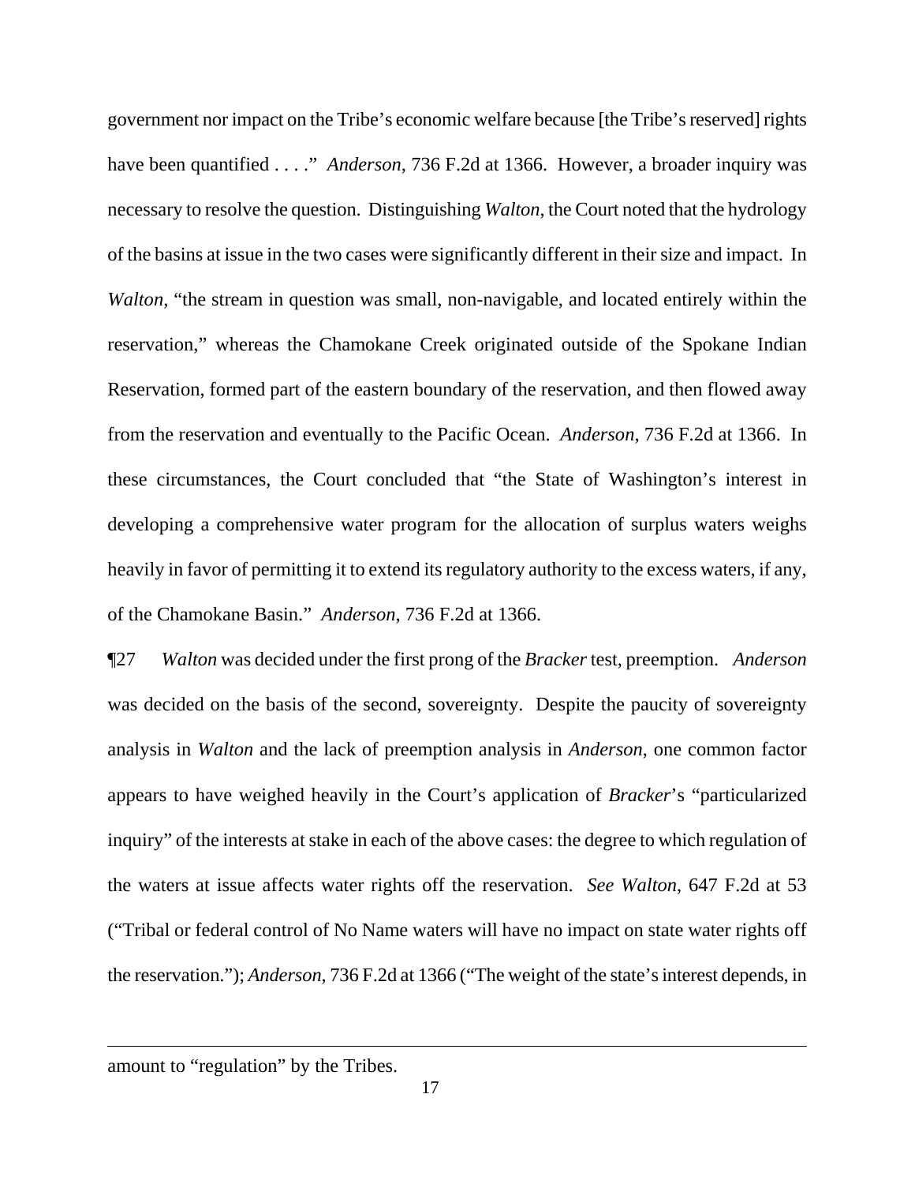government nor impact on the Tribe's economic welfare because [the Tribe's reserved] rights have been quantified . . . ." *Anderson*, 736 F.2d at 1366. However, a broader inquiry was necessary to resolve the question. Distinguishing *Walton*, the Court noted that the hydrology of the basins at issue in the two cases were significantly different in their size and impact. In *Walton*, "the stream in question was small, non-navigable, and located entirely within the reservation," whereas the Chamokane Creek originated outside of the Spokane Indian Reservation, formed part of the eastern boundary of the reservation, and then flowed away from the reservation and eventually to the Pacific Ocean. *Anderson*, 736 F.2d at 1366. In these circumstances, the Court concluded that "the State of Washington's interest in developing a comprehensive water program for the allocation of surplus waters weighs heavily in favor of permitting it to extend its regulatory authority to the excess waters, if any, of the Chamokane Basin." *Anderson*, 736 F.2d at 1366.

¶27 *Walton* was decided under the first prong of the *Bracker* test, preemption. *Anderson* was decided on the basis of the second, sovereignty. Despite the paucity of sovereignty analysis in *Walton* and the lack of preemption analysis in *Anderson*, one common factor appears to have weighed heavily in the Court's application of *Bracker*'s "particularized inquiry" of the interests at stake in each of the above cases: the degree to which regulation of the waters at issue affects water rights off the reservation. *See Walton*, 647 F.2d at 53 ("Tribal or federal control of No Name waters will have no impact on state water rights off the reservation."); *Anderson*, 736 F.2d at 1366 ("The weight of the state's interest depends, in

---

amount to "regulation" by the Tribes.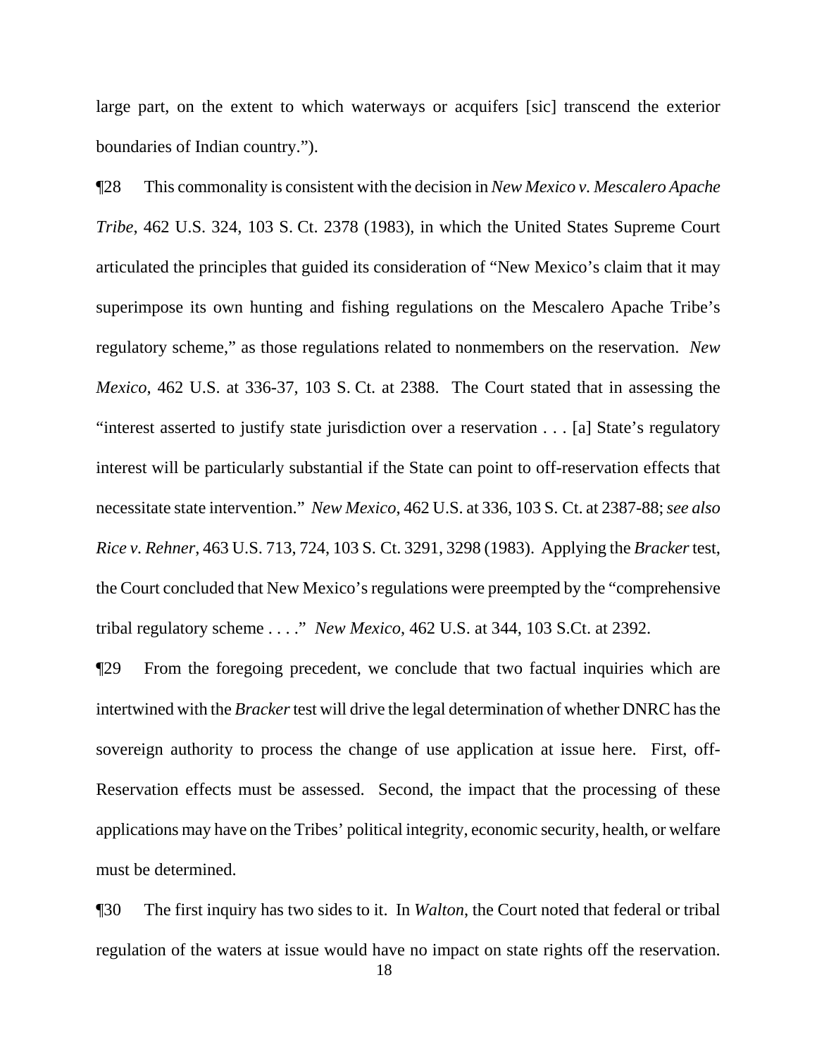large part, on the extent to which waterways or acquifers [sic] transcend the exterior boundaries of Indian country.").

¶28 This commonality is consistent with the decision in *New Mexico v. Mescalero Apache Tribe*, 462 U.S. 324, 103 S. Ct. 2378 (1983), in which the United States Supreme Court articulated the principles that guided its consideration of "New Mexico's claim that it may superimpose its own hunting and fishing regulations on the Mescalero Apache Tribe's regulatory scheme," as those regulations related to nonmembers on the reservation. *New Mexico*, 462 U.S. at 336-37, 103 S. Ct. at 2388. The Court stated that in assessing the "interest asserted to justify state jurisdiction over a reservation . . . [a] State's regulatory interest will be particularly substantial if the State can point to off-reservation effects that necessitate state intervention." *New Mexico*, 462 U.S. at 336, 103 S. Ct. at 2387-88; *see also Rice v. Rehner*, 463 U.S. 713, 724, 103 S. Ct. 3291, 3298 (1983). Applying the *Bracker* test, the Court concluded that New Mexico's regulations were preempted by the "comprehensive tribal regulatory scheme . . . ." *New Mexico*, 462 U.S. at 344, 103 S.Ct. at 2392.

¶29 From the foregoing precedent, we conclude that two factual inquiries which are intertwined with the *Bracker* test will drive the legal determination of whether DNRC has the sovereign authority to process the change of use application at issue here. First, off-Reservation effects must be assessed. Second, the impact that the processing of these applications may have on the Tribes' political integrity, economic security, health, or welfare must be determined.

¶30 The first inquiry has two sides to it. In *Walton*, the Court noted that federal or tribal regulation of the waters at issue would have no impact on state rights off the reservation.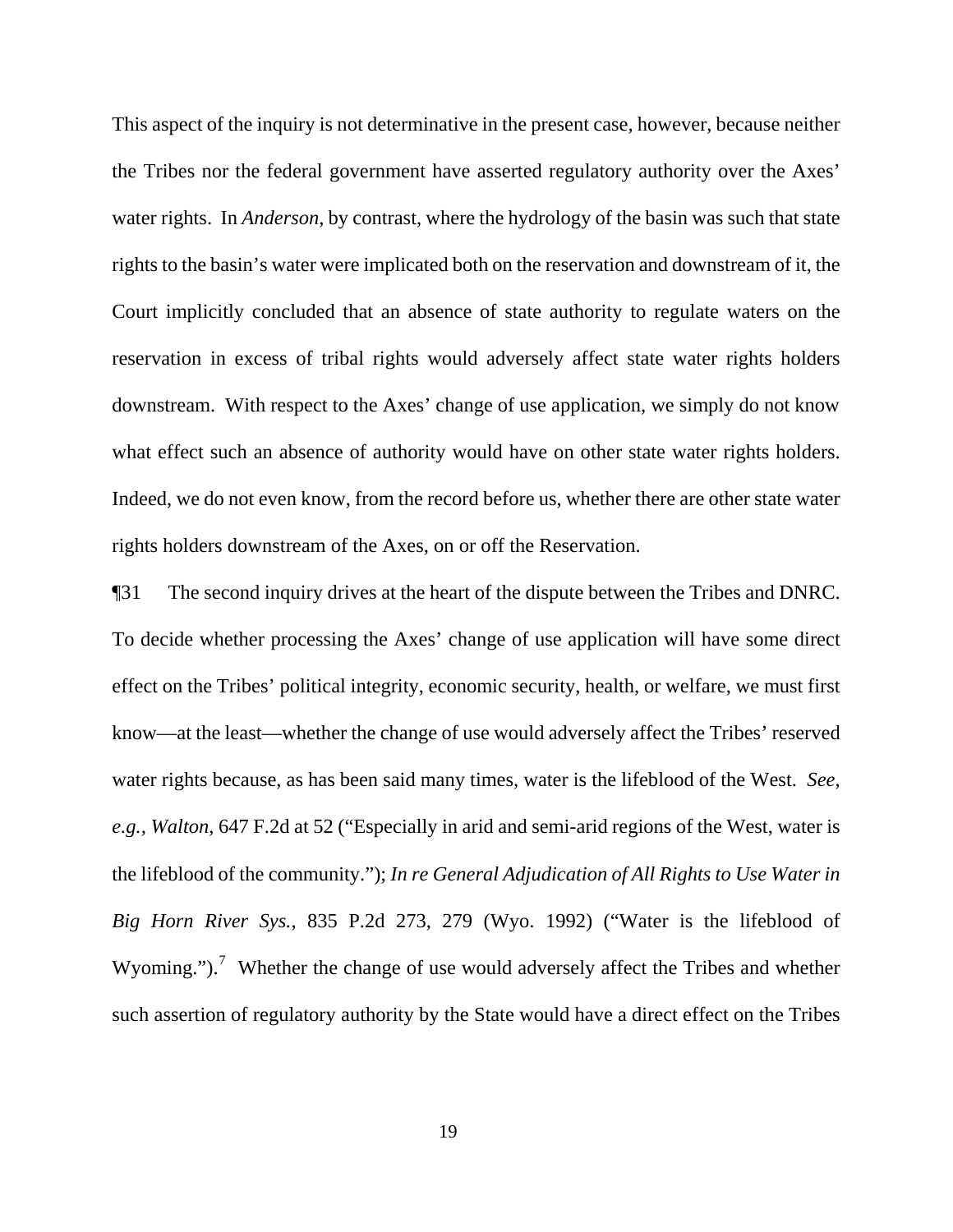This aspect of the inquiry is not determinative in the present case, however, because neither the Tribes nor the federal government have asserted regulatory authority over the Axes' water rights. In *Anderson*, by contrast, where the hydrology of the basin was such that state rights to the basin's water were implicated both on the reservation and downstream of it, the Court implicitly concluded that an absence of state authority to regulate waters on the reservation in excess of tribal rights would adversely affect state water rights holders downstream. With respect to the Axes' change of use application, we simply do not know what effect such an absence of authority would have on other state water rights holders. Indeed, we do not even know, from the record before us, whether there are other state water rights holders downstream of the Axes, on or off the Reservation.

¶31 The second inquiry drives at the heart of the dispute between the Tribes and DNRC. To decide whether processing the Axes' change of use application will have some direct effect on the Tribes' political integrity, economic security, health, or welfare, we must first know—at the least—whether the change of use would adversely affect the Tribes' reserved water rights because, as has been said many times, water is the lifeblood of the West. *See, e.g.*, *Walton*, 647 F.2d at 52 ("Especially in arid and semi-arid regions of the West, water is the lifeblood of the community."); *In re General Adjudication of All Rights to Use Water in Big Horn River Sys.*, 835 P.2d 273, 279 (Wyo. 1992) ("Water is the lifeblood of Wyoming.").[7] Whether the change of use would adversely affect the Tribes and whether such assertion of regulatory authority by the State would have a direct effect on the Tribes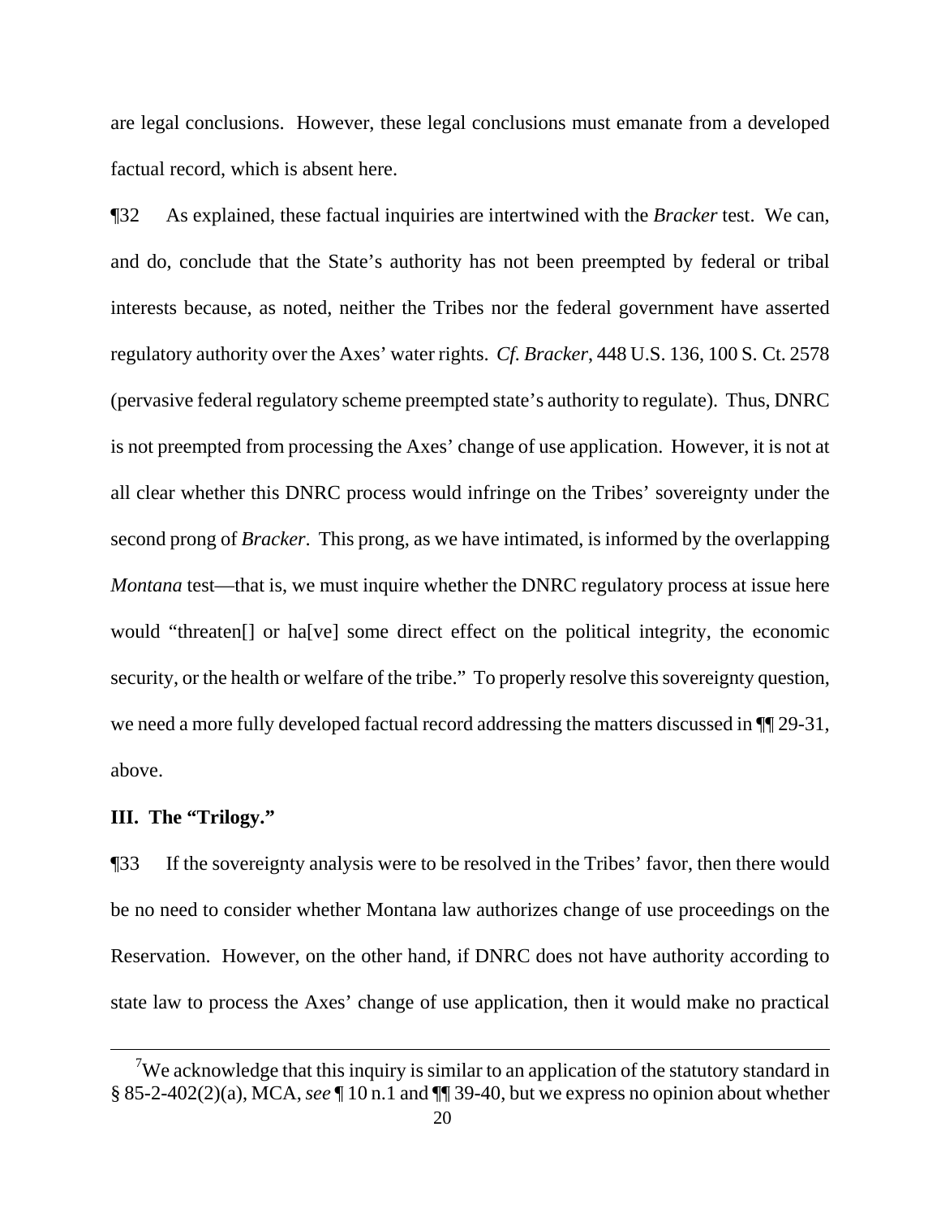are legal conclusions. However, these legal conclusions must emanate from a developed factual record, which is absent here.

¶32 As explained, these factual inquiries are intertwined with the *Bracker* test. We can, and do, conclude that the State's authority has not been preempted by federal or tribal interests because, as noted, neither the Tribes nor the federal government have asserted regulatory authority over the Axes' water rights. *Cf. Bracker*, 448 U.S. 136, 100 S. Ct. 2578 (pervasive federal regulatory scheme preempted state's authority to regulate). Thus, DNRC is not preempted from processing the Axes' change of use application. However, it is not at all clear whether this DNRC process would infringe on the Tribes' sovereignty under the second prong of *Bracker*. This prong, as we have intimated, is informed by the overlapping *Montana* test—that is, we must inquire whether the DNRC regulatory process at issue here would "threaten[] or ha[ve] some direct effect on the political integrity, the economic security, or the health or welfare of the tribe." To properly resolve this sovereignty question, we need a more fully developed factual record addressing the matters discussed in ¶¶ 29-31, above.

**III. The "Trilogy."**

¶33 If the sovereignty analysis were to be resolved in the Tribes' favor, then there would be no need to consider whether Montana law authorizes change of use proceedings on the Reservation. However, on the other hand, if DNRC does not have authority according to state law to process the Axes' change of use application, then it would make no practical

---

[7] We acknowledge that this inquiry is similar to an application of the statutory standard in § 85-2-402(2)(a), MCA, *see* ¶ 10 n.1 and ¶¶ 39-40, but we express no opinion about whether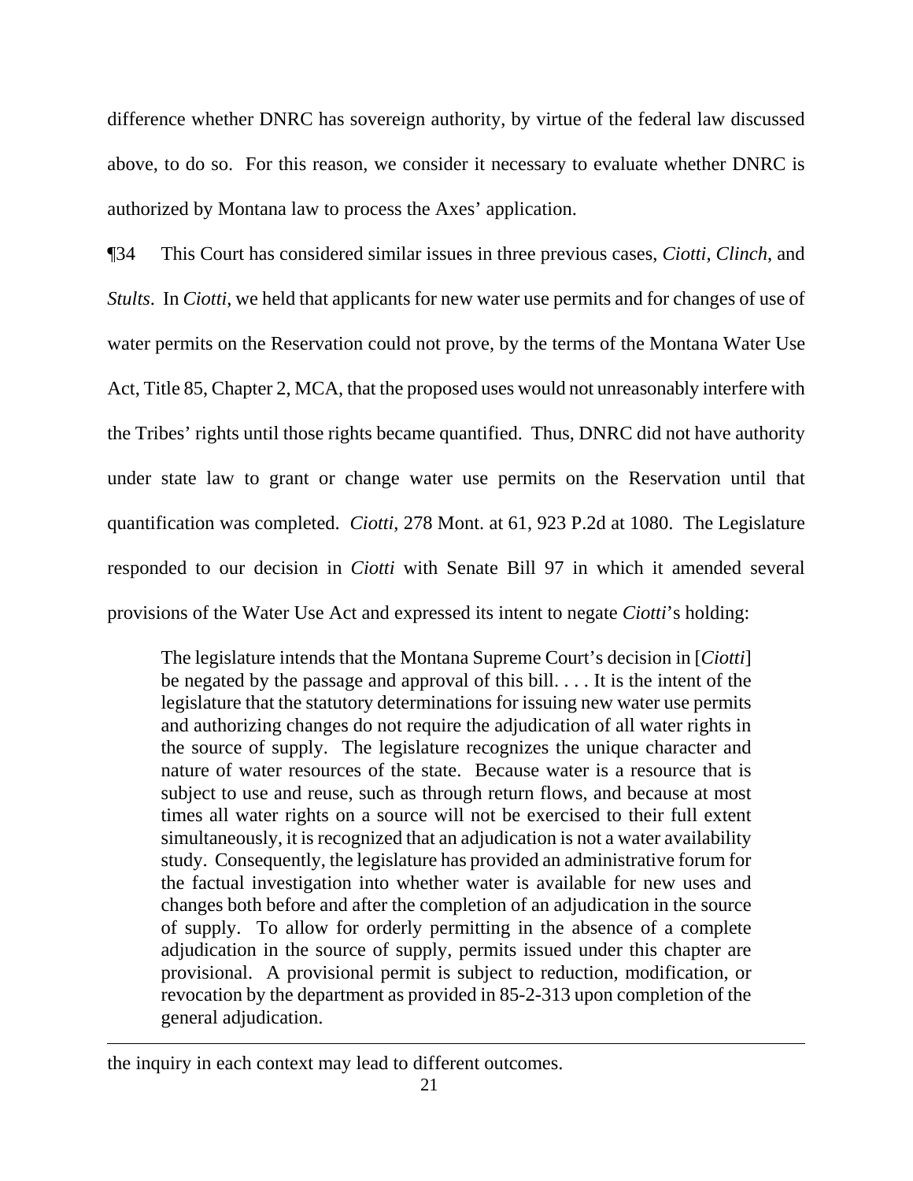difference whether DNRC has sovereign authority, by virtue of the federal law discussed above, to do so. For this reason, we consider it necessary to evaluate whether DNRC is authorized by Montana law to process the Axes' application.

¶34 This Court has considered similar issues in three previous cases, *Ciotti*, *Clinch*, and *Stults*. In *Ciotti*, we held that applicants for new water use permits and for changes of use of water permits on the Reservation could not prove, by the terms of the Montana Water Use Act, Title 85, Chapter 2, MCA, that the proposed uses would not unreasonably interfere with the Tribes' rights until those rights became quantified. Thus, DNRC did not have authority under state law to grant or change water use permits on the Reservation until that quantification was completed. *Ciotti*, 278 Mont. at 61, 923 P.2d at 1080. The Legislature responded to our decision in *Ciotti* with Senate Bill 97 in which it amended several provisions of the Water Use Act and expressed its intent to negate *Ciotti*'s holding:

> The legislature intends that the Montana Supreme Court's decision in [*Ciotti*] be negated by the passage and approval of this bill. . . . It is the intent of the legislature that the statutory determinations for issuing new water use permits and authorizing changes do not require the adjudication of all water rights in the source of supply. The legislature recognizes the unique character and nature of water resources of the state. Because water is a resource that is subject to use and reuse, such as through return flows, and because at most times all water rights on a source will not be exercised to their full extent simultaneously, it is recognized that an adjudication is not a water availability study. Consequently, the legislature has provided an administrative forum for the factual investigation into whether water is available for new uses and changes both before and after the completion of an adjudication in the source of supply. To allow for orderly permitting in the absence of a complete adjudication in the source of supply, permits issued under this chapter are provisional. A provisional permit is subject to reduction, modification, or revocation by the department as provided in 85-2-313 upon completion of the general adjudication.

---

the inquiry in each context may lead to different outcomes.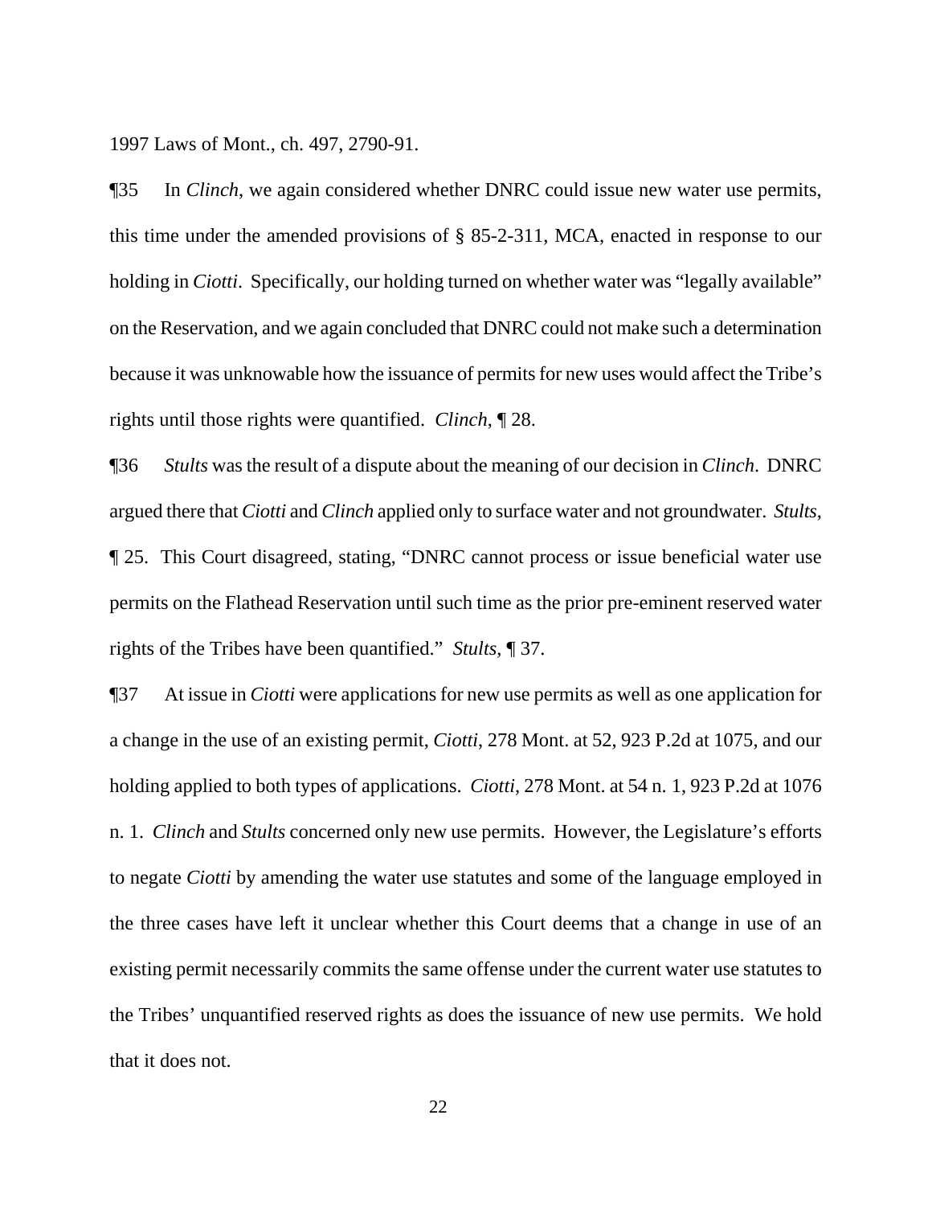1997 Laws of Mont., ch. 497, 2790-91.

¶35 In *Clinch*, we again considered whether DNRC could issue new water use permits, this time under the amended provisions of § 85-2-311, MCA, enacted in response to our holding in *Ciotti*. Specifically, our holding turned on whether water was "legally available" on the Reservation, and we again concluded that DNRC could not make such a determination because it was unknowable how the issuance of permits for new uses would affect the Tribe's rights until those rights were quantified. *Clinch*, ¶ 28.

¶36 *Stults* was the result of a dispute about the meaning of our decision in *Clinch*. DNRC argued there that *Ciotti* and *Clinch* applied only to surface water and not groundwater. *Stults*, ¶ 25. This Court disagreed, stating, "DNRC cannot process or issue beneficial water use permits on the Flathead Reservation until such time as the prior pre-eminent reserved water rights of the Tribes have been quantified." *Stults*, ¶ 37.

¶37 At issue in *Ciotti* were applications for new use permits as well as one application for a change in the use of an existing permit, *Ciotti*, 278 Mont. at 52, 923 P.2d at 1075, and our holding applied to both types of applications. *Ciotti*, 278 Mont. at 54 n. 1, 923 P.2d at 1076 n. 1. *Clinch* and *Stults* concerned only new use permits. However, the Legislature's efforts to negate *Ciotti* by amending the water use statutes and some of the language employed in the three cases have left it unclear whether this Court deems that a change in use of an existing permit necessarily commits the same offense under the current water use statutes to the Tribes' unquantified reserved rights as does the issuance of new use permits. We hold that it does not.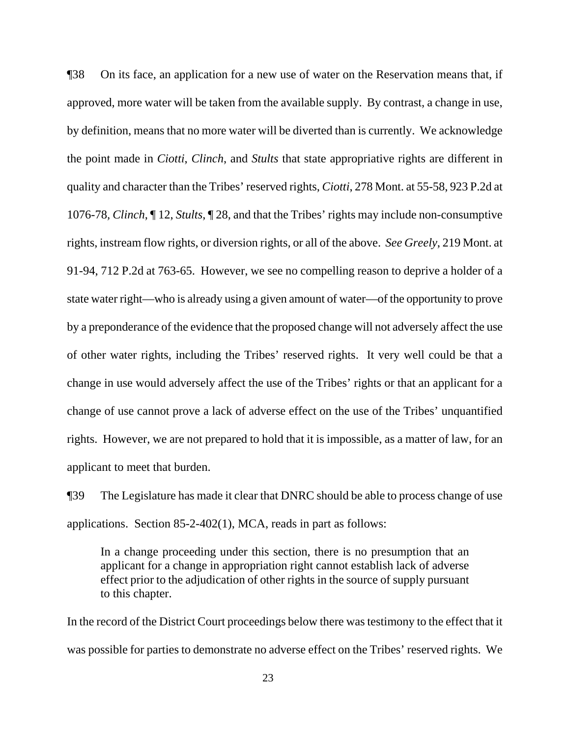¶38 On its face, an application for a new use of water on the Reservation means that, if approved, more water will be taken from the available supply. By contrast, a change in use, by definition, means that no more water will be diverted than is currently. We acknowledge the point made in *Ciotti*, *Clinch*, and *Stults* that state appropriative rights are different in quality and character than the Tribes' reserved rights, *Ciotti*, 278 Mont. at 55-58, 923 P.2d at 1076-78, *Clinch*, ¶ 12, *Stults*, ¶ 28, and that the Tribes' rights may include non-consumptive rights, instream flow rights, or diversion rights, or all of the above. *See Greely*, 219 Mont. at 91-94, 712 P.2d at 763-65. However, we see no compelling reason to deprive a holder of a state water right—who is already using a given amount of water—of the opportunity to prove by a preponderance of the evidence that the proposed change will not adversely affect the use of other water rights, including the Tribes' reserved rights. It very well could be that a change in use would adversely affect the use of the Tribes' rights or that an applicant for a change of use cannot prove a lack of adverse effect on the use of the Tribes' unquantified rights. However, we are not prepared to hold that it is impossible, as a matter of law, for an applicant to meet that burden.

¶39 The Legislature has made it clear that DNRC should be able to process change of use applications. Section 85-2-402(1), MCA, reads in part as follows:

> In a change proceeding under this section, there is no presumption that an applicant for a change in appropriation right cannot establish lack of adverse effect prior to the adjudication of other rights in the source of supply pursuant to this chapter.

In the record of the District Court proceedings below there was testimony to the effect that it was possible for parties to demonstrate no adverse effect on the Tribes' reserved rights. We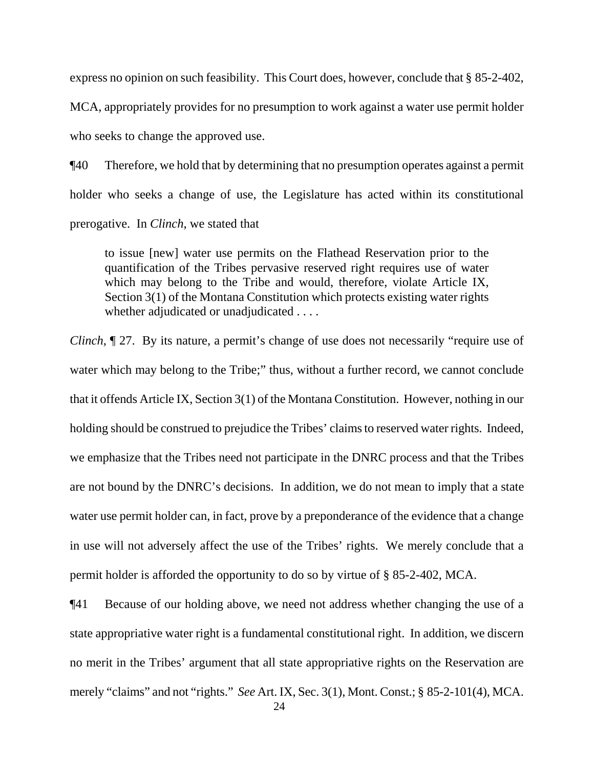express no opinion on such feasibility. This Court does, however, conclude that § 85-2-402, MCA, appropriately provides for no presumption to work against a water use permit holder who seeks to change the approved use.

¶40 Therefore, we hold that by determining that no presumption operates against a permit holder who seeks a change of use, the Legislature has acted within its constitutional prerogative. In *Clinch*, we stated that

> to issue [new] water use permits on the Flathead Reservation prior to the quantification of the Tribes pervasive reserved right requires use of water which may belong to the Tribe and would, therefore, violate Article IX, Section 3(1) of the Montana Constitution which protects existing water rights whether adjudicated or unadjudicated . . . .

*Clinch*, ¶ 27. By its nature, a permit's change of use does not necessarily "require use of water which may belong to the Tribe;" thus, without a further record, we cannot conclude that it offends Article IX, Section 3(1) of the Montana Constitution. However, nothing in our holding should be construed to prejudice the Tribes' claims to reserved water rights. Indeed, we emphasize that the Tribes need not participate in the DNRC process and that the Tribes are not bound by the DNRC's decisions. In addition, we do not mean to imply that a state water use permit holder can, in fact, prove by a preponderance of the evidence that a change in use will not adversely affect the use of the Tribes' rights. We merely conclude that a permit holder is afforded the opportunity to do so by virtue of § 85-2-402, MCA.

¶41 Because of our holding above, we need not address whether changing the use of a state appropriative water right is a fundamental constitutional right. In addition, we discern no merit in the Tribes' argument that all state appropriative rights on the Reservation are merely "claims" and not "rights." *See* Art. IX, Sec. 3(1), Mont. Const.; § 85-2-101(4), MCA.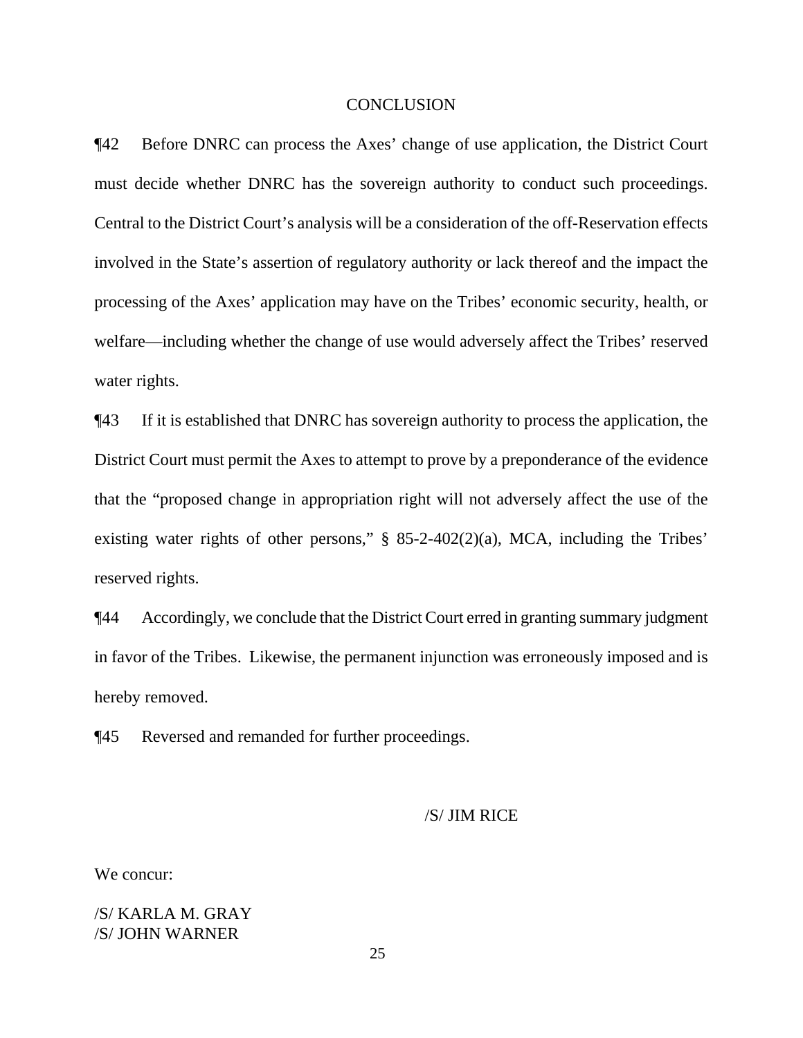## CONCLUSION

¶42 Before DNRC can process the Axes' change of use application, the District Court must decide whether DNRC has the sovereign authority to conduct such proceedings. Central to the District Court's analysis will be a consideration of the off-Reservation effects involved in the State's assertion of regulatory authority or lack thereof and the impact the processing of the Axes' application may have on the Tribes' economic security, health, or welfare—including whether the change of use would adversely affect the Tribes' reserved water rights.

¶43 If it is established that DNRC has sovereign authority to process the application, the District Court must permit the Axes to attempt to prove by a preponderance of the evidence that the "proposed change in appropriation right will not adversely affect the use of the existing water rights of other persons," § 85-2-402(2)(a), MCA, including the Tribes' reserved rights.

¶44 Accordingly, we conclude that the District Court erred in granting summary judgment in favor of the Tribes. Likewise, the permanent injunction was erroneously imposed and is hereby removed.

¶45 Reversed and remanded for further proceedings.

/S/ JIM RICE

We concur:

/S/ KARLA M. GRAY
/S/ JOHN WARNER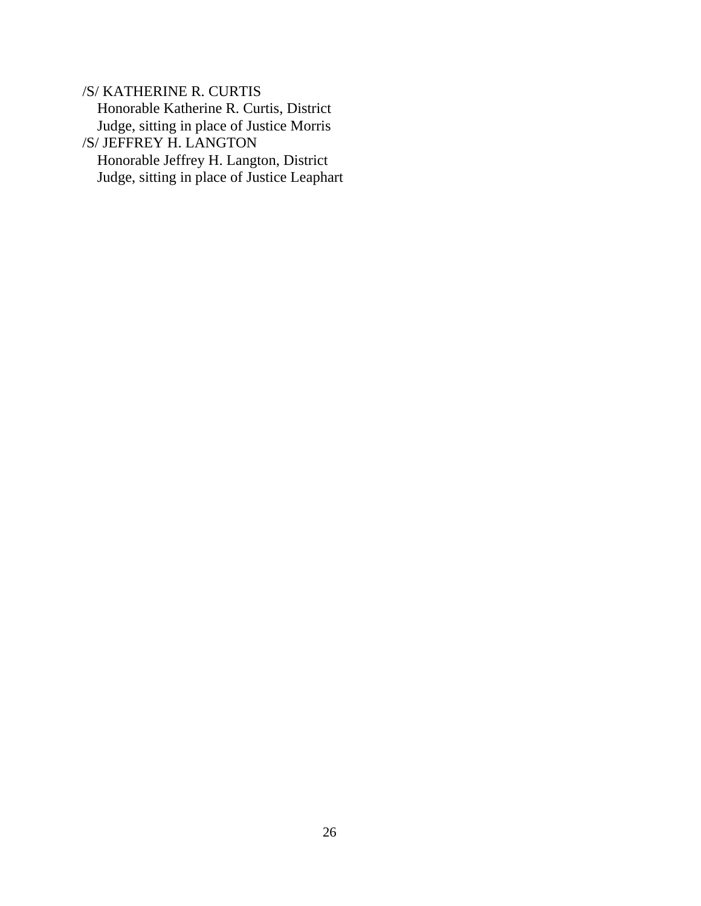/S/ KATHERINE R. CURTIS
Honorable Katherine R. Curtis, District Judge, sitting in place of Justice Morris
/S/ JEFFREY H. LANGTON
Honorable Jeffrey H. Langton, District Judge, sitting in place of Justice Leaphart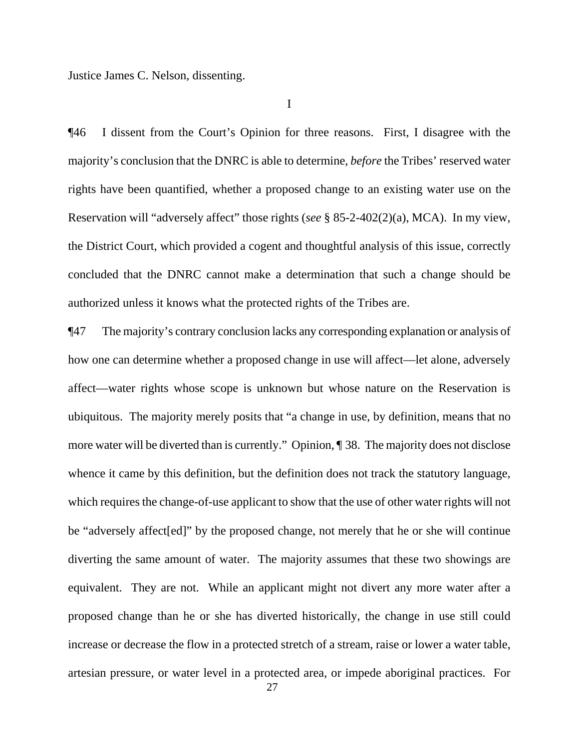Justice James C. Nelson, dissenting.

I

¶46 I dissent from the Court's Opinion for three reasons. First, I disagree with the majority's conclusion that the DNRC is able to determine, *before* the Tribes' reserved water rights have been quantified, whether a proposed change to an existing water use on the Reservation will "adversely affect" those rights (*see* § 85-2-402(2)(a), MCA). In my view, the District Court, which provided a cogent and thoughtful analysis of this issue, correctly concluded that the DNRC cannot make a determination that such a change should be authorized unless it knows what the protected rights of the Tribes are.

¶47 The majority's contrary conclusion lacks any corresponding explanation or analysis of how one can determine whether a proposed change in use will affect—let alone, adversely affect—water rights whose scope is unknown but whose nature on the Reservation is ubiquitous. The majority merely posits that "a change in use, by definition, means that no more water will be diverted than is currently." Opinion, ¶ 38. The majority does not disclose whence it came by this definition, but the definition does not track the statutory language, which requires the change-of-use applicant to show that the use of other water rights will not be "adversely affect[ed]" by the proposed change, not merely that he or she will continue diverting the same amount of water. The majority assumes that these two showings are equivalent. They are not. While an applicant might not divert any more water after a proposed change than he or she has diverted historically, the change in use still could increase or decrease the flow in a protected stretch of a stream, raise or lower a water table, artesian pressure, or water level in a protected area, or impede aboriginal practices. For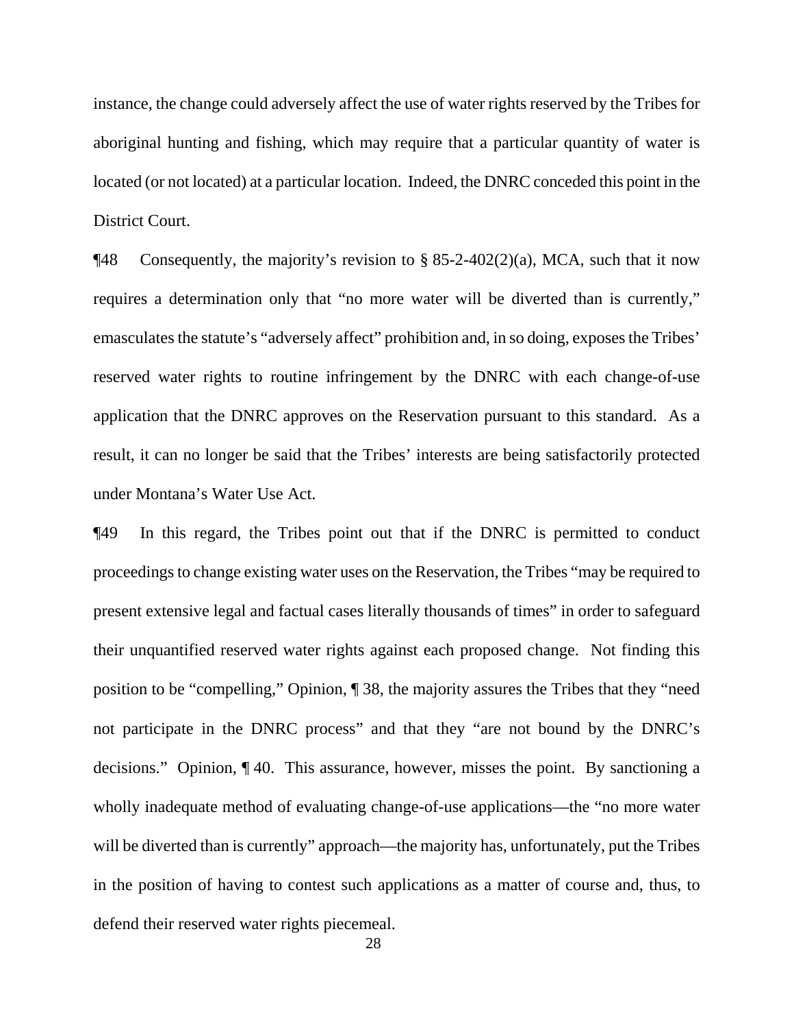instance, the change could adversely affect the use of water rights reserved by the Tribes for aboriginal hunting and fishing, which may require that a particular quantity of water is located (or not located) at a particular location. Indeed, the DNRC conceded this point in the District Court.

¶48 Consequently, the majority's revision to § 85-2-402(2)(a), MCA, such that it now requires a determination only that "no more water will be diverted than is currently," emasculates the statute's "adversely affect" prohibition and, in so doing, exposes the Tribes' reserved water rights to routine infringement by the DNRC with each change-of-use application that the DNRC approves on the Reservation pursuant to this standard. As a result, it can no longer be said that the Tribes' interests are being satisfactorily protected under Montana's Water Use Act.

¶49 In this regard, the Tribes point out that if the DNRC is permitted to conduct proceedings to change existing water uses on the Reservation, the Tribes "may be required to present extensive legal and factual cases literally thousands of times" in order to safeguard their unquantified reserved water rights against each proposed change. Not finding this position to be "compelling," Opinion, ¶ 38, the majority assures the Tribes that they "need not participate in the DNRC process" and that they "are not bound by the DNRC's decisions." Opinion, ¶ 40. This assurance, however, misses the point. By sanctioning a wholly inadequate method of evaluating change-of-use applications—the "no more water will be diverted than is currently" approach—the majority has, unfortunately, put the Tribes in the position of having to contest such applications as a matter of course and, thus, to defend their reserved water rights piecemeal.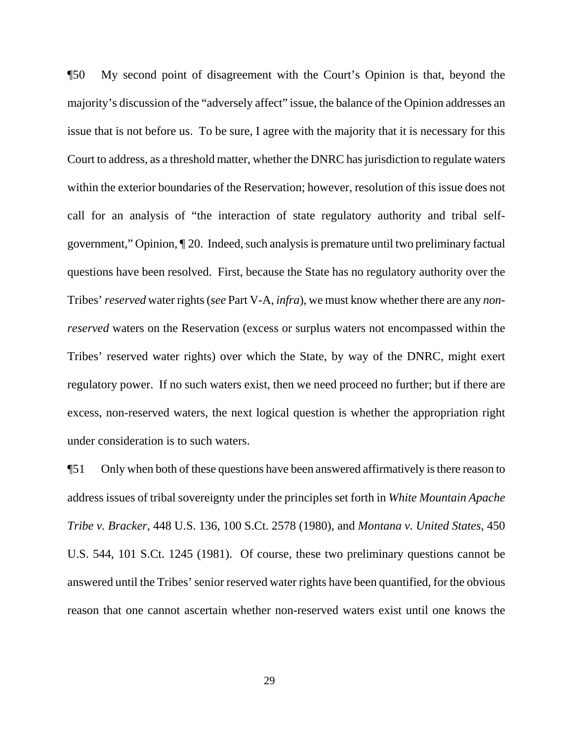¶50 My second point of disagreement with the Court's Opinion is that, beyond the majority's discussion of the "adversely affect" issue, the balance of the Opinion addresses an issue that is not before us. To be sure, I agree with the majority that it is necessary for this Court to address, as a threshold matter, whether the DNRC has jurisdiction to regulate waters within the exterior boundaries of the Reservation; however, resolution of this issue does not call for an analysis of "the interaction of state regulatory authority and tribal self-government," Opinion, ¶ 20. Indeed, such analysis is premature until two preliminary factual questions have been resolved. First, because the State has no regulatory authority over the Tribes' *reserved* water rights (*see* Part V-A, *infra*), we must know whether there are any *non-reserved* waters on the Reservation (excess or surplus waters not encompassed within the Tribes' reserved water rights) over which the State, by way of the DNRC, might exert regulatory power. If no such waters exist, then we need proceed no further; but if there are excess, non-reserved waters, the next logical question is whether the appropriation right under consideration is to such waters.

¶51 Only when both of these questions have been answered affirmatively is there reason to address issues of tribal sovereignty under the principles set forth in *White Mountain Apache Tribe v. Bracker*, 448 U.S. 136, 100 S.Ct. 2578 (1980), and *Montana v. United States*, 450 U.S. 544, 101 S.Ct. 1245 (1981). Of course, these two preliminary questions cannot be answered until the Tribes' senior reserved water rights have been quantified, for the obvious reason that one cannot ascertain whether non-reserved waters exist until one knows the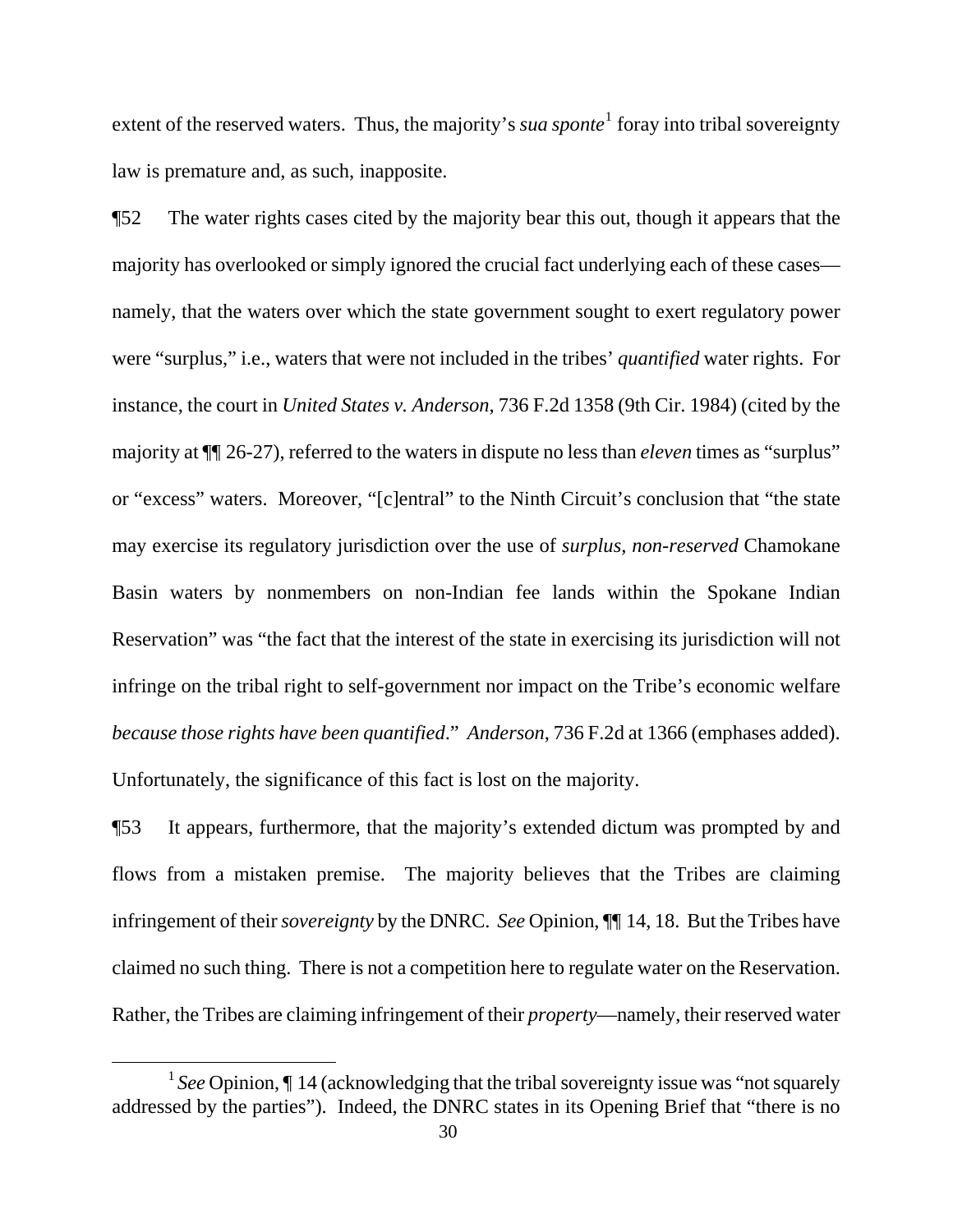extent of the reserved waters. Thus, the majority's *sua sponte*[1] foray into tribal sovereignty law is premature and, as such, inapposite.

¶52 The water rights cases cited by the majority bear this out, though it appears that the majority has overlooked or simply ignored the crucial fact underlying each of these cases—namely, that the waters over which the state government sought to exert regulatory power were "surplus," i.e., waters that were not included in the tribes' *quantified* water rights. For instance, the court in *United States v. Anderson*, 736 F.2d 1358 (9th Cir. 1984) (cited by the majority at ¶¶ 26-27), referred to the waters in dispute no less than *eleven* times as "surplus" or "excess" waters. Moreover, "[c]entral" to the Ninth Circuit's conclusion that "the state may exercise its regulatory jurisdiction over the use of *surplus, non-reserved* Chamokane Basin waters by nonmembers on non-Indian fee lands within the Spokane Indian Reservation" was "the fact that the interest of the state in exercising its jurisdiction will not infringe on the tribal right to self-government nor impact on the Tribe's economic welfare *because those rights have been quantified*." *Anderson*, 736 F.2d at 1366 (emphases added). Unfortunately, the significance of this fact is lost on the majority.

¶53 It appears, furthermore, that the majority's extended dictum was prompted by and flows from a mistaken premise. The majority believes that the Tribes are claiming infringement of their *sovereignty* by the DNRC. *See* Opinion, ¶¶ 14, 18. But the Tribes have claimed no such thing. There is not a competition here to regulate water on the Reservation. Rather, the Tribes are claiming infringement of their *property*—namely, their reserved water

[1] *See* Opinion, ¶ 14 (acknowledging that the tribal sovereignty issue was "not squarely addressed by the parties"). Indeed, the DNRC states in its Opening Brief that "there is no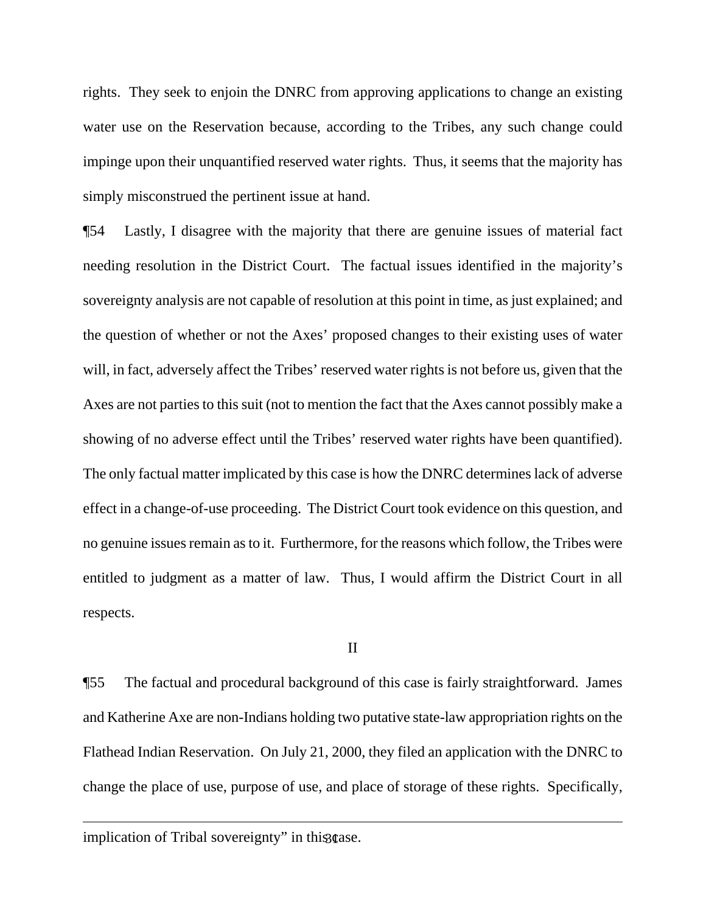rights. They seek to enjoin the DNRC from approving applications to change an existing water use on the Reservation because, according to the Tribes, any such change could impinge upon their unquantified reserved water rights. Thus, it seems that the majority has simply misconstrued the pertinent issue at hand.

¶54 Lastly, I disagree with the majority that there are genuine issues of material fact needing resolution in the District Court. The factual issues identified in the majority's sovereignty analysis are not capable of resolution at this point in time, as just explained; and the question of whether or not the Axes' proposed changes to their existing uses of water will, in fact, adversely affect the Tribes' reserved water rights is not before us, given that the Axes are not parties to this suit (not to mention the fact that the Axes cannot possibly make a showing of no adverse effect until the Tribes' reserved water rights have been quantified). The only factual matter implicated by this case is how the DNRC determines lack of adverse effect in a change-of-use proceeding. The District Court took evidence on this question, and no genuine issues remain as to it. Furthermore, for the reasons which follow, the Tribes were entitled to judgment as a matter of law. Thus, I would affirm the District Court in all respects.

II

¶55 The factual and procedural background of this case is fairly straightforward. James and Katherine Axe are non-Indians holding two putative state-law appropriation rights on the Flathead Indian Reservation. On July 21, 2000, they filed an application with the DNRC to change the place of use, purpose of use, and place of storage of these rights. Specifically,

---

implication of Tribal sovereignty" in this case.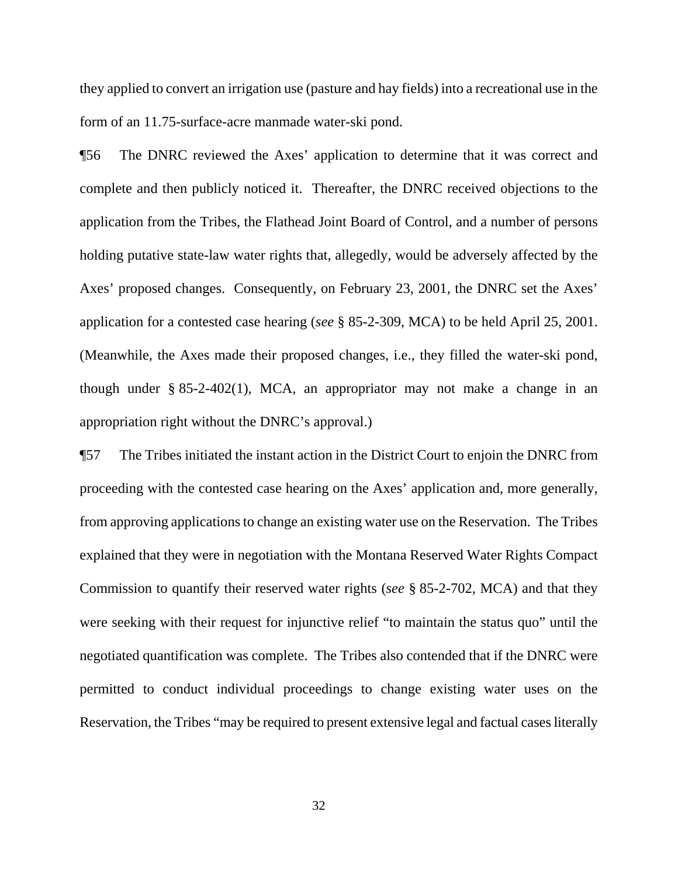they applied to convert an irrigation use (pasture and hay fields) into a recreational use in the form of an 11.75-surface-acre manmade water-ski pond.

¶56 The DNRC reviewed the Axes' application to determine that it was correct and complete and then publicly noticed it. Thereafter, the DNRC received objections to the application from the Tribes, the Flathead Joint Board of Control, and a number of persons holding putative state-law water rights that, allegedly, would be adversely affected by the Axes' proposed changes. Consequently, on February 23, 2001, the DNRC set the Axes' application for a contested case hearing (*see* § 85-2-309, MCA) to be held April 25, 2001. (Meanwhile, the Axes made their proposed changes, i.e., they filled the water-ski pond, though under § 85-2-402(1), MCA, an appropriator may not make a change in an appropriation right without the DNRC's approval.)

¶57 The Tribes initiated the instant action in the District Court to enjoin the DNRC from proceeding with the contested case hearing on the Axes' application and, more generally, from approving applications to change an existing water use on the Reservation. The Tribes explained that they were in negotiation with the Montana Reserved Water Rights Compact Commission to quantify their reserved water rights (*see* § 85-2-702, MCA) and that they were seeking with their request for injunctive relief "to maintain the status quo" until the negotiated quantification was complete. The Tribes also contended that if the DNRC were permitted to conduct individual proceedings to change existing water uses on the Reservation, the Tribes "may be required to present extensive legal and factual cases literally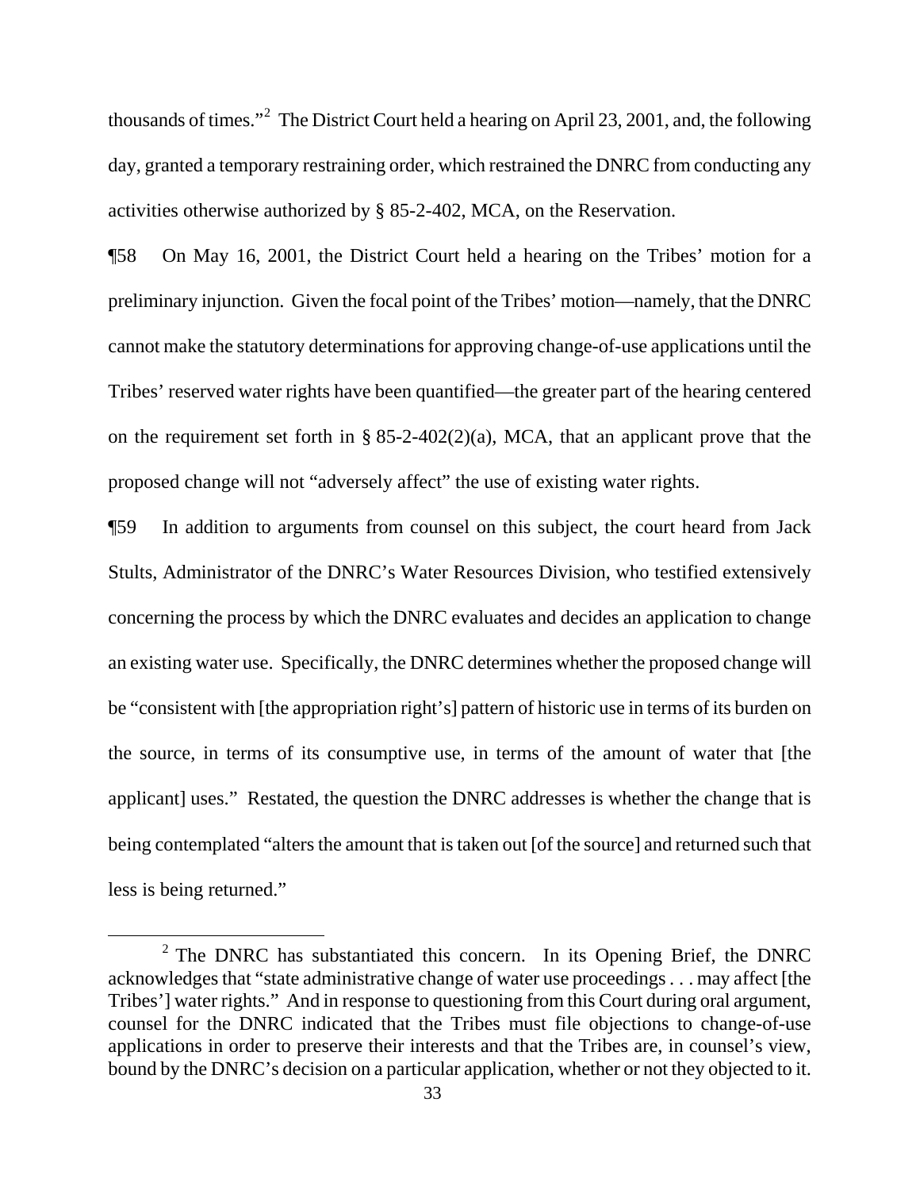thousands of times."[2] The District Court held a hearing on April 23, 2001, and, the following day, granted a temporary restraining order, which restrained the DNRC from conducting any activities otherwise authorized by § 85-2-402, MCA, on the Reservation.

¶58 On May 16, 2001, the District Court held a hearing on the Tribes' motion for a preliminary injunction. Given the focal point of the Tribes' motion—namely, that the DNRC cannot make the statutory determinations for approving change-of-use applications until the Tribes' reserved water rights have been quantified—the greater part of the hearing centered on the requirement set forth in § 85-2-402(2)(a), MCA, that an applicant prove that the proposed change will not "adversely affect" the use of existing water rights.

¶59 In addition to arguments from counsel on this subject, the court heard from Jack Stults, Administrator of the DNRC's Water Resources Division, who testified extensively concerning the process by which the DNRC evaluates and decides an application to change an existing water use. Specifically, the DNRC determines whether the proposed change will be "consistent with [the appropriation right's] pattern of historic use in terms of its burden on the source, in terms of its consumptive use, in terms of the amount of water that [the applicant] uses." Restated, the question the DNRC addresses is whether the change that is being contemplated "alters the amount that is taken out [of the source] and returned such that less is being returned."

[2] The DNRC has substantiated this concern. In its Opening Brief, the DNRC acknowledges that "state administrative change of water use proceedings . . . may affect [the Tribes'] water rights." And in response to questioning from this Court during oral argument, counsel for the DNRC indicated that the Tribes must file objections to change-of-use applications in order to preserve their interests and that the Tribes are, in counsel's view, bound by the DNRC's decision on a particular application, whether or not they objected to it.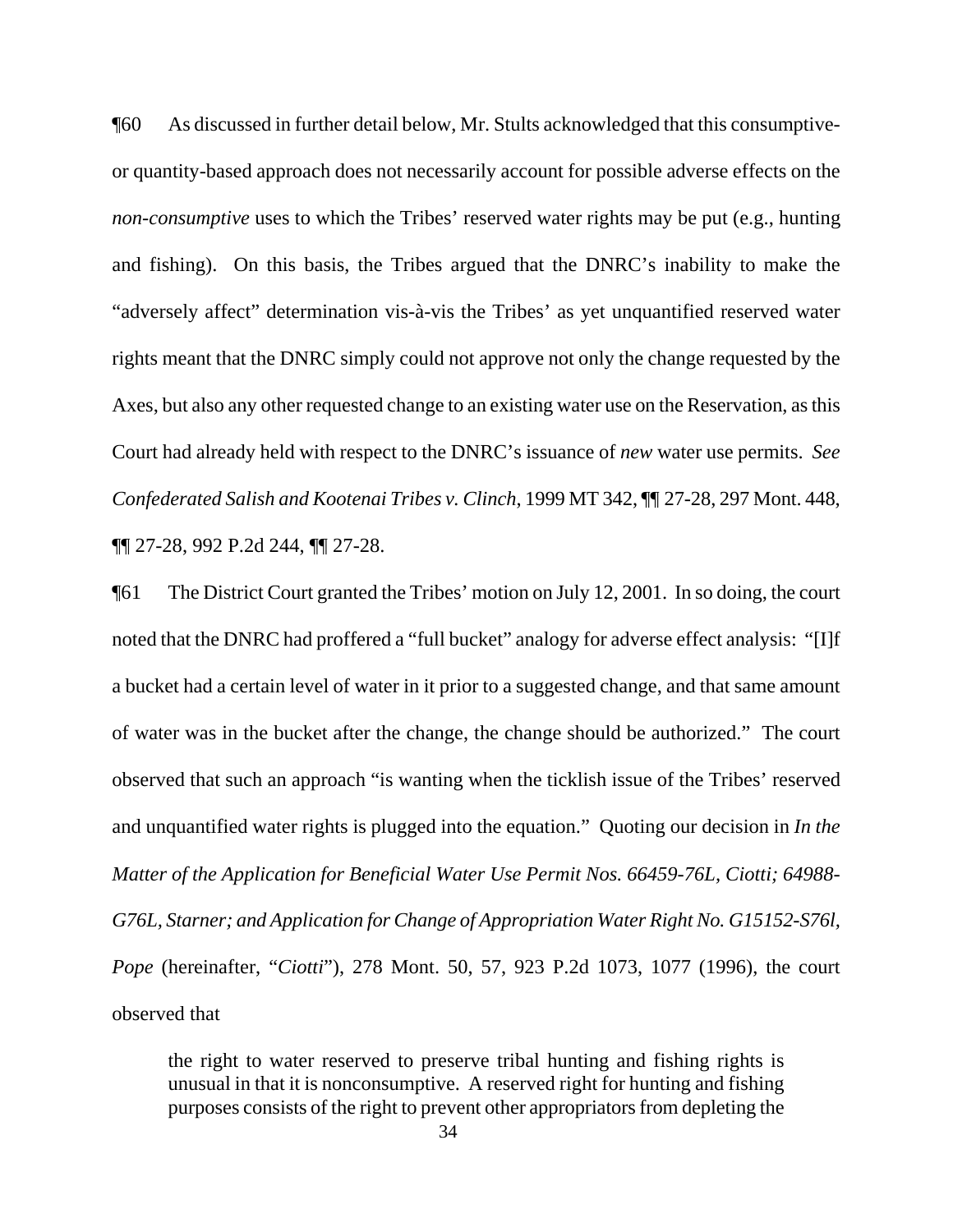¶60 As discussed in further detail below, Mr. Stults acknowledged that this consumptive- or quantity-based approach does not necessarily account for possible adverse effects on the *non-consumptive* uses to which the Tribes' reserved water rights may be put (e.g., hunting and fishing). On this basis, the Tribes argued that the DNRC's inability to make the "adversely affect" determination vis-à-vis the Tribes' as yet unquantified reserved water rights meant that the DNRC simply could not approve not only the change requested by the Axes, but also any other requested change to an existing water use on the Reservation, as this Court had already held with respect to the DNRC's issuance of *new* water use permits. *See Confederated Salish and Kootenai Tribes v. Clinch*, 1999 MT 342, ¶¶ 27-28, 297 Mont. 448, ¶¶ 27-28, 992 P.2d 244, ¶¶ 27-28.

¶61 The District Court granted the Tribes' motion on July 12, 2001. In so doing, the court noted that the DNRC had proffered a "full bucket" analogy for adverse effect analysis: "[I]f a bucket had a certain level of water in it prior to a suggested change, and that same amount of water was in the bucket after the change, the change should be authorized." The court observed that such an approach "is wanting when the ticklish issue of the Tribes' reserved and unquantified water rights is plugged into the equation." Quoting our decision in *In the Matter of the Application for Beneficial Water Use Permit Nos. 66459-76L, Ciotti; 64988-G76L, Starner; and Application for Change of Appropriation Water Right No. G15152-S76l, Pope* (hereinafter, "*Ciotti*"), 278 Mont. 50, 57, 923 P.2d 1073, 1077 (1996), the court observed that

> the right to water reserved to preserve tribal hunting and fishing rights is unusual in that it is nonconsumptive. A reserved right for hunting and fishing purposes consists of the right to prevent other appropriators from depleting the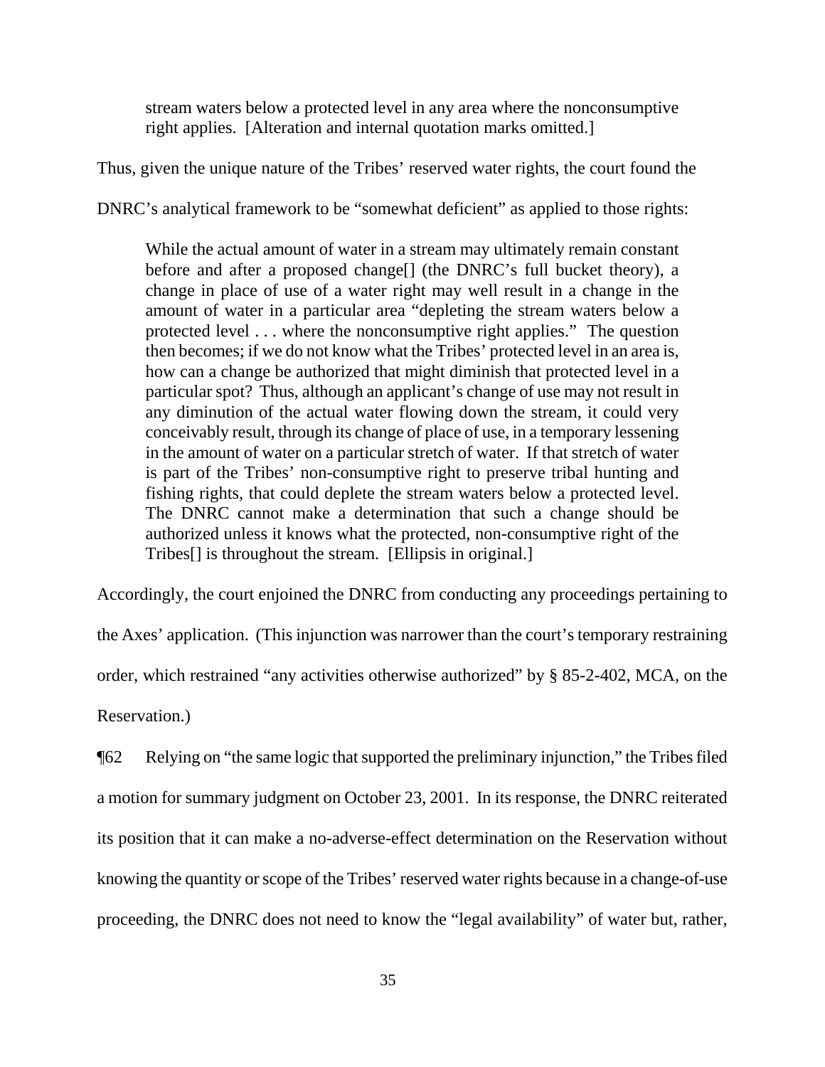> stream waters below a protected level in any area where the nonconsumptive right applies. [Alteration and internal quotation marks omitted.]

Thus, given the unique nature of the Tribes' reserved water rights, the court found the DNRC's analytical framework to be "somewhat deficient" as applied to those rights:

> While the actual amount of water in a stream may ultimately remain constant before and after a proposed change[] (the DNRC's full bucket theory), a change in place of use of a water right may well result in a change in the amount of water in a particular area "depleting the stream waters below a protected level . . . where the nonconsumptive right applies." The question then becomes; if we do not know what the Tribes' protected level in an area is, how can a change be authorized that might diminish that protected level in a particular spot? Thus, although an applicant's change of use may not result in any diminution of the actual water flowing down the stream, it could very conceivably result, through its change of place of use, in a temporary lessening in the amount of water on a particular stretch of water. If that stretch of water is part of the Tribes' non-consumptive right to preserve tribal hunting and fishing rights, that could deplete the stream waters below a protected level. The DNRC cannot make a determination that such a change should be authorized unless it knows what the protected, non-consumptive right of the Tribes[] is throughout the stream. [Ellipsis in original.]

Accordingly, the court enjoined the DNRC from conducting any proceedings pertaining to the Axes' application. (This injunction was narrower than the court's temporary restraining order, which restrained "any activities otherwise authorized" by § 85-2-402, MCA, on the Reservation.)

¶62 Relying on "the same logic that supported the preliminary injunction," the Tribes filed a motion for summary judgment on October 23, 2001. In its response, the DNRC reiterated its position that it can make a no-adverse-effect determination on the Reservation without knowing the quantity or scope of the Tribes' reserved water rights because in a change-of-use proceeding, the DNRC does not need to know the "legal availability" of water but, rather,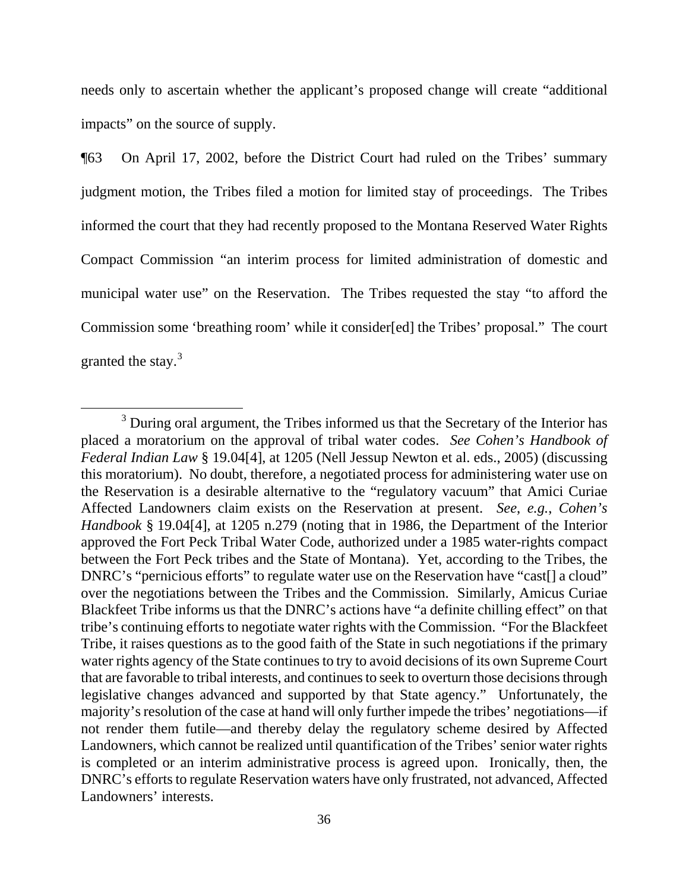needs only to ascertain whether the applicant's proposed change will create "additional impacts" on the source of supply.

¶63 On April 17, 2002, before the District Court had ruled on the Tribes' summary judgment motion, the Tribes filed a motion for limited stay of proceedings. The Tribes informed the court that they had recently proposed to the Montana Reserved Water Rights Compact Commission "an interim process for limited administration of domestic and municipal water use" on the Reservation. The Tribes requested the stay "to afford the Commission some 'breathing room' while it consider[ed] the Tribes' proposal." The court granted the stay.[3]

---

[3] During oral argument, the Tribes informed us that the Secretary of the Interior has placed a moratorium on the approval of tribal water codes. *See Cohen's Handbook of Federal Indian Law* § 19.04[4], at 1205 (Nell Jessup Newton et al. eds., 2005) (discussing this moratorium). No doubt, therefore, a negotiated process for administering water use on the Reservation is a desirable alternative to the "regulatory vacuum" that Amici Curiae Affected Landowners claim exists on the Reservation at present. *See, e.g.*, *Cohen's Handbook* § 19.04[4], at 1205 n.279 (noting that in 1986, the Department of the Interior approved the Fort Peck Tribal Water Code, authorized under a 1985 water-rights compact between the Fort Peck tribes and the State of Montana). Yet, according to the Tribes, the DNRC's "pernicious efforts" to regulate water use on the Reservation have "cast[] a cloud" over the negotiations between the Tribes and the Commission. Similarly, Amicus Curiae Blackfeet Tribe informs us that the DNRC's actions have "a definite chilling effect" on that tribe's continuing efforts to negotiate water rights with the Commission. "For the Blackfeet Tribe, it raises questions as to the good faith of the State in such negotiations if the primary water rights agency of the State continues to try to avoid decisions of its own Supreme Court that are favorable to tribal interests, and continues to seek to overturn those decisions through legislative changes advanced and supported by that State agency." Unfortunately, the majority's resolution of the case at hand will only further impede the tribes' negotiations—if not render them futile—and thereby delay the regulatory scheme desired by Affected Landowners, which cannot be realized until quantification of the Tribes' senior water rights is completed or an interim administrative process is agreed upon. Ironically, then, the DNRC's efforts to regulate Reservation waters have only frustrated, not advanced, Affected Landowners' interests.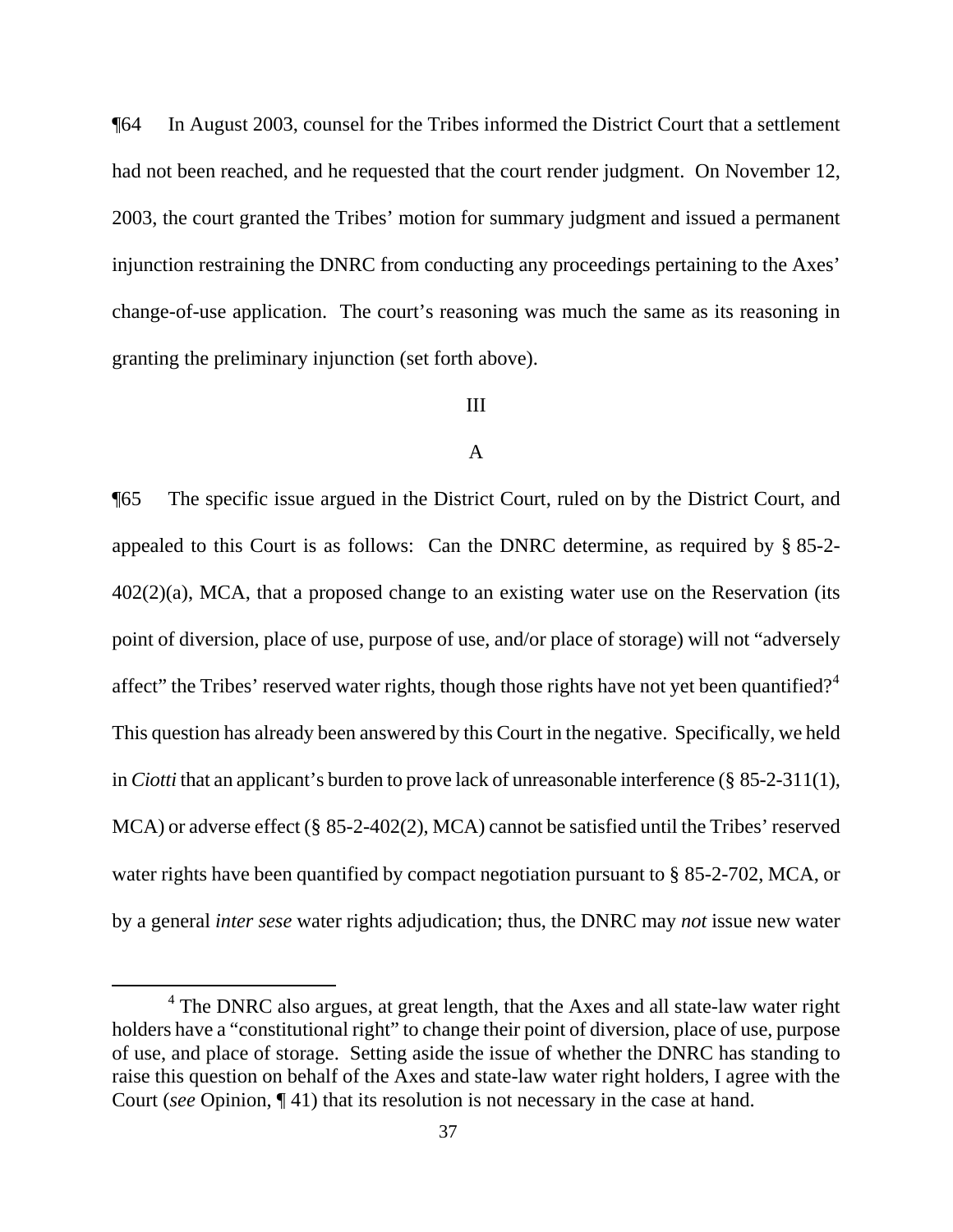¶64 In August 2003, counsel for the Tribes informed the District Court that a settlement had not been reached, and he requested that the court render judgment. On November 12, 2003, the court granted the Tribes' motion for summary judgment and issued a permanent injunction restraining the DNRC from conducting any proceedings pertaining to the Axes' change-of-use application. The court's reasoning was much the same as its reasoning in granting the preliminary injunction (set forth above).

III

A

¶65 The specific issue argued in the District Court, ruled on by the District Court, and appealed to this Court is as follows: Can the DNRC determine, as required by § 85-2-402(2)(a), MCA, that a proposed change to an existing water use on the Reservation (its point of diversion, place of use, purpose of use, and/or place of storage) will not "adversely affect" the Tribes' reserved water rights, though those rights have not yet been quantified?[4] This question has already been answered by this Court in the negative. Specifically, we held in *Ciotti* that an applicant's burden to prove lack of unreasonable interference (§ 85-2-311(1), MCA) or adverse effect (§ 85-2-402(2), MCA) cannot be satisfied until the Tribes' reserved water rights have been quantified by compact negotiation pursuant to § 85-2-702, MCA, or by a general *inter sese* water rights adjudication; thus, the DNRC may *not* issue new water

[4] The DNRC also argues, at great length, that the Axes and all state-law water right holders have a "constitutional right" to change their point of diversion, place of use, purpose of use, and place of storage. Setting aside the issue of whether the DNRC has standing to raise this question on behalf of the Axes and state-law water right holders, I agree with the Court (*see* Opinion, ¶ 41) that its resolution is not necessary in the case at hand.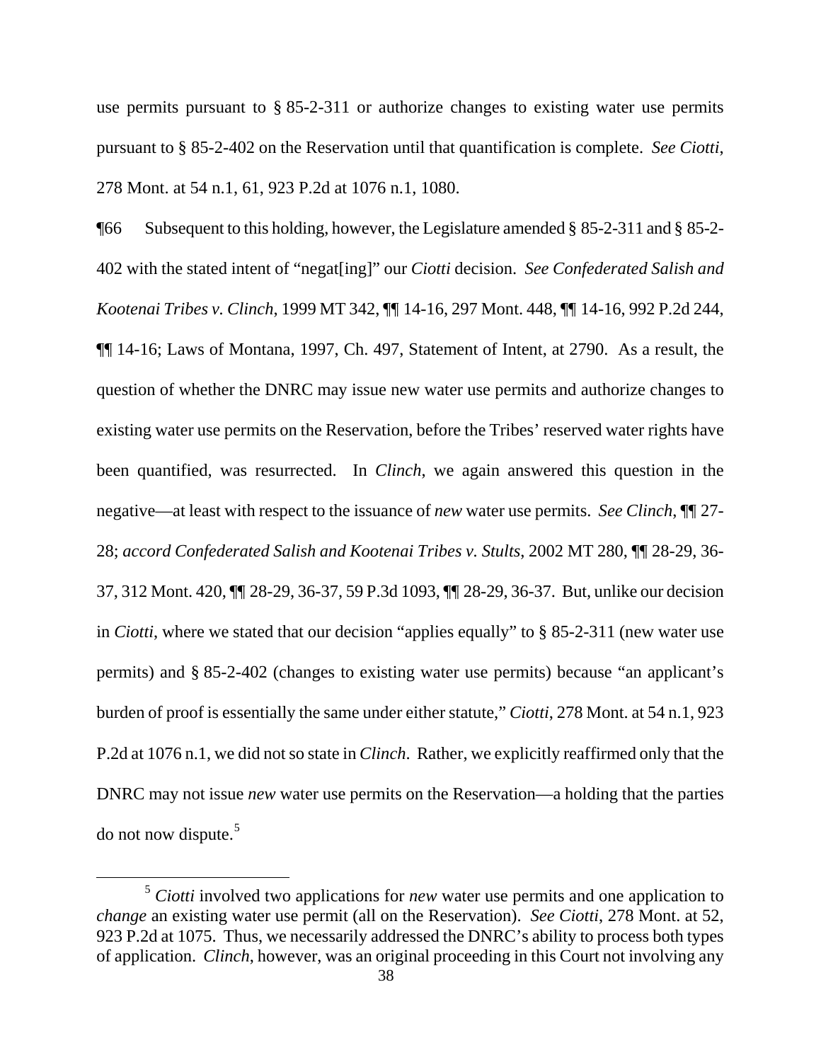use permits pursuant to § 85-2-311 or authorize changes to existing water use permits pursuant to § 85-2-402 on the Reservation until that quantification is complete. *See Ciotti*, 278 Mont. at 54 n.1, 61, 923 P.2d at 1076 n.1, 1080.

¶66 Subsequent to this holding, however, the Legislature amended § 85-2-311 and § 85-2-402 with the stated intent of "negat[ing]" our *Ciotti* decision. *See Confederated Salish and Kootenai Tribes v. Clinch*, 1999 MT 342, ¶¶ 14-16, 297 Mont. 448, ¶¶ 14-16, 992 P.2d 244, ¶¶ 14-16; Laws of Montana, 1997, Ch. 497, Statement of Intent, at 2790. As a result, the question of whether the DNRC may issue new water use permits and authorize changes to existing water use permits on the Reservation, before the Tribes' reserved water rights have been quantified, was resurrected. In *Clinch*, we again answered this question in the negative—at least with respect to the issuance of *new* water use permits. *See Clinch*, ¶¶ 27-28; *accord Confederated Salish and Kootenai Tribes v. Stults*, 2002 MT 280, ¶¶ 28-29, 36-37, 312 Mont. 420, ¶¶ 28-29, 36-37, 59 P.3d 1093, ¶¶ 28-29, 36-37. But, unlike our decision in *Ciotti*, where we stated that our decision "applies equally" to § 85-2-311 (new water use permits) and § 85-2-402 (changes to existing water use permits) because "an applicant's burden of proof is essentially the same under either statute," *Ciotti*, 278 Mont. at 54 n.1, 923 P.2d at 1076 n.1, we did not so state in *Clinch*. Rather, we explicitly reaffirmed only that the DNRC may not issue *new* water use permits on the Reservation—a holding that the parties do not now dispute.[5]

[5] *Ciotti* involved two applications for *new* water use permits and one application to *change* an existing water use permit (all on the Reservation). *See Ciotti*, 278 Mont. at 52, 923 P.2d at 1075. Thus, we necessarily addressed the DNRC's ability to process both types of application. *Clinch*, however, was an original proceeding in this Court not involving any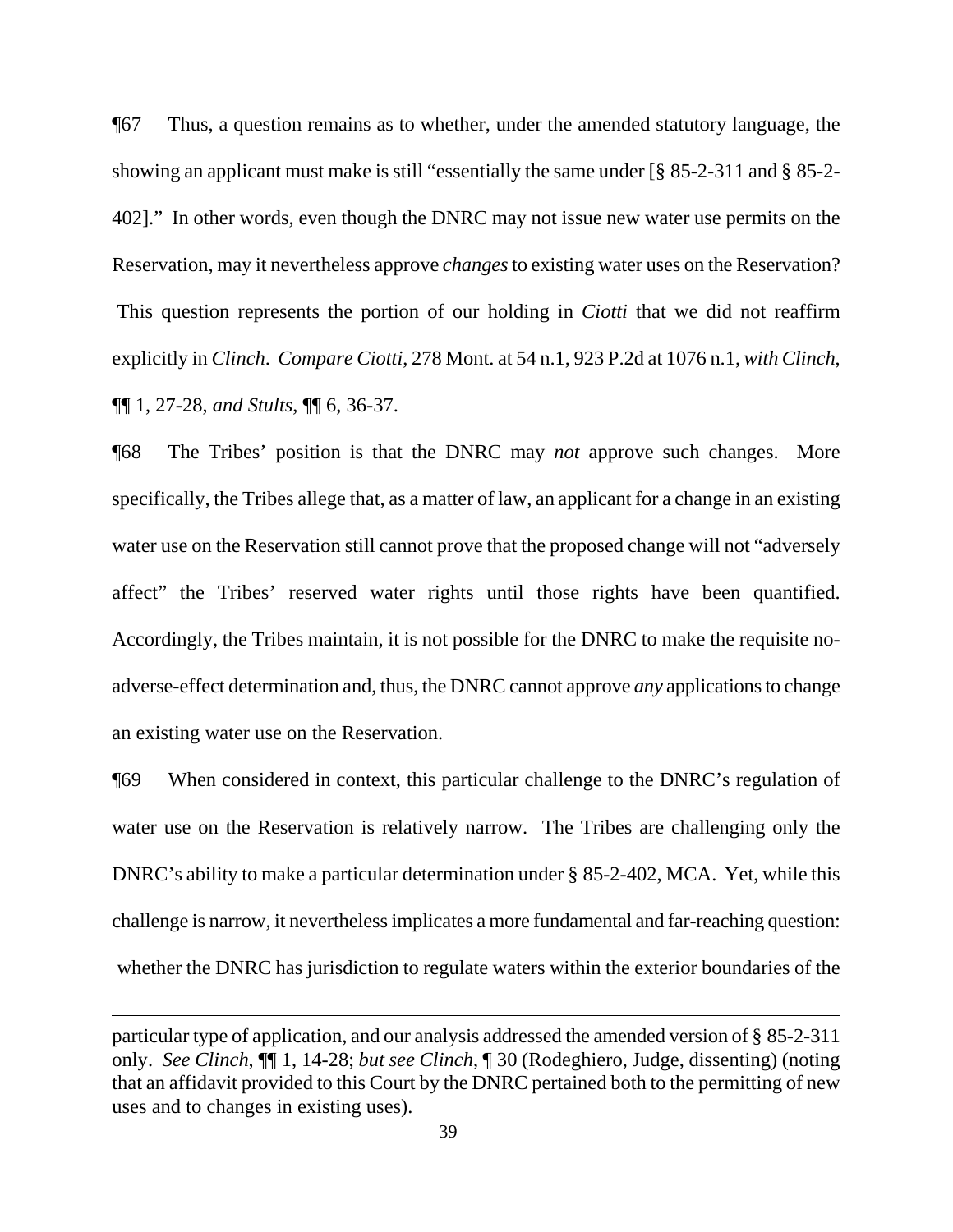¶67 Thus, a question remains as to whether, under the amended statutory language, the showing an applicant must make is still "essentially the same under [§ 85-2-311 and § 85-2-402]." In other words, even though the DNRC may not issue new water use permits on the Reservation, may it nevertheless approve *changes* to existing water uses on the Reservation? This question represents the portion of our holding in *Ciotti* that we did not reaffirm explicitly in *Clinch*. *Compare Ciotti*, 278 Mont. at 54 n.1, 923 P.2d at 1076 n.1, *with Clinch*, ¶¶ 1, 27-28, *and Stults*, ¶¶ 6, 36-37.

¶68 The Tribes' position is that the DNRC may *not* approve such changes. More specifically, the Tribes allege that, as a matter of law, an applicant for a change in an existing water use on the Reservation still cannot prove that the proposed change will not "adversely affect" the Tribes' reserved water rights until those rights have been quantified. Accordingly, the Tribes maintain, it is not possible for the DNRC to make the requisite no-adverse-effect determination and, thus, the DNRC cannot approve *any* applications to change an existing water use on the Reservation.

¶69 When considered in context, this particular challenge to the DNRC's regulation of water use on the Reservation is relatively narrow. The Tribes are challenging only the DNRC's ability to make a particular determination under § 85-2-402, MCA. Yet, while this challenge is narrow, it nevertheless implicates a more fundamental and far-reaching question: whether the DNRC has jurisdiction to regulate waters within the exterior boundaries of the

---

particular type of application, and our analysis addressed the amended version of § 85-2-311 only. *See Clinch*, ¶¶ 1, 14-28; *but see Clinch*, ¶ 30 (Rodeghiero, Judge, dissenting) (noting that an affidavit provided to this Court by the DNRC pertained both to the permitting of new uses and to changes in existing uses).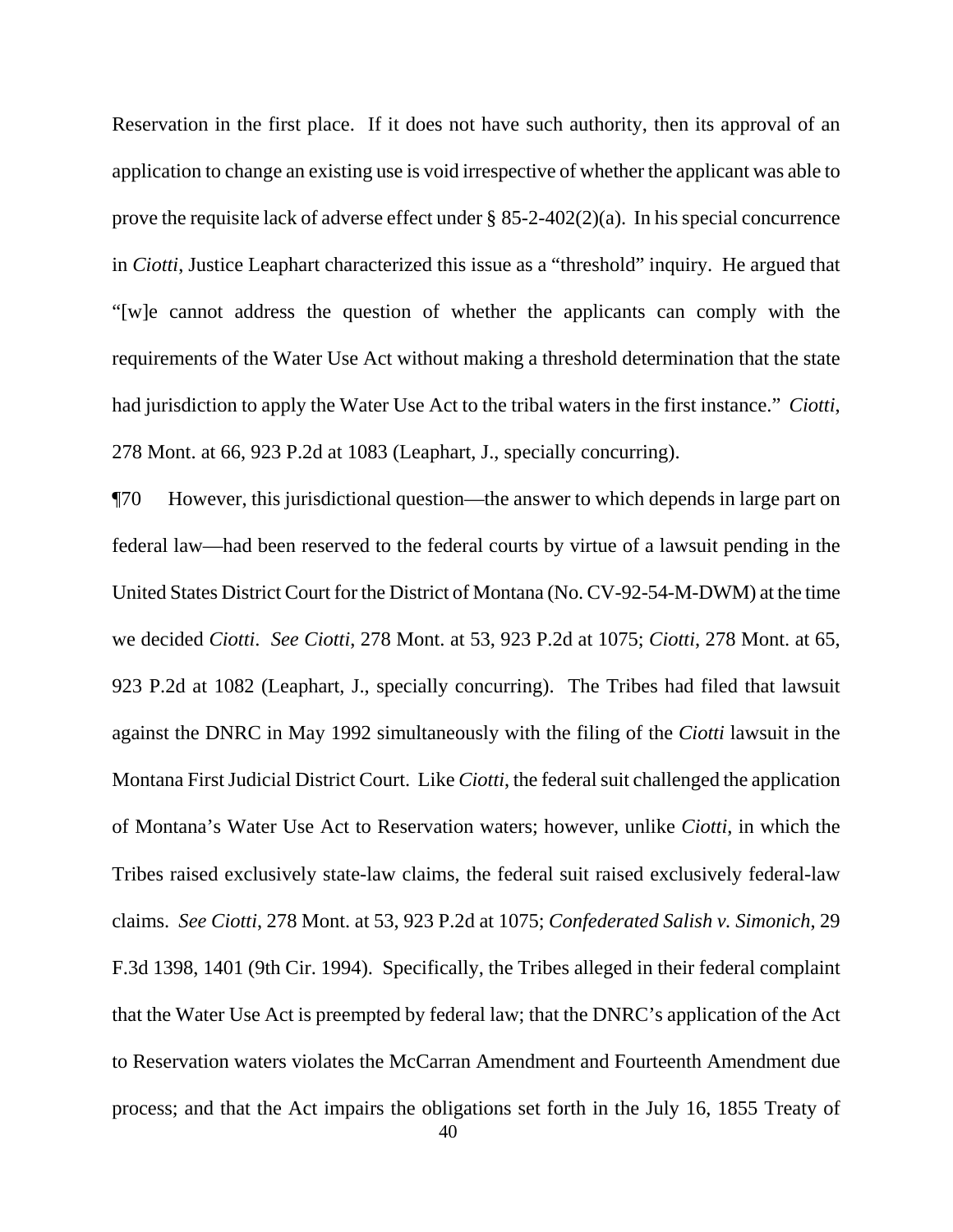Reservation in the first place. If it does not have such authority, then its approval of an application to change an existing use is void irrespective of whether the applicant was able to prove the requisite lack of adverse effect under § 85-2-402(2)(a). In his special concurrence in *Ciotti*, Justice Leaphart characterized this issue as a "threshold" inquiry. He argued that "[w]e cannot address the question of whether the applicants can comply with the requirements of the Water Use Act without making a threshold determination that the state had jurisdiction to apply the Water Use Act to the tribal waters in the first instance." *Ciotti*, 278 Mont. at 66, 923 P.2d at 1083 (Leaphart, J., specially concurring).

¶70 However, this jurisdictional question—the answer to which depends in large part on federal law—had been reserved to the federal courts by virtue of a lawsuit pending in the United States District Court for the District of Montana (No. CV-92-54-M-DWM) at the time we decided *Ciotti*. *See Ciotti*, 278 Mont. at 53, 923 P.2d at 1075; *Ciotti*, 278 Mont. at 65, 923 P.2d at 1082 (Leaphart, J., specially concurring). The Tribes had filed that lawsuit against the DNRC in May 1992 simultaneously with the filing of the *Ciotti* lawsuit in the Montana First Judicial District Court. Like *Ciotti*, the federal suit challenged the application of Montana's Water Use Act to Reservation waters; however, unlike *Ciotti*, in which the Tribes raised exclusively state-law claims, the federal suit raised exclusively federal-law claims. *See Ciotti*, 278 Mont. at 53, 923 P.2d at 1075; *Confederated Salish v. Simonich*, 29 F.3d 1398, 1401 (9th Cir. 1994). Specifically, the Tribes alleged in their federal complaint that the Water Use Act is preempted by federal law; that the DNRC's application of the Act to Reservation waters violates the McCarran Amendment and Fourteenth Amendment due process; and that the Act impairs the obligations set forth in the July 16, 1855 Treaty of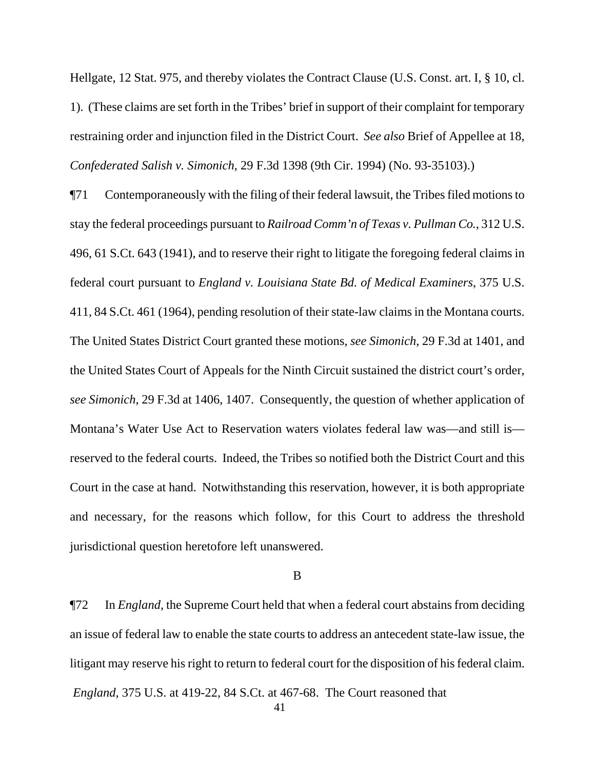Hellgate, 12 Stat. 975, and thereby violates the Contract Clause (U.S. Const. art. I, § 10, cl. 1). (These claims are set forth in the Tribes' brief in support of their complaint for temporary restraining order and injunction filed in the District Court. *See also* Brief of Appellee at 18, *Confederated Salish v. Simonich*, 29 F.3d 1398 (9th Cir. 1994) (No. 93-35103).)

¶71 Contemporaneously with the filing of their federal lawsuit, the Tribes filed motions to stay the federal proceedings pursuant to *Railroad Comm'n of Texas v. Pullman Co.*, 312 U.S. 496, 61 S.Ct. 643 (1941), and to reserve their right to litigate the foregoing federal claims in federal court pursuant to *England v. Louisiana State Bd. of Medical Examiners*, 375 U.S. 411, 84 S.Ct. 461 (1964), pending resolution of their state-law claims in the Montana courts. The United States District Court granted these motions, *see Simonich*, 29 F.3d at 1401, and the United States Court of Appeals for the Ninth Circuit sustained the district court's order, *see Simonich*, 29 F.3d at 1406, 1407. Consequently, the question of whether application of Montana's Water Use Act to Reservation waters violates federal law was—and still is—reserved to the federal courts. Indeed, the Tribes so notified both the District Court and this Court in the case at hand. Notwithstanding this reservation, however, it is both appropriate and necessary, for the reasons which follow, for this Court to address the threshold jurisdictional question heretofore left unanswered.

B

¶72 In *England*, the Supreme Court held that when a federal court abstains from deciding an issue of federal law to enable the state courts to address an antecedent state-law issue, the litigant may reserve his right to return to federal court for the disposition of his federal claim. *England*, 375 U.S. at 419-22, 84 S.Ct. at 467-68. The Court reasoned that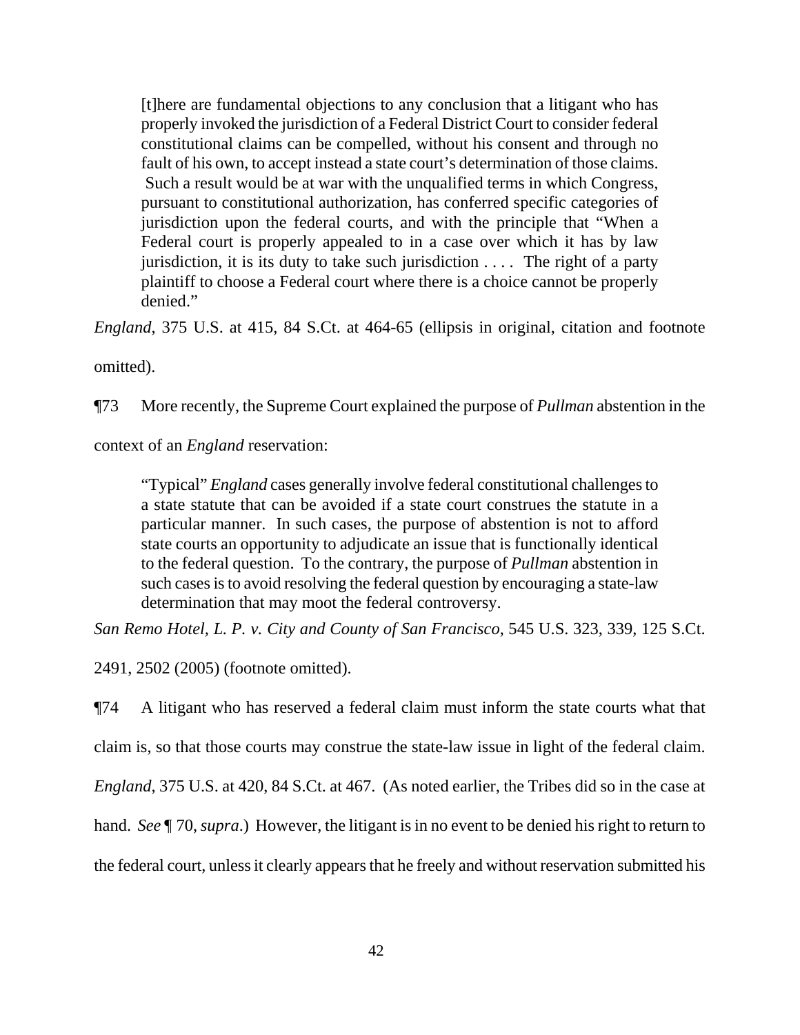> [t]here are fundamental objections to any conclusion that a litigant who has properly invoked the jurisdiction of a Federal District Court to consider federal constitutional claims can be compelled, without his consent and through no fault of his own, to accept instead a state court's determination of those claims. Such a result would be at war with the unqualified terms in which Congress, pursuant to constitutional authorization, has conferred specific categories of jurisdiction upon the federal courts, and with the principle that "When a Federal court is properly appealed to in a case over which it has by law jurisdiction, it is its duty to take such jurisdiction . . . . The right of a party plaintiff to choose a Federal court where there is a choice cannot be properly denied."

*England*, 375 U.S. at 415, 84 S.Ct. at 464-65 (ellipsis in original, citation and footnote omitted).

¶73 More recently, the Supreme Court explained the purpose of *Pullman* abstention in the context of an *England* reservation:

> "Typical" *England* cases generally involve federal constitutional challenges to a state statute that can be avoided if a state court construes the statute in a particular manner. In such cases, the purpose of abstention is not to afford state courts an opportunity to adjudicate an issue that is functionally identical to the federal question. To the contrary, the purpose of *Pullman* abstention in such cases is to avoid resolving the federal question by encouraging a state-law determination that may moot the federal controversy.

*San Remo Hotel, L. P. v. City and County of San Francisco*, 545 U.S. 323, 339, 125 S.Ct. 2491, 2502 (2005) (footnote omitted).

¶74 A litigant who has reserved a federal claim must inform the state courts what that claim is, so that those courts may construe the state-law issue in light of the federal claim. *England*, 375 U.S. at 420, 84 S.Ct. at 467. (As noted earlier, the Tribes did so in the case at hand. *See* ¶ 70, *supra*.) However, the litigant is in no event to be denied his right to return to the federal court, unless it clearly appears that he freely and without reservation submitted his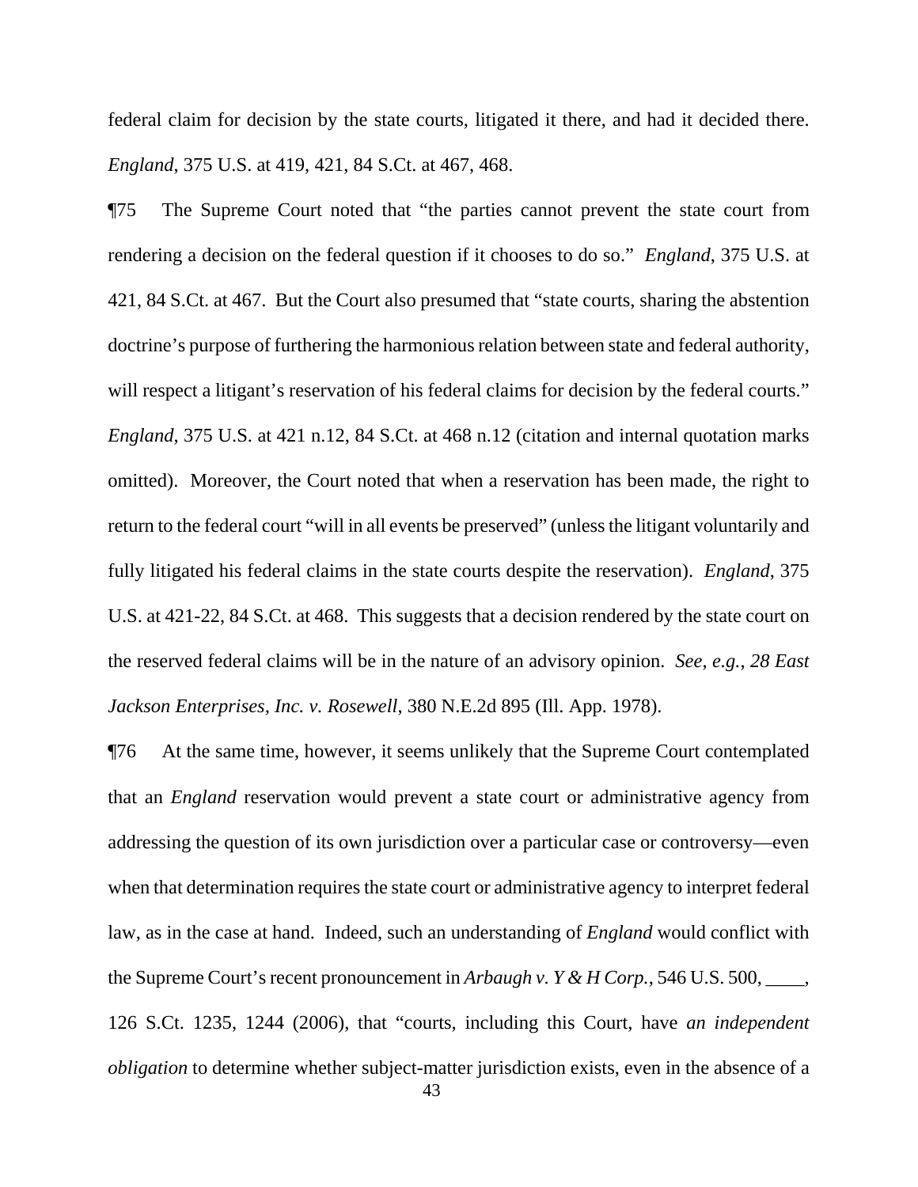federal claim for decision by the state courts, litigated it there, and had it decided there. *England*, 375 U.S. at 419, 421, 84 S.Ct. at 467, 468.

¶75 The Supreme Court noted that "the parties cannot prevent the state court from rendering a decision on the federal question if it chooses to do so." *England*, 375 U.S. at 421, 84 S.Ct. at 467. But the Court also presumed that "state courts, sharing the abstention doctrine's purpose of furthering the harmonious relation between state and federal authority, will respect a litigant's reservation of his federal claims for decision by the federal courts." *England*, 375 U.S. at 421 n.12, 84 S.Ct. at 468 n.12 (citation and internal quotation marks omitted). Moreover, the Court noted that when a reservation has been made, the right to return to the federal court "will in all events be preserved" (unless the litigant voluntarily and fully litigated his federal claims in the state courts despite the reservation). *England*, 375 U.S. at 421-22, 84 S.Ct. at 468. This suggests that a decision rendered by the state court on the reserved federal claims will be in the nature of an advisory opinion. *See, e.g.*, *28 East Jackson Enterprises, Inc. v. Rosewell*, 380 N.E.2d 895 (Ill. App. 1978).

¶76 At the same time, however, it seems unlikely that the Supreme Court contemplated that an *England* reservation would prevent a state court or administrative agency from addressing the question of its own jurisdiction over a particular case or controversy—even when that determination requires the state court or administrative agency to interpret federal law, as in the case at hand. Indeed, such an understanding of *England* would conflict with the Supreme Court's recent pronouncement in *Arbaugh v. Y & H Corp.*, 546 U.S. 500, ____, 126 S.Ct. 1235, 1244 (2006), that "courts, including this Court, have *an independent obligation* to determine whether subject-matter jurisdiction exists, even in the absence of a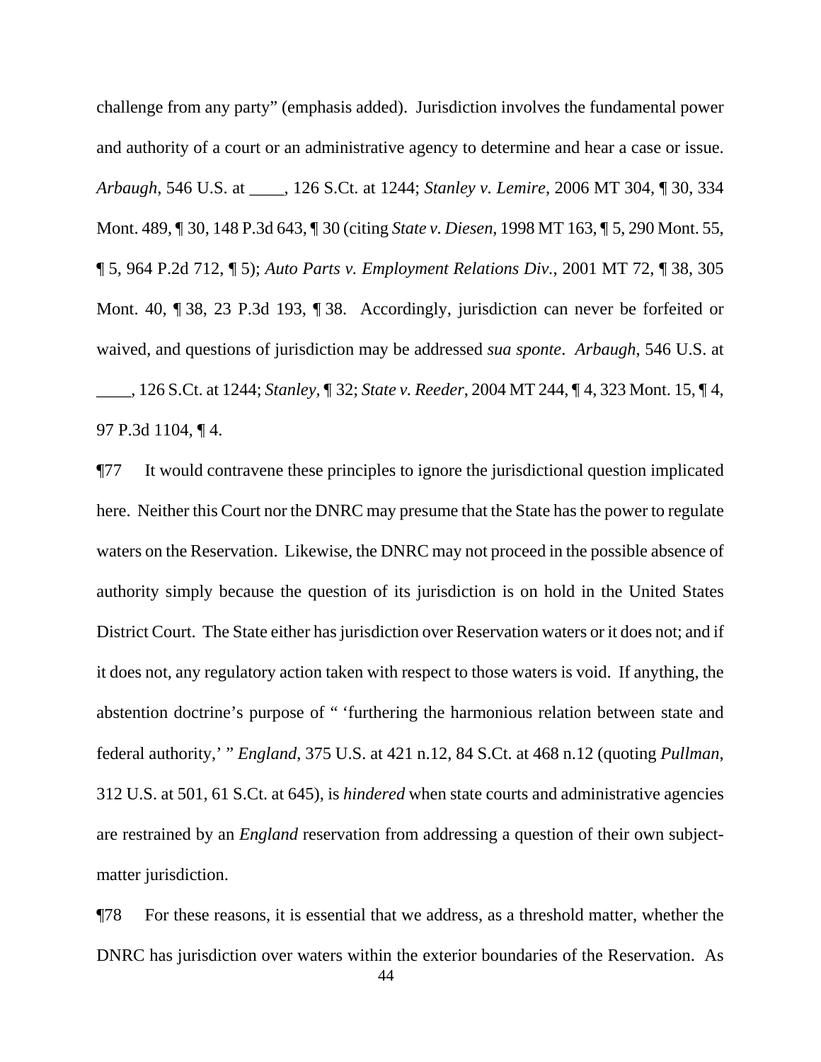challenge from any party" (emphasis added). Jurisdiction involves the fundamental power and authority of a court or an administrative agency to determine and hear a case or issue. *Arbaugh*, 546 U.S. at ____, 126 S.Ct. at 1244; *Stanley v. Lemire*, 2006 MT 304, ¶ 30, 334 Mont. 489, ¶ 30, 148 P.3d 643, ¶ 30 (citing *State v. Diesen*, 1998 MT 163, ¶ 5, 290 Mont. 55, ¶ 5, 964 P.2d 712, ¶ 5); *Auto Parts v. Employment Relations Div.*, 2001 MT 72, ¶ 38, 305 Mont. 40, ¶ 38, 23 P.3d 193, ¶ 38. Accordingly, jurisdiction can never be forfeited or waived, and questions of jurisdiction may be addressed *sua sponte*. *Arbaugh*, 546 U.S. at ____, 126 S.Ct. at 1244; *Stanley*, ¶ 32; *State v. Reeder*, 2004 MT 244, ¶ 4, 323 Mont. 15, ¶ 4, 97 P.3d 1104, ¶ 4.

¶77 It would contravene these principles to ignore the jurisdictional question implicated here. Neither this Court nor the DNRC may presume that the State has the power to regulate waters on the Reservation. Likewise, the DNRC may not proceed in the possible absence of authority simply because the question of its jurisdiction is on hold in the United States District Court. The State either has jurisdiction over Reservation waters or it does not; and if it does not, any regulatory action taken with respect to those waters is void. If anything, the abstention doctrine's purpose of " 'furthering the harmonious relation between state and federal authority,' " *England*, 375 U.S. at 421 n.12, 84 S.Ct. at 468 n.12 (quoting *Pullman*, 312 U.S. at 501, 61 S.Ct. at 645), is *hindered* when state courts and administrative agencies are restrained by an *England* reservation from addressing a question of their own subject-matter jurisdiction.

¶78 For these reasons, it is essential that we address, as a threshold matter, whether the DNRC has jurisdiction over waters within the exterior boundaries of the Reservation. As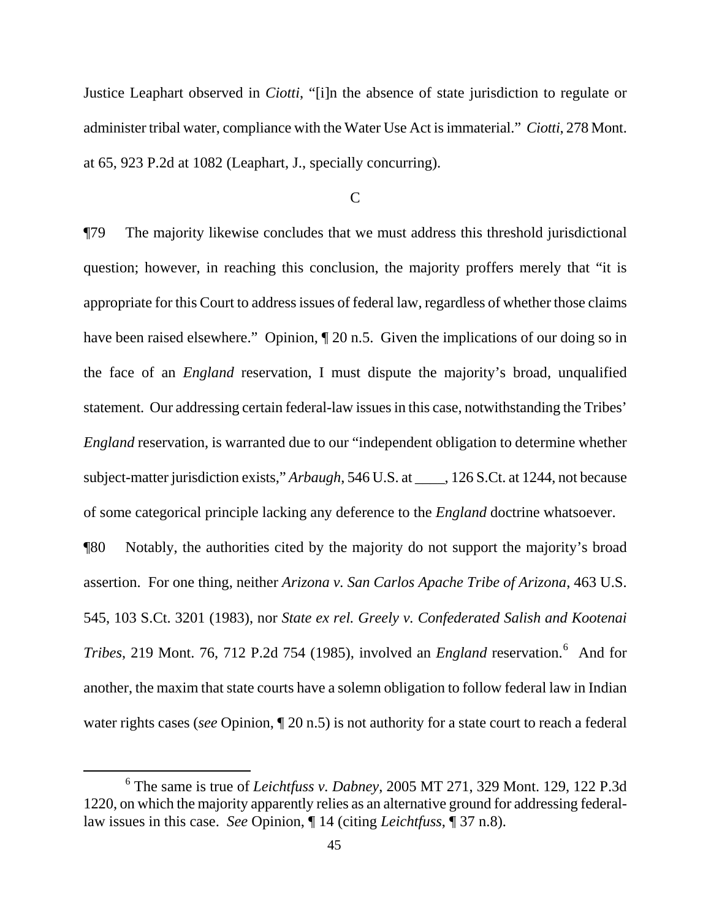Justice Leaphart observed in *Ciotti*, "[i]n the absence of state jurisdiction to regulate or administer tribal water, compliance with the Water Use Act is immaterial." *Ciotti*, 278 Mont. at 65, 923 P.2d at 1082 (Leaphart, J., specially concurring).

C

¶79 The majority likewise concludes that we must address this threshold jurisdictional question; however, in reaching this conclusion, the majority proffers merely that "it is appropriate for this Court to address issues of federal law, regardless of whether those claims have been raised elsewhere." Opinion, ¶ 20 n.5. Given the implications of our doing so in the face of an *England* reservation, I must dispute the majority's broad, unqualified statement. Our addressing certain federal-law issues in this case, notwithstanding the Tribes' *England* reservation, is warranted due to our "independent obligation to determine whether subject-matter jurisdiction exists," *Arbaugh*, 546 U.S. at ____, 126 S.Ct. at 1244, not because of some categorical principle lacking any deference to the *England* doctrine whatsoever.

¶80 Notably, the authorities cited by the majority do not support the majority's broad assertion. For one thing, neither *Arizona v. San Carlos Apache Tribe of Arizona*, 463 U.S. 545, 103 S.Ct. 3201 (1983), nor *State ex rel. Greely v. Confederated Salish and Kootenai Tribes*, 219 Mont. 76, 712 P.2d 754 (1985), involved an *England* reservation.[6] And for another, the maxim that state courts have a solemn obligation to follow federal law in Indian water rights cases (*see* Opinion, ¶ 20 n.5) is not authority for a state court to reach a federal

[6] The same is true of *Leichtfuss v. Dabney*, 2005 MT 271, 329 Mont. 129, 122 P.3d 1220, on which the majority apparently relies as an alternative ground for addressing federal-law issues in this case. *See* Opinion, ¶ 14 (citing *Leichtfuss*, ¶ 37 n.8).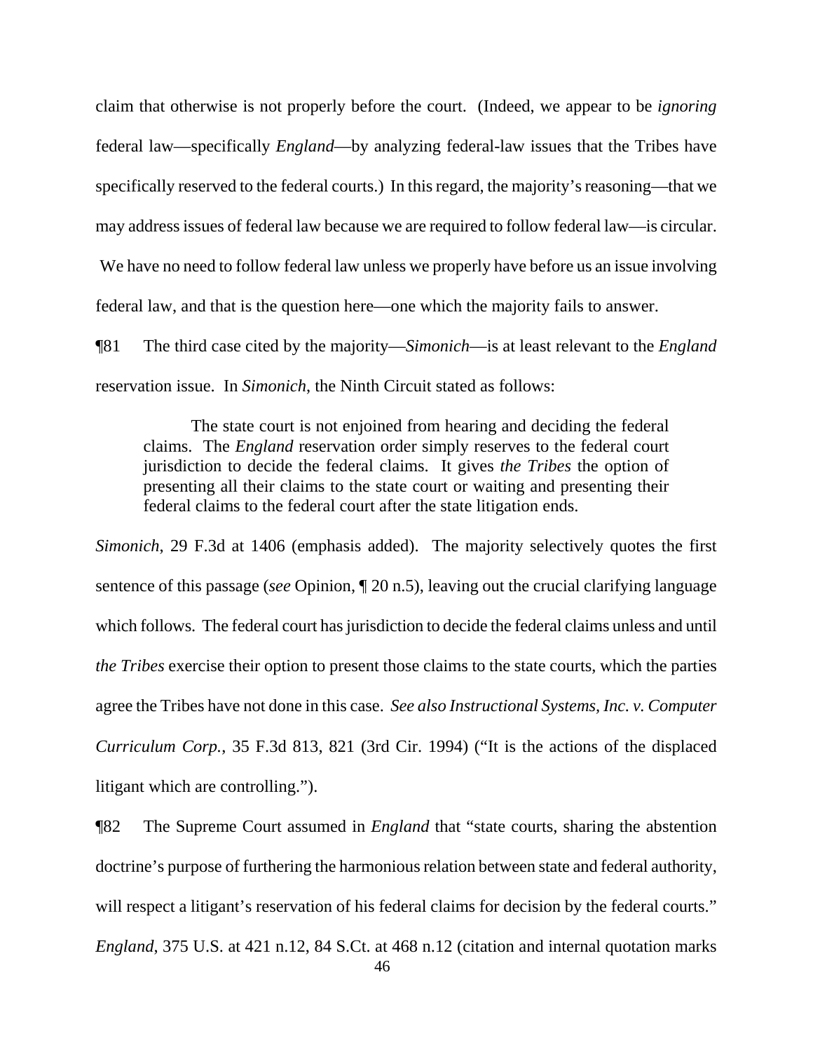claim that otherwise is not properly before the court. (Indeed, we appear to be *ignoring* federal law—specifically *England*—by analyzing federal-law issues that the Tribes have specifically reserved to the federal courts.) In this regard, the majority's reasoning—that we may address issues of federal law because we are required to follow federal law—is circular. We have no need to follow federal law unless we properly have before us an issue involving federal law, and that is the question here—one which the majority fails to answer.

¶81 The third case cited by the majority—*Simonich*—is at least relevant to the *England* reservation issue. In *Simonich*, the Ninth Circuit stated as follows:

> The state court is not enjoined from hearing and deciding the federal claims. The *England* reservation order simply reserves to the federal court jurisdiction to decide the federal claims. It gives *the Tribes* the option of presenting all their claims to the state court or waiting and presenting their federal claims to the federal court after the state litigation ends.

*Simonich*, 29 F.3d at 1406 (emphasis added). The majority selectively quotes the first sentence of this passage (*see* Opinion, ¶ 20 n.5), leaving out the crucial clarifying language which follows. The federal court has jurisdiction to decide the federal claims unless and until *the Tribes* exercise their option to present those claims to the state courts, which the parties agree the Tribes have not done in this case. *See also Instructional Systems, Inc. v. Computer Curriculum Corp.*, 35 F.3d 813, 821 (3rd Cir. 1994) ("It is the actions of the displaced litigant which are controlling.").

¶82 The Supreme Court assumed in *England* that "state courts, sharing the abstention doctrine's purpose of furthering the harmonious relation between state and federal authority, will respect a litigant's reservation of his federal claims for decision by the federal courts." *England*, 375 U.S. at 421 n.12, 84 S.Ct. at 468 n.12 (citation and internal quotation marks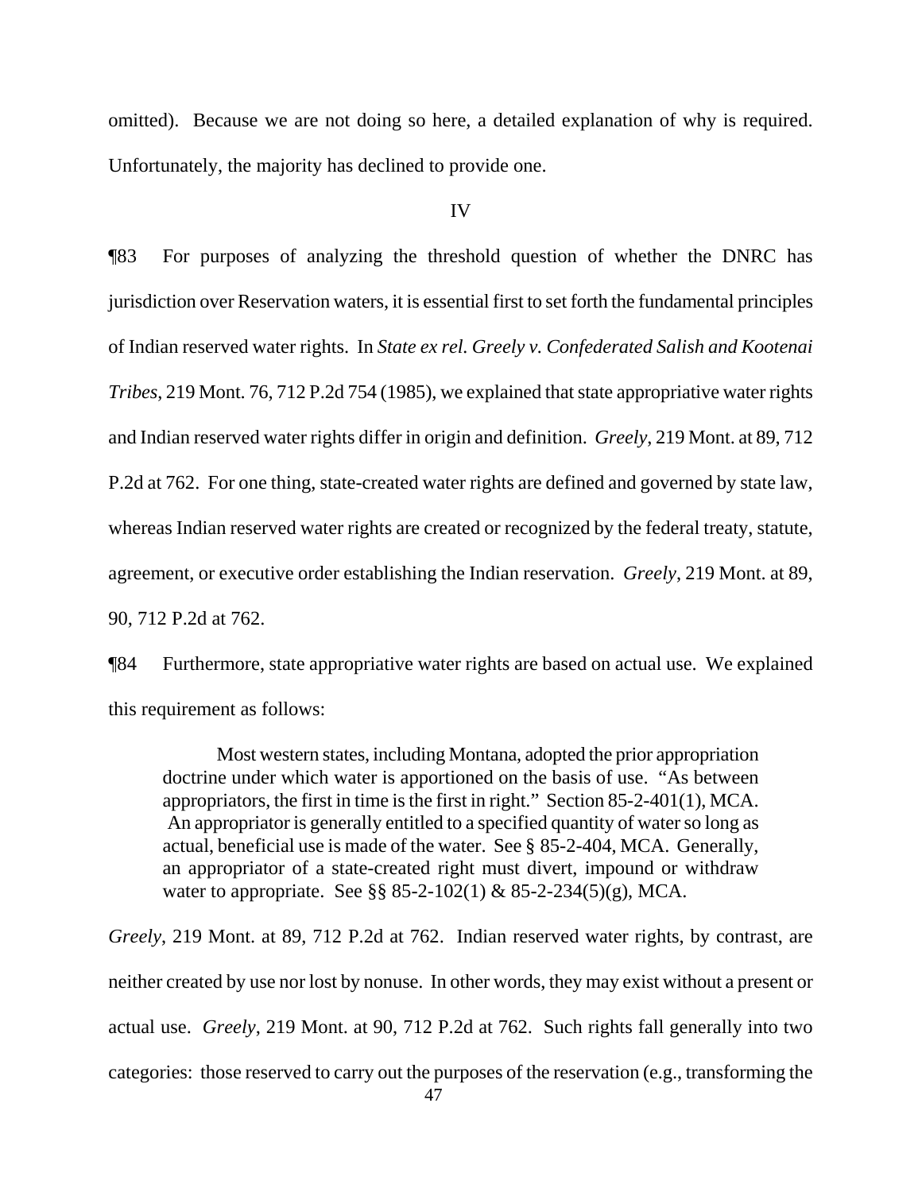omitted). Because we are not doing so here, a detailed explanation of why is required. Unfortunately, the majority has declined to provide one.

IV

¶83 For purposes of analyzing the threshold question of whether the DNRC has jurisdiction over Reservation waters, it is essential first to set forth the fundamental principles of Indian reserved water rights. In *State ex rel. Greely v. Confederated Salish and Kootenai Tribes*, 219 Mont. 76, 712 P.2d 754 (1985), we explained that state appropriative water rights and Indian reserved water rights differ in origin and definition. *Greely*, 219 Mont. at 89, 712 P.2d at 762. For one thing, state-created water rights are defined and governed by state law, whereas Indian reserved water rights are created or recognized by the federal treaty, statute, agreement, or executive order establishing the Indian reservation. *Greely*, 219 Mont. at 89, 90, 712 P.2d at 762.

¶84 Furthermore, state appropriative water rights are based on actual use. We explained this requirement as follows:

> Most western states, including Montana, adopted the prior appropriation doctrine under which water is apportioned on the basis of use. "As between appropriators, the first in time is the first in right." Section 85-2-401(1), MCA. An appropriator is generally entitled to a specified quantity of water so long as actual, beneficial use is made of the water. See § 85-2-404, MCA. Generally, an appropriator of a state-created right must divert, impound or withdraw water to appropriate. See §§ 85-2-102(1) & 85-2-234(5)(g), MCA.

*Greely*, 219 Mont. at 89, 712 P.2d at 762. Indian reserved water rights, by contrast, are neither created by use nor lost by nonuse. In other words, they may exist without a present or actual use. *Greely*, 219 Mont. at 90, 712 P.2d at 762. Such rights fall generally into two categories: those reserved to carry out the purposes of the reservation (e.g., transforming the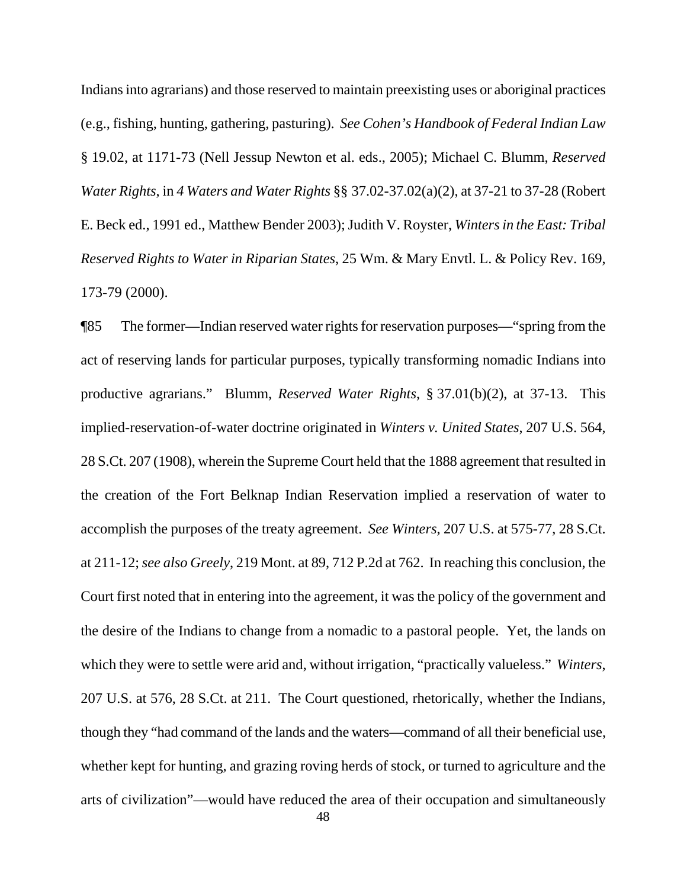Indians into agrarians) and those reserved to maintain preexisting uses or aboriginal practices (e.g., fishing, hunting, gathering, pasturing). *See Cohen's Handbook of Federal Indian Law* § 19.02, at 1171-73 (Nell Jessup Newton et al. eds., 2005); Michael C. Blumm, *Reserved Water Rights*, in *4 Waters and Water Rights* §§ 37.02-37.02(a)(2), at 37-21 to 37-28 (Robert E. Beck ed., 1991 ed., Matthew Bender 2003); Judith V. Royster, *Winters in the East: Tribal Reserved Rights to Water in Riparian States*, 25 Wm. & Mary Envtl. L. & Policy Rev. 169, 173-79 (2000).

¶85 The former—Indian reserved water rights for reservation purposes—"spring from the act of reserving lands for particular purposes, typically transforming nomadic Indians into productive agrarians." Blumm, *Reserved Water Rights*, § 37.01(b)(2), at 37-13. This implied-reservation-of-water doctrine originated in *Winters v. United States*, 207 U.S. 564, 28 S.Ct. 207 (1908), wherein the Supreme Court held that the 1888 agreement that resulted in the creation of the Fort Belknap Indian Reservation implied a reservation of water to accomplish the purposes of the treaty agreement. *See Winters*, 207 U.S. at 575-77, 28 S.Ct. at 211-12; *see also Greely*, 219 Mont. at 89, 712 P.2d at 762. In reaching this conclusion, the Court first noted that in entering into the agreement, it was the policy of the government and the desire of the Indians to change from a nomadic to a pastoral people. Yet, the lands on which they were to settle were arid and, without irrigation, "practically valueless." *Winters*, 207 U.S. at 576, 28 S.Ct. at 211. The Court questioned, rhetorically, whether the Indians, though they "had command of the lands and the waters—command of all their beneficial use, whether kept for hunting, and grazing roving herds of stock, or turned to agriculture and the arts of civilization"—would have reduced the area of their occupation and simultaneously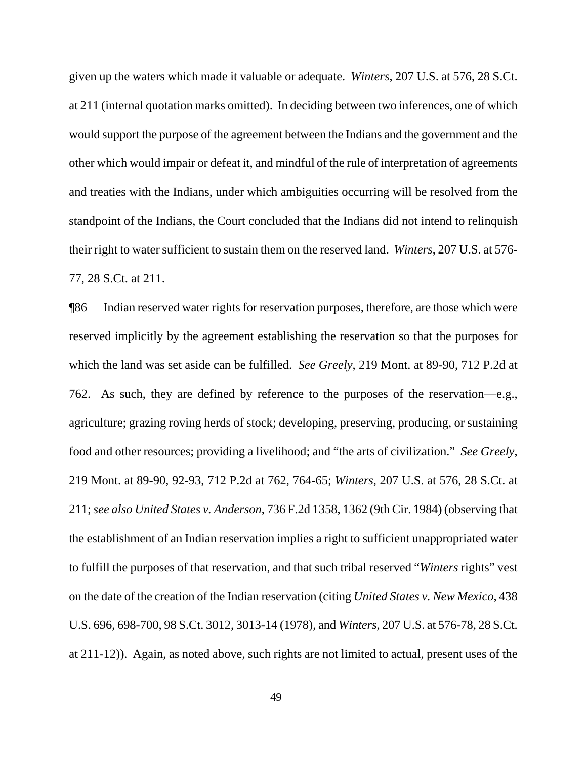given up the waters which made it valuable or adequate. *Winters*, 207 U.S. at 576, 28 S.Ct. at 211 (internal quotation marks omitted). In deciding between two inferences, one of which would support the purpose of the agreement between the Indians and the government and the other which would impair or defeat it, and mindful of the rule of interpretation of agreements and treaties with the Indians, under which ambiguities occurring will be resolved from the standpoint of the Indians, the Court concluded that the Indians did not intend to relinquish their right to water sufficient to sustain them on the reserved land. *Winters*, 207 U.S. at 576-77, 28 S.Ct. at 211.

¶86 Indian reserved water rights for reservation purposes, therefore, are those which were reserved implicitly by the agreement establishing the reservation so that the purposes for which the land was set aside can be fulfilled. *See Greely*, 219 Mont. at 89-90, 712 P.2d at 762. As such, they are defined by reference to the purposes of the reservation—e.g., agriculture; grazing roving herds of stock; developing, preserving, producing, or sustaining food and other resources; providing a livelihood; and "the arts of civilization." *See Greely*, 219 Mont. at 89-90, 92-93, 712 P.2d at 762, 764-65; *Winters*, 207 U.S. at 576, 28 S.Ct. at 211; *see also United States v. Anderson*, 736 F.2d 1358, 1362 (9th Cir. 1984) (observing that the establishment of an Indian reservation implies a right to sufficient unappropriated water to fulfill the purposes of that reservation, and that such tribal reserved "*Winters* rights" vest on the date of the creation of the Indian reservation (citing *United States v. New Mexico*, 438 U.S. 696, 698-700, 98 S.Ct. 3012, 3013-14 (1978), and *Winters*, 207 U.S. at 576-78, 28 S.Ct. at 211-12)). Again, as noted above, such rights are not limited to actual, present uses of the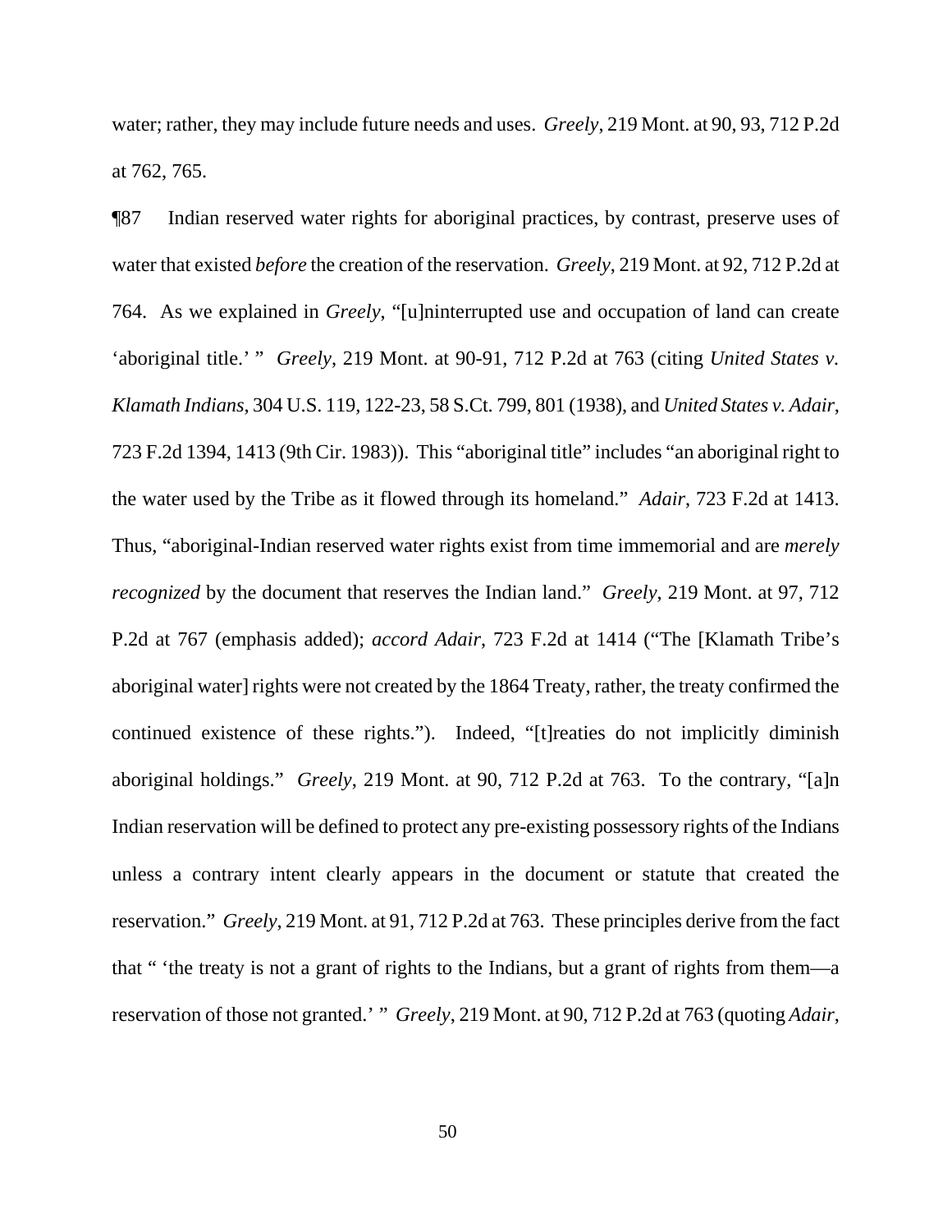water; rather, they may include future needs and uses. *Greely*, 219 Mont. at 90, 93, 712 P.2d at 762, 765.

¶87 Indian reserved water rights for aboriginal practices, by contrast, preserve uses of water that existed *before* the creation of the reservation. *Greely*, 219 Mont. at 92, 712 P.2d at 764. As we explained in *Greely*, "[u]ninterrupted use and occupation of land can create 'aboriginal title.' " *Greely*, 219 Mont. at 90-91, 712 P.2d at 763 (citing *United States v. Klamath Indians*, 304 U.S. 119, 122-23, 58 S.Ct. 799, 801 (1938), and *United States v. Adair*, 723 F.2d 1394, 1413 (9th Cir. 1983)). This "aboriginal title" includes "an aboriginal right to the water used by the Tribe as it flowed through its homeland." *Adair*, 723 F.2d at 1413. Thus, "aboriginal-Indian reserved water rights exist from time immemorial and are *merely recognized* by the document that reserves the Indian land." *Greely*, 219 Mont. at 97, 712 P.2d at 767 (emphasis added); *accord Adair*, 723 F.2d at 1414 ("The [Klamath Tribe's aboriginal water] rights were not created by the 1864 Treaty, rather, the treaty confirmed the continued existence of these rights."). Indeed, "[t]reaties do not implicitly diminish aboriginal holdings." *Greely*, 219 Mont. at 90, 712 P.2d at 763. To the contrary, "[a]n Indian reservation will be defined to protect any pre-existing possessory rights of the Indians unless a contrary intent clearly appears in the document or statute that created the reservation." *Greely*, 219 Mont. at 91, 712 P.2d at 763. These principles derive from the fact that " 'the treaty is not a grant of rights to the Indians, but a grant of rights from them—a reservation of those not granted.' " *Greely*, 219 Mont. at 90, 712 P.2d at 763 (quoting *Adair*,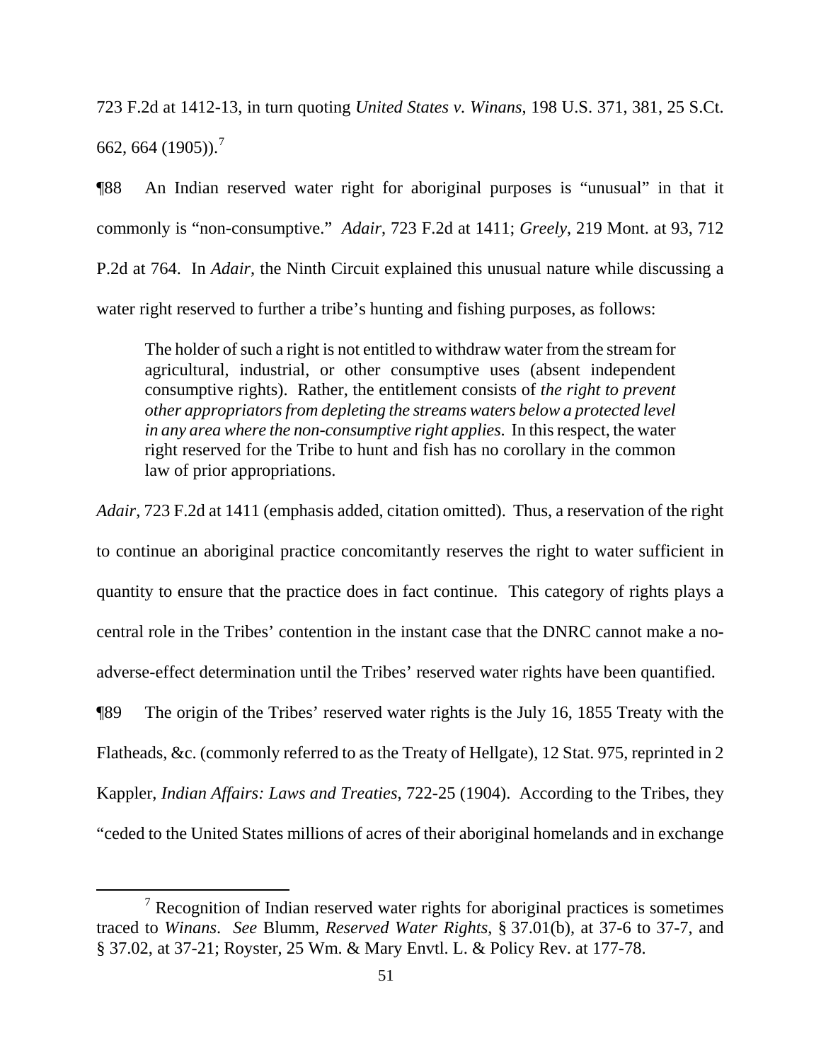723 F.2d at 1412-13, in turn quoting *United States v. Winans*, 198 U.S. 371, 381, 25 S.Ct. 662, 664 (1905)).[7]

¶88 An Indian reserved water right for aboriginal purposes is "unusual" in that it commonly is "non-consumptive." *Adair*, 723 F.2d at 1411; *Greely*, 219 Mont. at 93, 712 P.2d at 764. In *Adair*, the Ninth Circuit explained this unusual nature while discussing a water right reserved to further a tribe's hunting and fishing purposes, as follows:

> The holder of such a right is not entitled to withdraw water from the stream for agricultural, industrial, or other consumptive uses (absent independent consumptive rights). Rather, the entitlement consists of *the right to prevent other appropriators from depleting the streams waters below a protected level in any area where the non-consumptive right applies*. In this respect, the water right reserved for the Tribe to hunt and fish has no corollary in the common law of prior appropriations.

*Adair*, 723 F.2d at 1411 (emphasis added, citation omitted). Thus, a reservation of the right to continue an aboriginal practice concomitantly reserves the right to water sufficient in quantity to ensure that the practice does in fact continue. This category of rights plays a central role in the Tribes' contention in the instant case that the DNRC cannot make a no-adverse-effect determination until the Tribes' reserved water rights have been quantified.

¶89 The origin of the Tribes' reserved water rights is the July 16, 1855 Treaty with the Flatheads, &c. (commonly referred to as the Treaty of Hellgate), 12 Stat. 975, reprinted in 2 Kappler, *Indian Affairs: Laws and Treaties*, 722-25 (1904). According to the Tribes, they "ceded to the United States millions of acres of their aboriginal homelands and in exchange

---

[7] Recognition of Indian reserved water rights for aboriginal practices is sometimes traced to *Winans*. *See* Blumm, *Reserved Water Rights*, § 37.01(b), at 37-6 to 37-7, and § 37.02, at 37-21; Royster, 25 Wm. & Mary Envtl. L. & Policy Rev. at 177-78.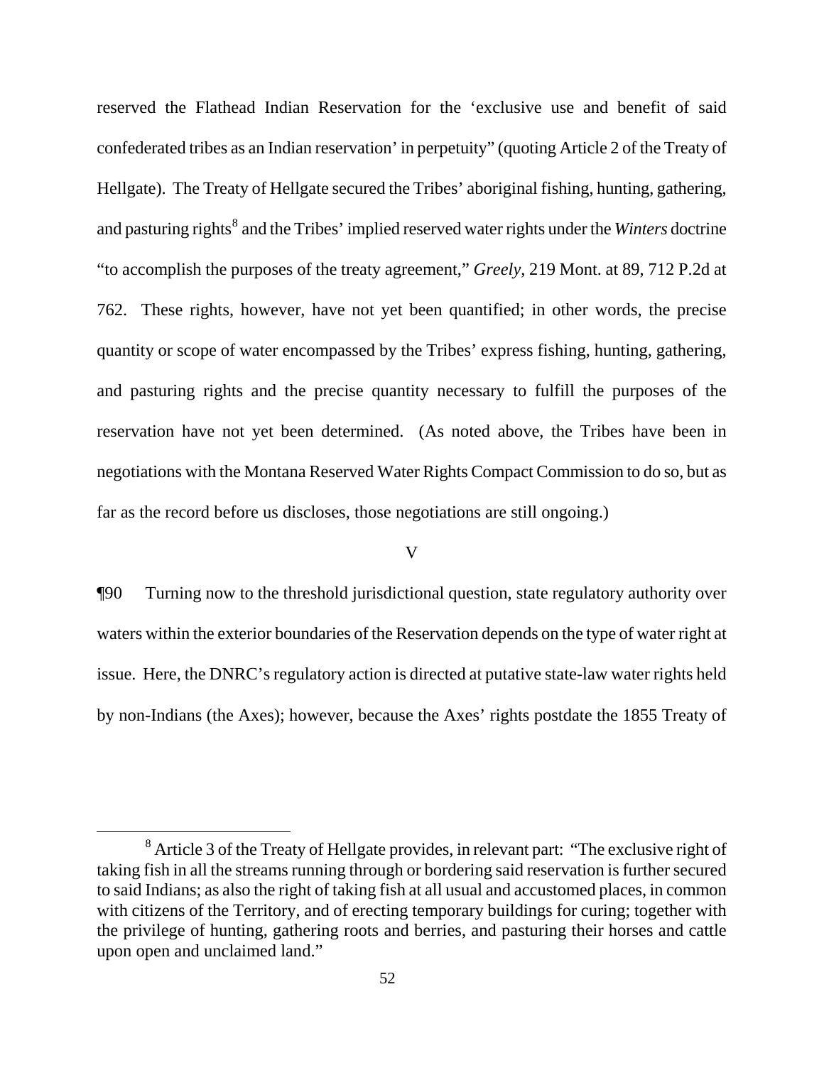reserved the Flathead Indian Reservation for the 'exclusive use and benefit of said confederated tribes as an Indian reservation' in perpetuity" (quoting Article 2 of the Treaty of Hellgate). The Treaty of Hellgate secured the Tribes' aboriginal fishing, hunting, gathering, and pasturing rights[8] and the Tribes' implied reserved water rights under the *Winters* doctrine "to accomplish the purposes of the treaty agreement," *Greely*, 219 Mont. at 89, 712 P.2d at 762. These rights, however, have not yet been quantified; in other words, the precise quantity or scope of water encompassed by the Tribes' express fishing, hunting, gathering, and pasturing rights and the precise quantity necessary to fulfill the purposes of the reservation have not yet been determined. (As noted above, the Tribes have been in negotiations with the Montana Reserved Water Rights Compact Commission to do so, but as far as the record before us discloses, those negotiations are still ongoing.)

## V

¶90 Turning now to the threshold jurisdictional question, state regulatory authority over waters within the exterior boundaries of the Reservation depends on the type of water right at issue. Here, the DNRC's regulatory action is directed at putative state-law water rights held by non-Indians (the Axes); however, because the Axes' rights postdate the 1855 Treaty of

---

[8] Article 3 of the Treaty of Hellgate provides, in relevant part: "The exclusive right of taking fish in all the streams running through or bordering said reservation is further secured to said Indians; as also the right of taking fish at all usual and accustomed places, in common with citizens of the Territory, and of erecting temporary buildings for curing; together with the privilege of hunting, gathering roots and berries, and pasturing their horses and cattle upon open and unclaimed land."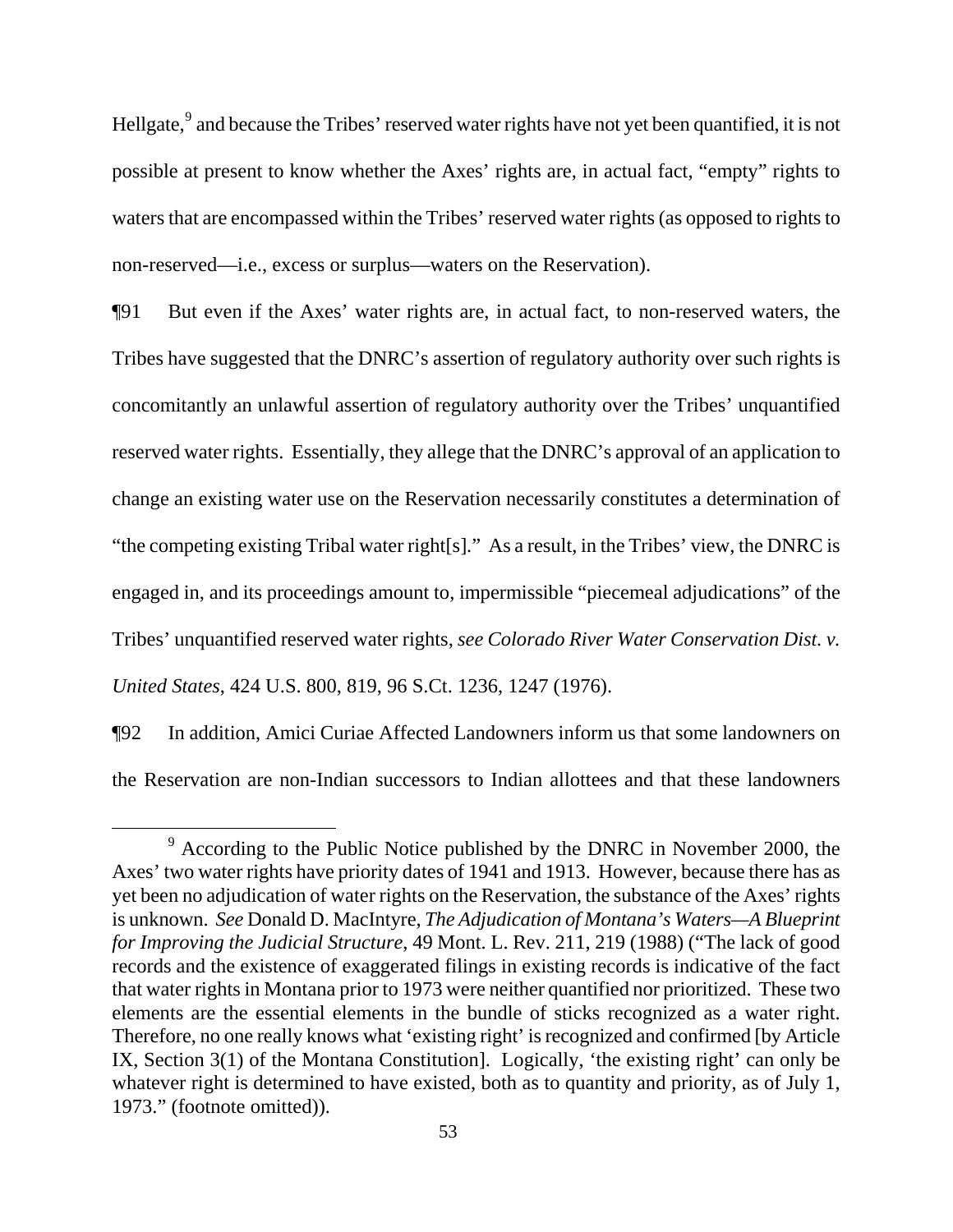Hellgate,[9] and because the Tribes' reserved water rights have not yet been quantified, it is not possible at present to know whether the Axes' rights are, in actual fact, "empty" rights to waters that are encompassed within the Tribes' reserved water rights (as opposed to rights to non-reserved—i.e., excess or surplus—waters on the Reservation).

¶91 But even if the Axes' water rights are, in actual fact, to non-reserved waters, the Tribes have suggested that the DNRC's assertion of regulatory authority over such rights is concomitantly an unlawful assertion of regulatory authority over the Tribes' unquantified reserved water rights. Essentially, they allege that the DNRC's approval of an application to change an existing water use on the Reservation necessarily constitutes a determination of "the competing existing Tribal water right[s]." As a result, in the Tribes' view, the DNRC is engaged in, and its proceedings amount to, impermissible "piecemeal adjudications" of the Tribes' unquantified reserved water rights, *see Colorado River Water Conservation Dist. v. United States*, 424 U.S. 800, 819, 96 S.Ct. 1236, 1247 (1976).

¶92 In addition, Amici Curiae Affected Landowners inform us that some landowners on the Reservation are non-Indian successors to Indian allottees and that these landowners

[9] According to the Public Notice published by the DNRC in November 2000, the Axes' two water rights have priority dates of 1941 and 1913. However, because there has as yet been no adjudication of water rights on the Reservation, the substance of the Axes' rights is unknown. *See* Donald D. MacIntyre, *The Adjudication of Montana's Waters—A Blueprint for Improving the Judicial Structure*, 49 Mont. L. Rev. 211, 219 (1988) ("The lack of good records and the existence of exaggerated filings in existing records is indicative of the fact that water rights in Montana prior to 1973 were neither quantified nor prioritized. These two elements are the essential elements in the bundle of sticks recognized as a water right. Therefore, no one really knows what 'existing right' is recognized and confirmed [by Article IX, Section 3(1) of the Montana Constitution]. Logically, 'the existing right' can only be whatever right is determined to have existed, both as to quantity and priority, as of July 1, 1973." (footnote omitted)).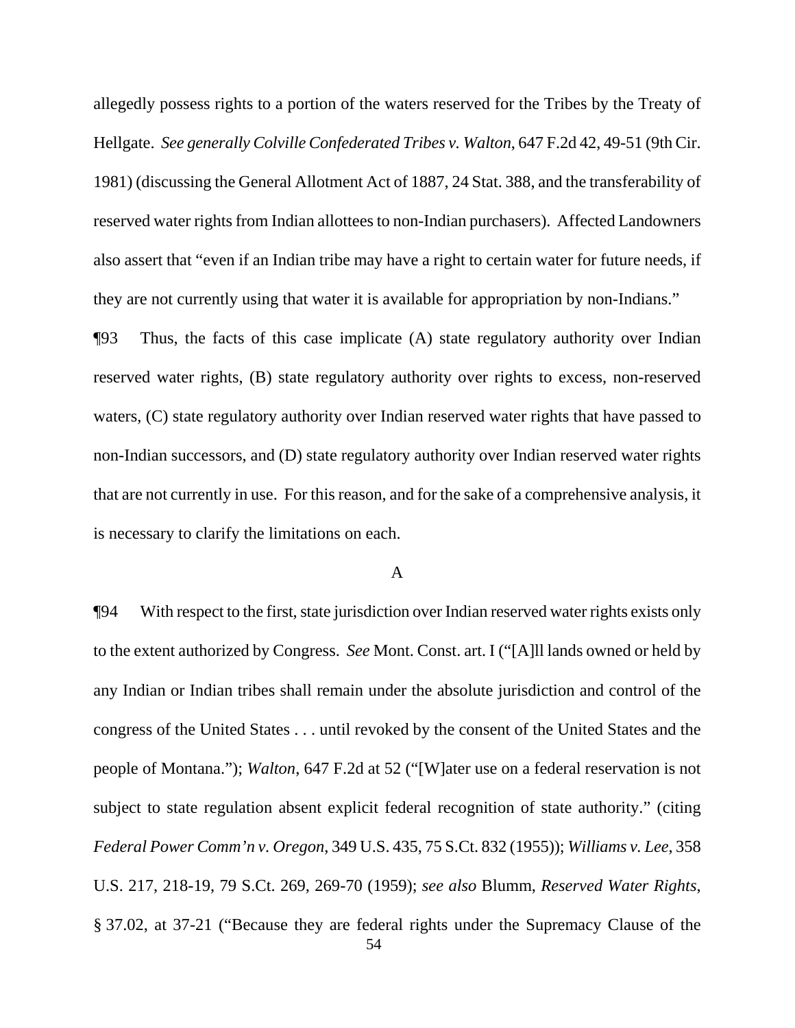allegedly possess rights to a portion of the waters reserved for the Tribes by the Treaty of Hellgate. *See generally Colville Confederated Tribes v. Walton*, 647 F.2d 42, 49-51 (9th Cir. 1981) (discussing the General Allotment Act of 1887, 24 Stat. 388, and the transferability of reserved water rights from Indian allottees to non-Indian purchasers). Affected Landowners also assert that "even if an Indian tribe may have a right to certain water for future needs, if they are not currently using that water it is available for appropriation by non-Indians."

¶93 Thus, the facts of this case implicate (A) state regulatory authority over Indian reserved water rights, (B) state regulatory authority over rights to excess, non-reserved waters, (C) state regulatory authority over Indian reserved water rights that have passed to non-Indian successors, and (D) state regulatory authority over Indian reserved water rights that are not currently in use. For this reason, and for the sake of a comprehensive analysis, it is necessary to clarify the limitations on each.

A

¶94 With respect to the first, state jurisdiction over Indian reserved water rights exists only to the extent authorized by Congress. *See* Mont. Const. art. I ("[A]ll lands owned or held by any Indian or Indian tribes shall remain under the absolute jurisdiction and control of the congress of the United States . . . until revoked by the consent of the United States and the people of Montana."); *Walton*, 647 F.2d at 52 ("[W]ater use on a federal reservation is not subject to state regulation absent explicit federal recognition of state authority." (citing *Federal Power Comm'n v. Oregon*, 349 U.S. 435, 75 S.Ct. 832 (1955)); *Williams v. Lee*, 358 U.S. 217, 218-19, 79 S.Ct. 269, 269-70 (1959); *see also* Blumm, *Reserved Water Rights*, § 37.02, at 37-21 ("Because they are federal rights under the Supremacy Clause of the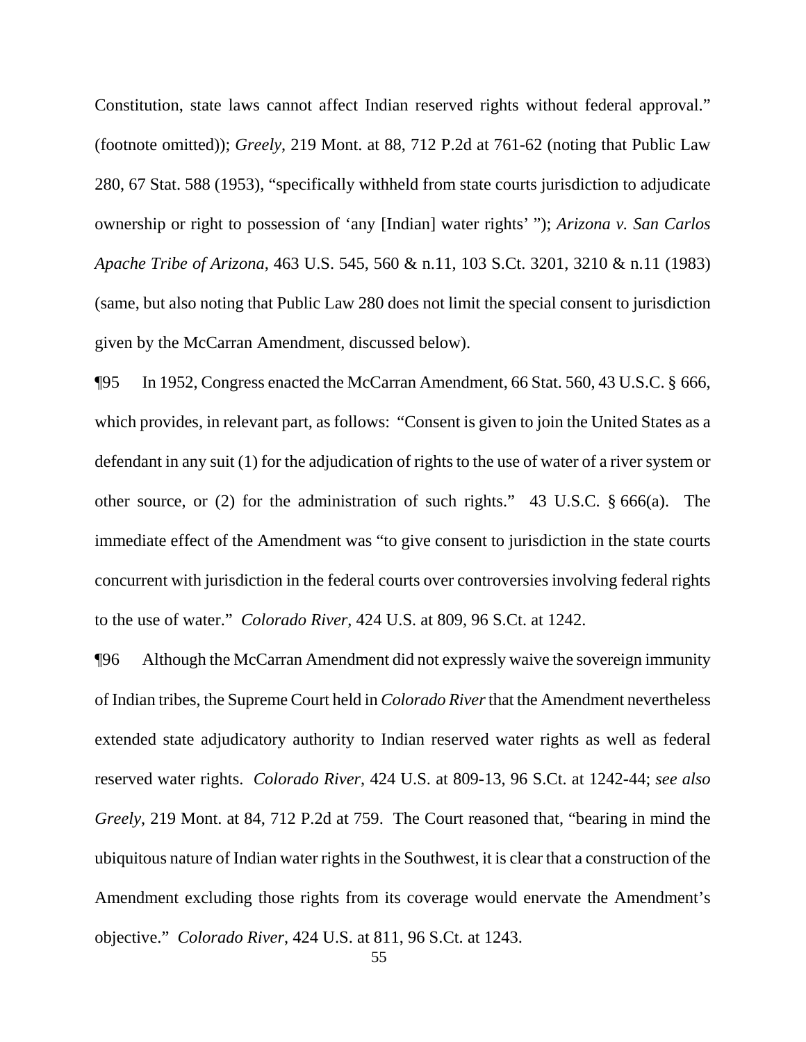Constitution, state laws cannot affect Indian reserved rights without federal approval." (footnote omitted)); *Greely*, 219 Mont. at 88, 712 P.2d at 761-62 (noting that Public Law 280, 67 Stat. 588 (1953), "specifically withheld from state courts jurisdiction to adjudicate ownership or right to possession of 'any [Indian] water rights' "); *Arizona v. San Carlos Apache Tribe of Arizona*, 463 U.S. 545, 560 & n.11, 103 S.Ct. 3201, 3210 & n.11 (1983) (same, but also noting that Public Law 280 does not limit the special consent to jurisdiction given by the McCarran Amendment, discussed below).

¶95 In 1952, Congress enacted the McCarran Amendment, 66 Stat. 560, 43 U.S.C. § 666, which provides, in relevant part, as follows: "Consent is given to join the United States as a defendant in any suit (1) for the adjudication of rights to the use of water of a river system or other source, or (2) for the administration of such rights." 43 U.S.C. § 666(a). The immediate effect of the Amendment was "to give consent to jurisdiction in the state courts concurrent with jurisdiction in the federal courts over controversies involving federal rights to the use of water." *Colorado River*, 424 U.S. at 809, 96 S.Ct. at 1242.

¶96 Although the McCarran Amendment did not expressly waive the sovereign immunity of Indian tribes, the Supreme Court held in *Colorado River* that the Amendment nevertheless extended state adjudicatory authority to Indian reserved water rights as well as federal reserved water rights. *Colorado River*, 424 U.S. at 809-13, 96 S.Ct. at 1242-44; *see also Greely*, 219 Mont. at 84, 712 P.2d at 759. The Court reasoned that, "bearing in mind the ubiquitous nature of Indian water rights in the Southwest, it is clear that a construction of the Amendment excluding those rights from its coverage would enervate the Amendment's objective." *Colorado River*, 424 U.S. at 811, 96 S.Ct. at 1243.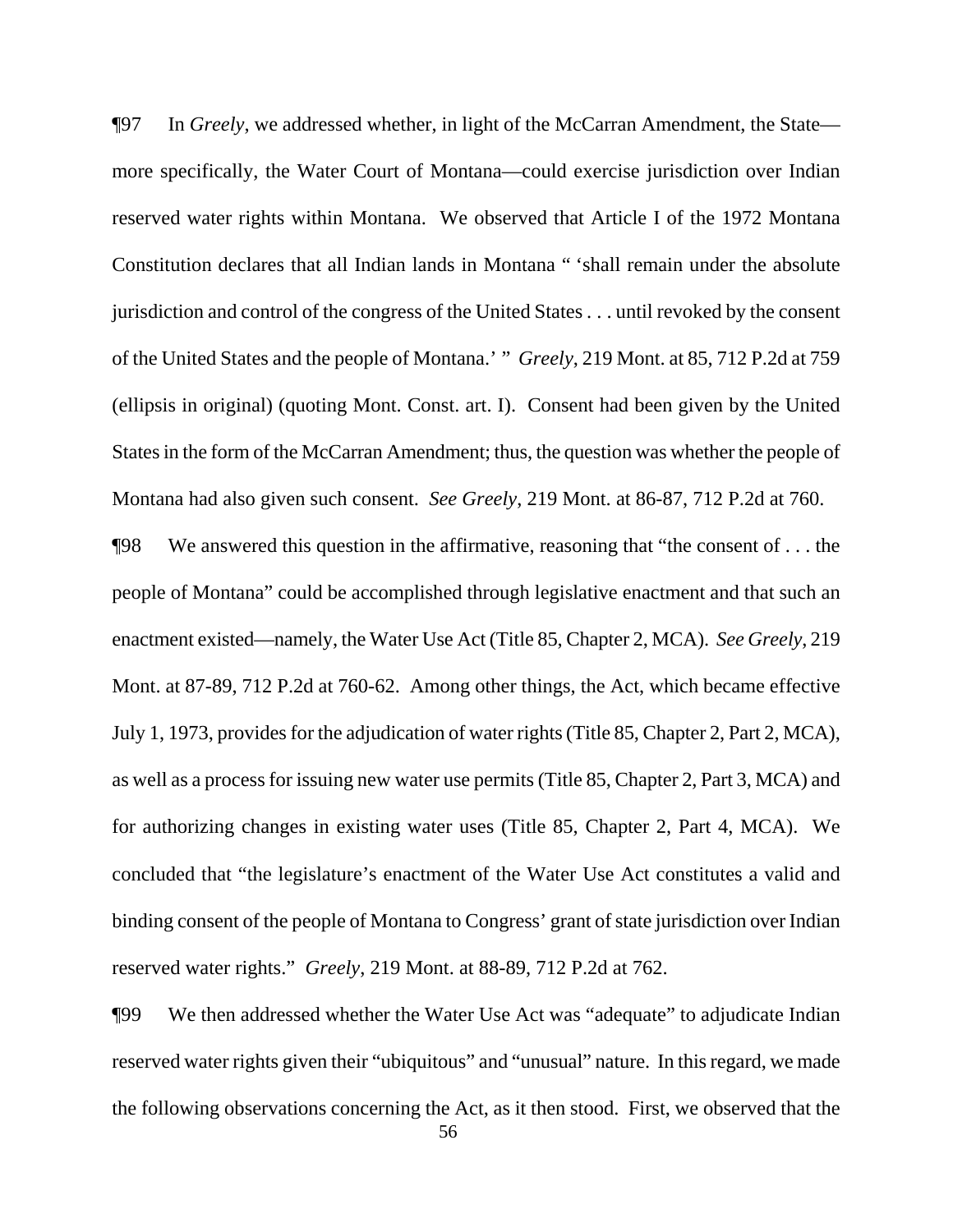¶97 In *Greely*, we addressed whether, in light of the McCarran Amendment, the State—more specifically, the Water Court of Montana—could exercise jurisdiction over Indian reserved water rights within Montana. We observed that Article I of the 1972 Montana Constitution declares that all Indian lands in Montana " 'shall remain under the absolute jurisdiction and control of the congress of the United States . . . until revoked by the consent of the United States and the people of Montana.' " *Greely*, 219 Mont. at 85, 712 P.2d at 759 (ellipsis in original) (quoting Mont. Const. art. I). Consent had been given by the United States in the form of the McCarran Amendment; thus, the question was whether the people of Montana had also given such consent. *See Greely*, 219 Mont. at 86-87, 712 P.2d at 760.

¶98 We answered this question in the affirmative, reasoning that "the consent of . . . the people of Montana" could be accomplished through legislative enactment and that such an enactment existed—namely, the Water Use Act (Title 85, Chapter 2, MCA). *See Greely*, 219 Mont. at 87-89, 712 P.2d at 760-62. Among other things, the Act, which became effective July 1, 1973, provides for the adjudication of water rights (Title 85, Chapter 2, Part 2, MCA), as well as a process for issuing new water use permits (Title 85, Chapter 2, Part 3, MCA) and for authorizing changes in existing water uses (Title 85, Chapter 2, Part 4, MCA). We concluded that "the legislature's enactment of the Water Use Act constitutes a valid and binding consent of the people of Montana to Congress' grant of state jurisdiction over Indian reserved water rights." *Greely*, 219 Mont. at 88-89, 712 P.2d at 762.

¶99 We then addressed whether the Water Use Act was "adequate" to adjudicate Indian reserved water rights given their "ubiquitous" and "unusual" nature. In this regard, we made the following observations concerning the Act, as it then stood. First, we observed that the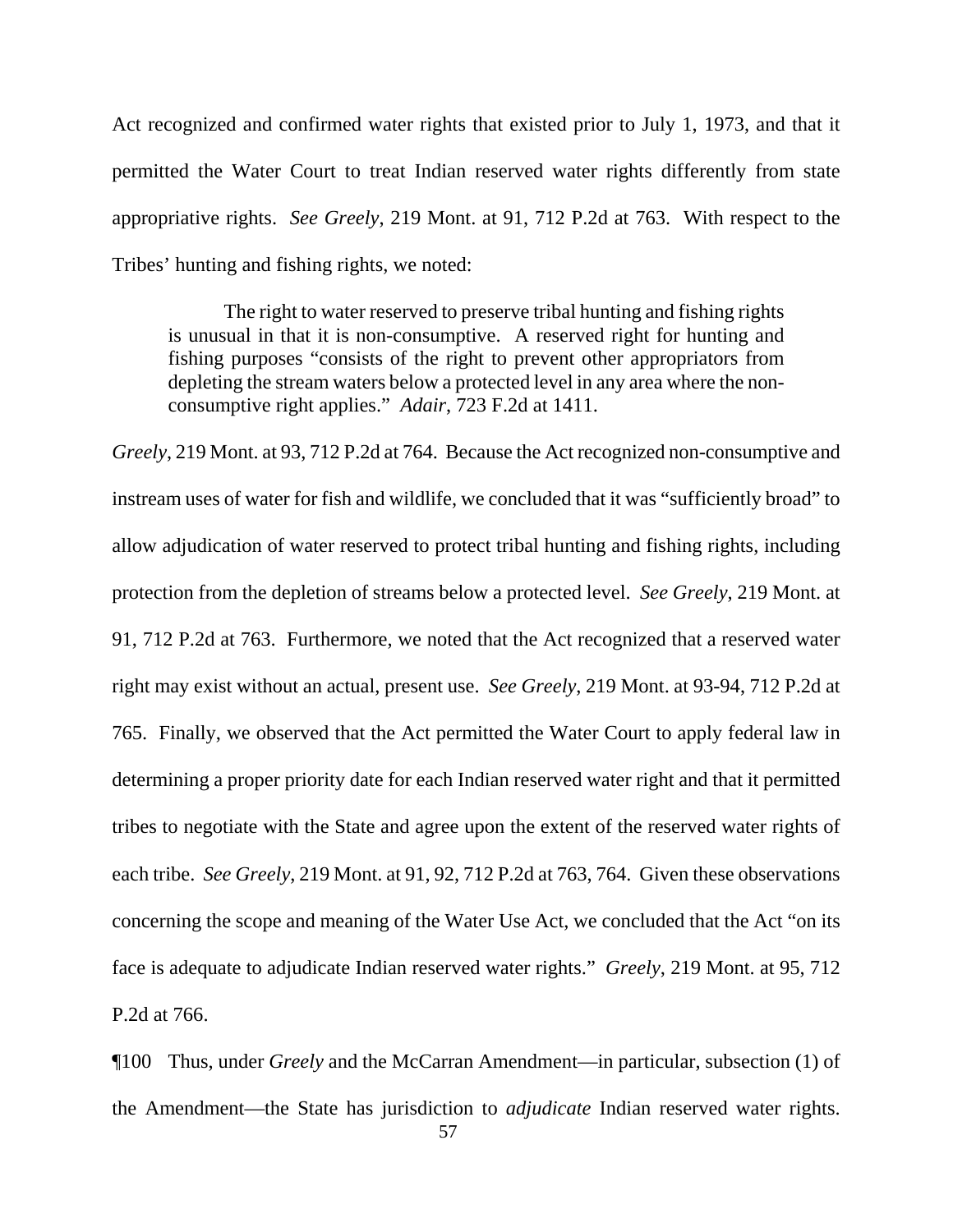Act recognized and confirmed water rights that existed prior to July 1, 1973, and that it permitted the Water Court to treat Indian reserved water rights differently from state appropriative rights. *See Greely*, 219 Mont. at 91, 712 P.2d at 763. With respect to the Tribes' hunting and fishing rights, we noted:

> The right to water reserved to preserve tribal hunting and fishing rights is unusual in that it is non-consumptive. A reserved right for hunting and fishing purposes "consists of the right to prevent other appropriators from depleting the stream waters below a protected level in any area where the non-consumptive right applies." *Adair*, 723 F.2d at 1411.

*Greely*, 219 Mont. at 93, 712 P.2d at 764. Because the Act recognized non-consumptive and instream uses of water for fish and wildlife, we concluded that it was "sufficiently broad" to allow adjudication of water reserved to protect tribal hunting and fishing rights, including protection from the depletion of streams below a protected level. *See Greely*, 219 Mont. at 91, 712 P.2d at 763. Furthermore, we noted that the Act recognized that a reserved water right may exist without an actual, present use. *See Greely*, 219 Mont. at 93-94, 712 P.2d at 765. Finally, we observed that the Act permitted the Water Court to apply federal law in determining a proper priority date for each Indian reserved water right and that it permitted tribes to negotiate with the State and agree upon the extent of the reserved water rights of each tribe. *See Greely*, 219 Mont. at 91, 92, 712 P.2d at 763, 764. Given these observations concerning the scope and meaning of the Water Use Act, we concluded that the Act "on its face is adequate to adjudicate Indian reserved water rights." *Greely*, 219 Mont. at 95, 712 P.2d at 766.

¶100 Thus, under *Greely* and the McCarran Amendment—in particular, subsection (1) of the Amendment—the State has jurisdiction to *adjudicate* Indian reserved water rights.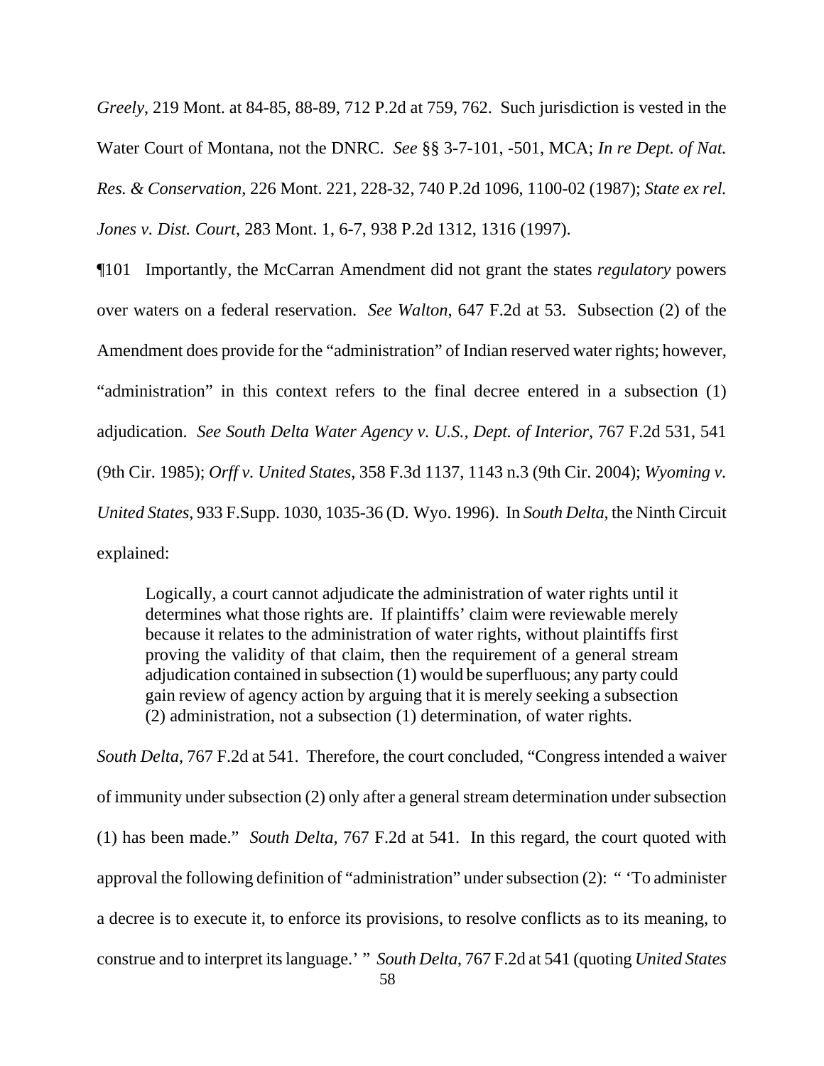*Greely*, 219 Mont. at 84-85, 88-89, 712 P.2d at 759, 762. Such jurisdiction is vested in the Water Court of Montana, not the DNRC. *See* §§ 3-7-101, -501, MCA; *In re Dept. of Nat. Res. & Conservation*, 226 Mont. 221, 228-32, 740 P.2d 1096, 1100-02 (1987); *State ex rel. Jones v. Dist. Court*, 283 Mont. 1, 6-7, 938 P.2d 1312, 1316 (1997).

¶101 Importantly, the McCarran Amendment did not grant the states *regulatory* powers over waters on a federal reservation. *See Walton*, 647 F.2d at 53. Subsection (2) of the Amendment does provide for the "administration" of Indian reserved water rights; however, "administration" in this context refers to the final decree entered in a subsection (1) adjudication. *See South Delta Water Agency v. U.S., Dept. of Interior*, 767 F.2d 531, 541 (9th Cir. 1985); *Orff v. United States*, 358 F.3d 1137, 1143 n.3 (9th Cir. 2004); *Wyoming v. United States*, 933 F.Supp. 1030, 1035-36 (D. Wyo. 1996). In *South Delta*, the Ninth Circuit explained:

> Logically, a court cannot adjudicate the administration of water rights until it determines what those rights are. If plaintiffs' claim were reviewable merely because it relates to the administration of water rights, without plaintiffs first proving the validity of that claim, then the requirement of a general stream adjudication contained in subsection (1) would be superfluous; any party could gain review of agency action by arguing that it is merely seeking a subsection (2) administration, not a subsection (1) determination, of water rights.

*South Delta*, 767 F.2d at 541. Therefore, the court concluded, "Congress intended a waiver of immunity under subsection (2) only after a general stream determination under subsection (1) has been made." *South Delta*, 767 F.2d at 541. In this regard, the court quoted with approval the following definition of "administration" under subsection (2): " 'To administer a decree is to execute it, to enforce its provisions, to resolve conflicts as to its meaning, to construe and to interpret its language.' " *South Delta*, 767 F.2d at 541 (quoting *United States*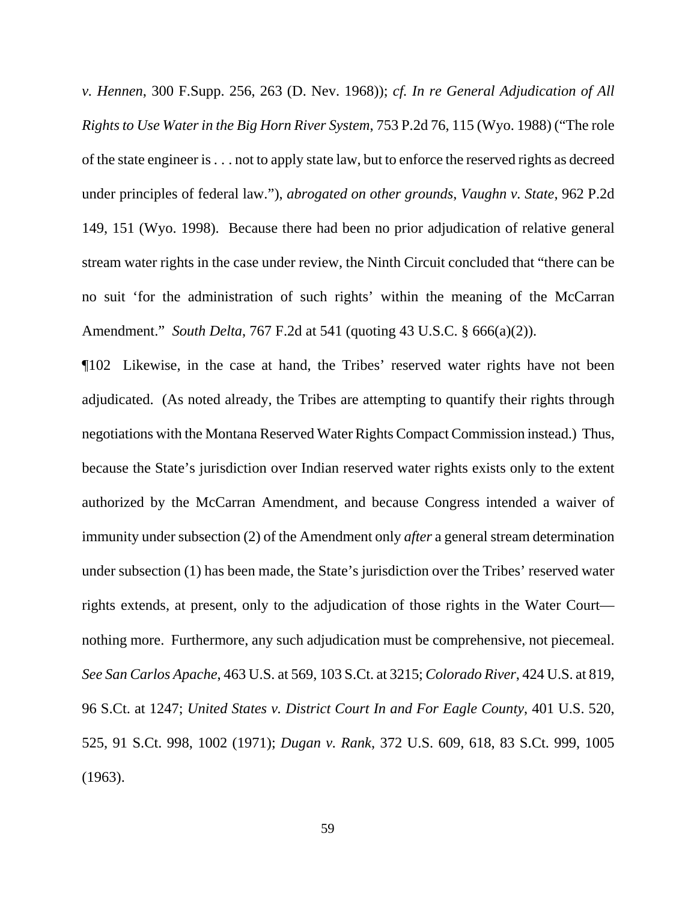*v. Hennen*, 300 F.Supp. 256, 263 (D. Nev. 1968)); *cf. In re General Adjudication of All Rights to Use Water in the Big Horn River System*, 753 P.2d 76, 115 (Wyo. 1988) ("The role of the state engineer is . . . not to apply state law, but to enforce the reserved rights as decreed under principles of federal law."), *abrogated on other grounds*, *Vaughn v. State*, 962 P.2d 149, 151 (Wyo. 1998). Because there had been no prior adjudication of relative general stream water rights in the case under review, the Ninth Circuit concluded that "there can be no suit 'for the administration of such rights' within the meaning of the McCarran Amendment." *South Delta*, 767 F.2d at 541 (quoting 43 U.S.C. § 666(a)(2)).

¶102 Likewise, in the case at hand, the Tribes' reserved water rights have not been adjudicated. (As noted already, the Tribes are attempting to quantify their rights through negotiations with the Montana Reserved Water Rights Compact Commission instead.) Thus, because the State's jurisdiction over Indian reserved water rights exists only to the extent authorized by the McCarran Amendment, and because Congress intended a waiver of immunity under subsection (2) of the Amendment only *after* a general stream determination under subsection (1) has been made, the State's jurisdiction over the Tribes' reserved water rights extends, at present, only to the adjudication of those rights in the Water Court—nothing more. Furthermore, any such adjudication must be comprehensive, not piecemeal. *See San Carlos Apache*, 463 U.S. at 569, 103 S.Ct. at 3215; *Colorado River*, 424 U.S. at 819, 96 S.Ct. at 1247; *United States v. District Court In and For Eagle County*, 401 U.S. 520, 525, 91 S.Ct. 998, 1002 (1971); *Dugan v. Rank*, 372 U.S. 609, 618, 83 S.Ct. 999, 1005 (1963).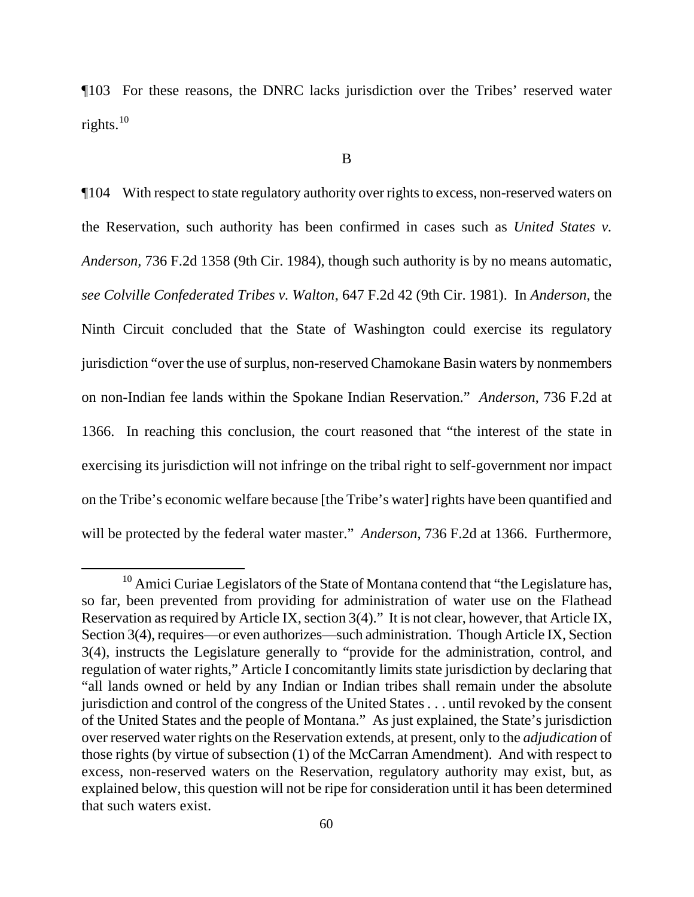¶103 For these reasons, the DNRC lacks jurisdiction over the Tribes' reserved water rights.[10]

B

¶104 With respect to state regulatory authority over rights to excess, non-reserved waters on the Reservation, such authority has been confirmed in cases such as *United States v. Anderson*, 736 F.2d 1358 (9th Cir. 1984), though such authority is by no means automatic, *see Colville Confederated Tribes v. Walton*, 647 F.2d 42 (9th Cir. 1981). In *Anderson*, the Ninth Circuit concluded that the State of Washington could exercise its regulatory jurisdiction "over the use of surplus, non-reserved Chamokane Basin waters by nonmembers on non-Indian fee lands within the Spokane Indian Reservation." *Anderson*, 736 F.2d at 1366. In reaching this conclusion, the court reasoned that "the interest of the state in exercising its jurisdiction will not infringe on the tribal right to self-government nor impact on the Tribe's economic welfare because [the Tribe's water] rights have been quantified and will be protected by the federal water master." *Anderson*, 736 F.2d at 1366. Furthermore,

[10] Amici Curiae Legislators of the State of Montana contend that "the Legislature has, so far, been prevented from providing for administration of water use on the Flathead Reservation as required by Article IX, section 3(4)." It is not clear, however, that Article IX, Section 3(4), requires—or even authorizes—such administration. Though Article IX, Section 3(4), instructs the Legislature generally to "provide for the administration, control, and regulation of water rights," Article I concomitantly limits state jurisdiction by declaring that "all lands owned or held by any Indian or Indian tribes shall remain under the absolute jurisdiction and control of the congress of the United States . . . until revoked by the consent of the United States and the people of Montana." As just explained, the State's jurisdiction over reserved water rights on the Reservation extends, at present, only to the *adjudication* of those rights (by virtue of subsection (1) of the McCarran Amendment). And with respect to excess, non-reserved waters on the Reservation, regulatory authority may exist, but, as explained below, this question will not be ripe for consideration until it has been determined that such waters exist.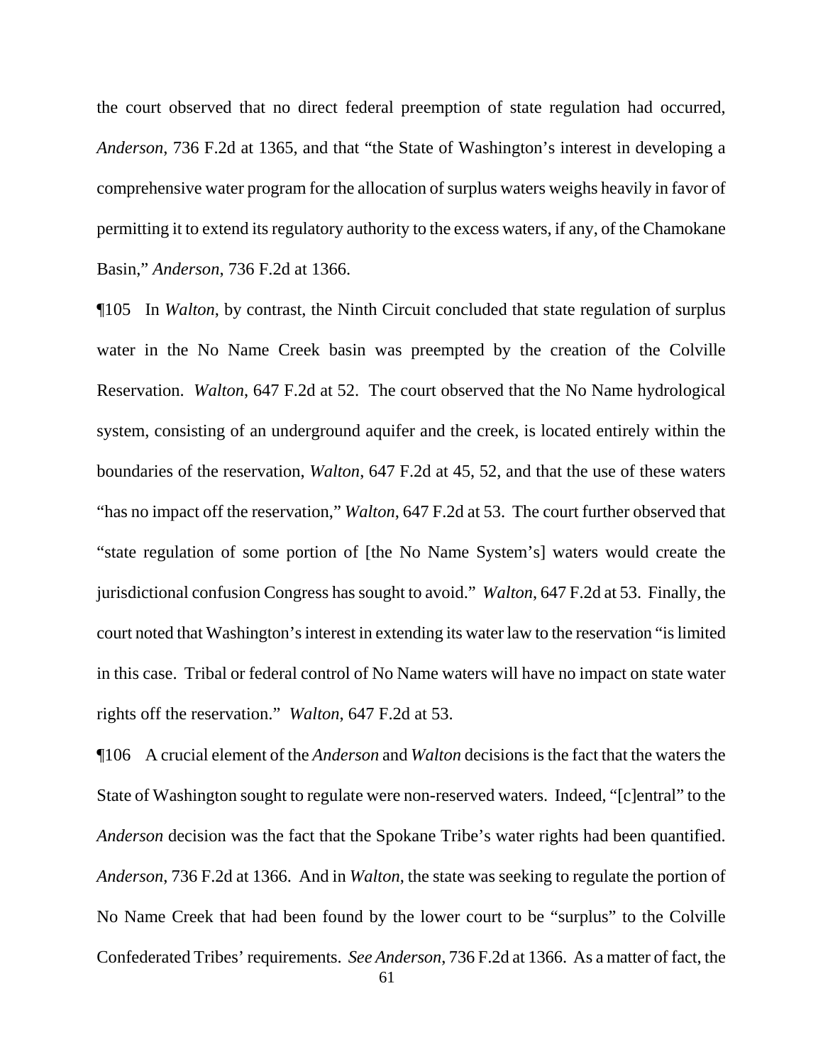the court observed that no direct federal preemption of state regulation had occurred, *Anderson*, 736 F.2d at 1365, and that "the State of Washington's interest in developing a comprehensive water program for the allocation of surplus waters weighs heavily in favor of permitting it to extend its regulatory authority to the excess waters, if any, of the Chamokane Basin," *Anderson*, 736 F.2d at 1366.

¶105 In *Walton*, by contrast, the Ninth Circuit concluded that state regulation of surplus water in the No Name Creek basin was preempted by the creation of the Colville Reservation. *Walton*, 647 F.2d at 52. The court observed that the No Name hydrological system, consisting of an underground aquifer and the creek, is located entirely within the boundaries of the reservation, *Walton*, 647 F.2d at 45, 52, and that the use of these waters "has no impact off the reservation," *Walton*, 647 F.2d at 53. The court further observed that "state regulation of some portion of [the No Name System's] waters would create the jurisdictional confusion Congress has sought to avoid." *Walton*, 647 F.2d at 53. Finally, the court noted that Washington's interest in extending its water law to the reservation "is limited in this case. Tribal or federal control of No Name waters will have no impact on state water rights off the reservation." *Walton*, 647 F.2d at 53.

¶106 A crucial element of the *Anderson* and *Walton* decisions is the fact that the waters the State of Washington sought to regulate were non-reserved waters. Indeed, "[c]entral" to the *Anderson* decision was the fact that the Spokane Tribe's water rights had been quantified. *Anderson*, 736 F.2d at 1366. And in *Walton*, the state was seeking to regulate the portion of No Name Creek that had been found by the lower court to be "surplus" to the Colville Confederated Tribes' requirements. *See Anderson*, 736 F.2d at 1366. As a matter of fact, the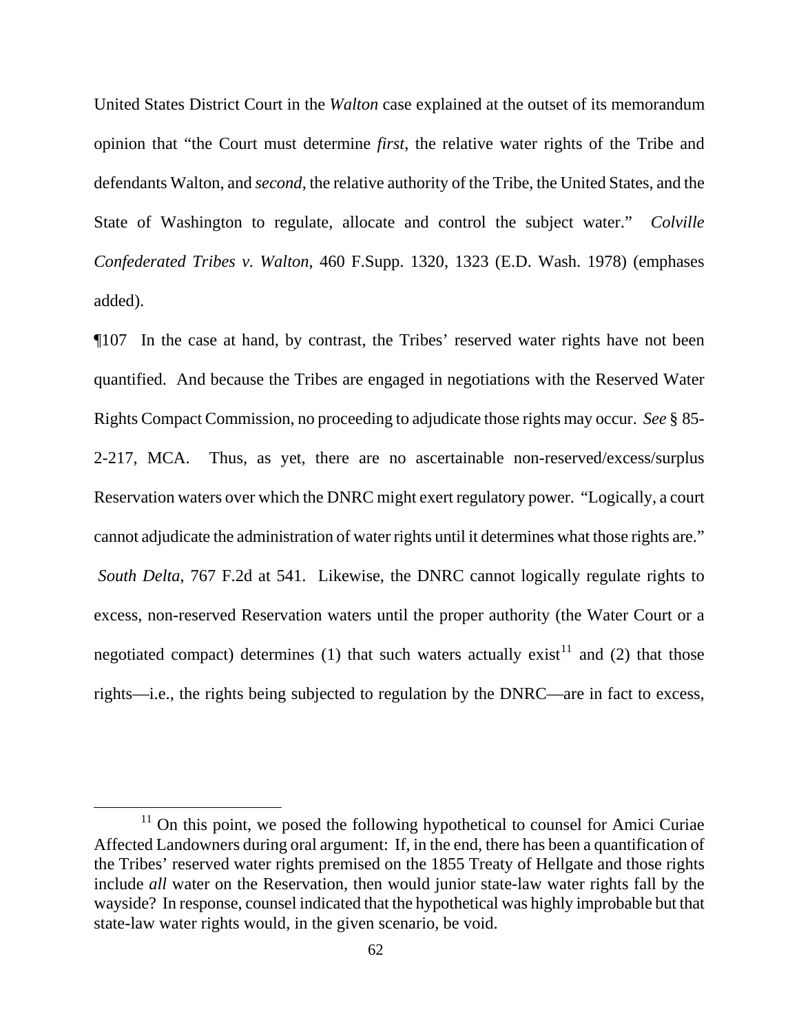United States District Court in the *Walton* case explained at the outset of its memorandum opinion that "the Court must determine *first*, the relative water rights of the Tribe and defendants Walton, and *second*, the relative authority of the Tribe, the United States, and the State of Washington to regulate, allocate and control the subject water." *Colville Confederated Tribes v. Walton*, 460 F.Supp. 1320, 1323 (E.D. Wash. 1978) (emphases added).

¶107 In the case at hand, by contrast, the Tribes' reserved water rights have not been quantified. And because the Tribes are engaged in negotiations with the Reserved Water Rights Compact Commission, no proceeding to adjudicate those rights may occur. *See* § 85-2-217, MCA. Thus, as yet, there are no ascertainable non-reserved/excess/surplus Reservation waters over which the DNRC might exert regulatory power. "Logically, a court cannot adjudicate the administration of water rights until it determines what those rights are." *South Delta*, 767 F.2d at 541. Likewise, the DNRC cannot logically regulate rights to excess, non-reserved Reservation waters until the proper authority (the Water Court or a negotiated compact) determines (1) that such waters actually exist[11] and (2) that those rights—i.e., the rights being subjected to regulation by the DNRC—are in fact to excess,

---

[11] On this point, we posed the following hypothetical to counsel for Amici Curiae Affected Landowners during oral argument: If, in the end, there has been a quantification of the Tribes' reserved water rights premised on the 1855 Treaty of Hellgate and those rights include *all* water on the Reservation, then would junior state-law water rights fall by the wayside? In response, counsel indicated that the hypothetical was highly improbable but that state-law water rights would, in the given scenario, be void.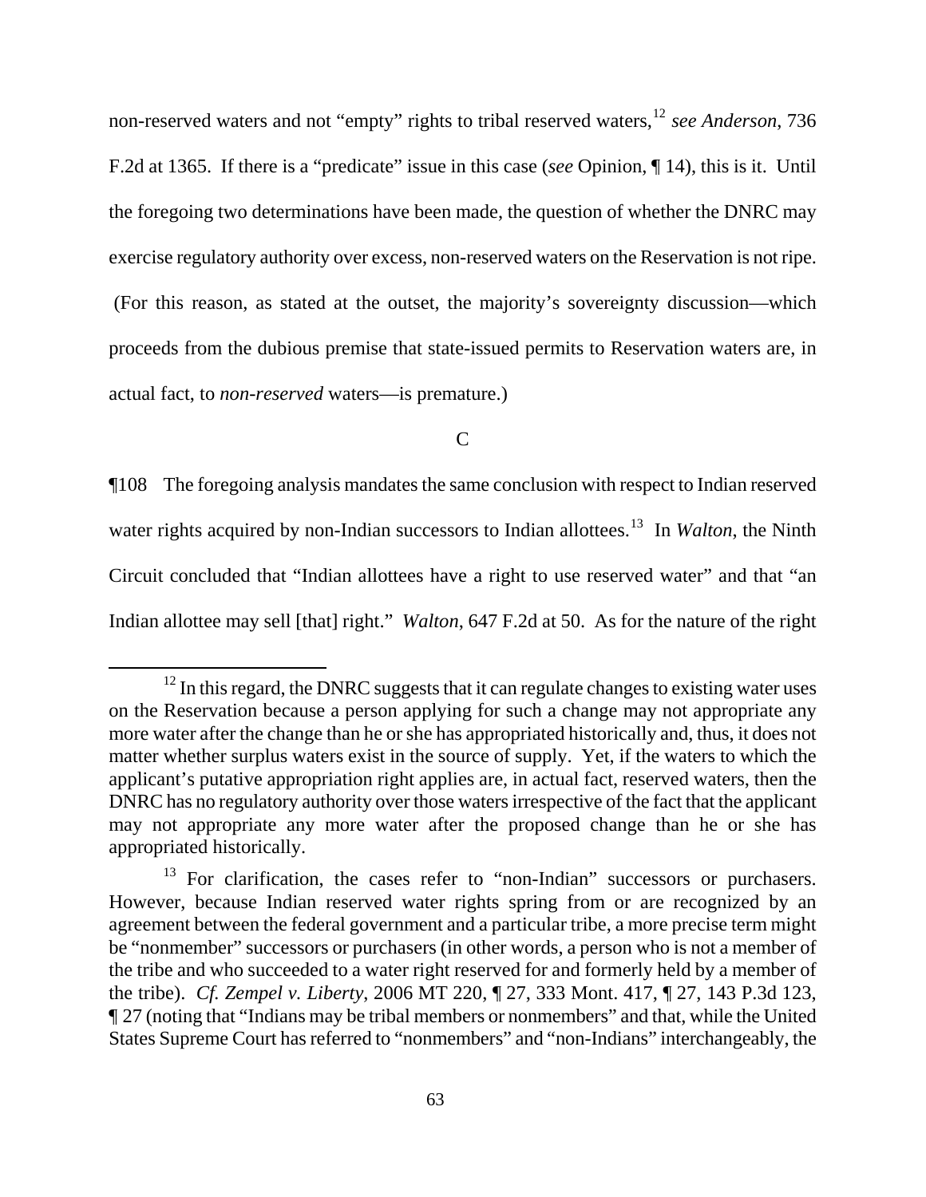non-reserved waters and not "empty" rights to tribal reserved waters,[12] *see Anderson*, 736 F.2d at 1365. If there is a "predicate" issue in this case (*see* Opinion, ¶ 14), this is it. Until the foregoing two determinations have been made, the question of whether the DNRC may exercise regulatory authority over excess, non-reserved waters on the Reservation is not ripe. (For this reason, as stated at the outset, the majority's sovereignty discussion—which proceeds from the dubious premise that state-issued permits to Reservation waters are, in actual fact, to *non-reserved* waters—is premature.)

C

¶108 The foregoing analysis mandates the same conclusion with respect to Indian reserved water rights acquired by non-Indian successors to Indian allottees.[13] In *Walton*, the Ninth Circuit concluded that "Indian allottees have a right to use reserved water" and that "an Indian allottee may sell [that] right." *Walton*, 647 F.2d at 50. As for the nature of the right

---

[12] In this regard, the DNRC suggests that it can regulate changes to existing water uses on the Reservation because a person applying for such a change may not appropriate any more water after the change than he or she has appropriated historically and, thus, it does not matter whether surplus waters exist in the source of supply. Yet, if the waters to which the applicant's putative appropriation right applies are, in actual fact, reserved waters, then the DNRC has no regulatory authority over those waters irrespective of the fact that the applicant may not appropriate any more water after the proposed change than he or she has appropriated historically.

[13] For clarification, the cases refer to "non-Indian" successors or purchasers. However, because Indian reserved water rights spring from or are recognized by an agreement between the federal government and a particular tribe, a more precise term might be "nonmember" successors or purchasers (in other words, a person who is not a member of the tribe and who succeeded to a water right reserved for and formerly held by a member of the tribe). *Cf. Zempel v. Liberty*, 2006 MT 220, ¶ 27, 333 Mont. 417, ¶ 27, 143 P.3d 123, ¶ 27 (noting that "Indians may be tribal members or nonmembers" and that, while the United States Supreme Court has referred to "nonmembers" and "non-Indians" interchangeably, the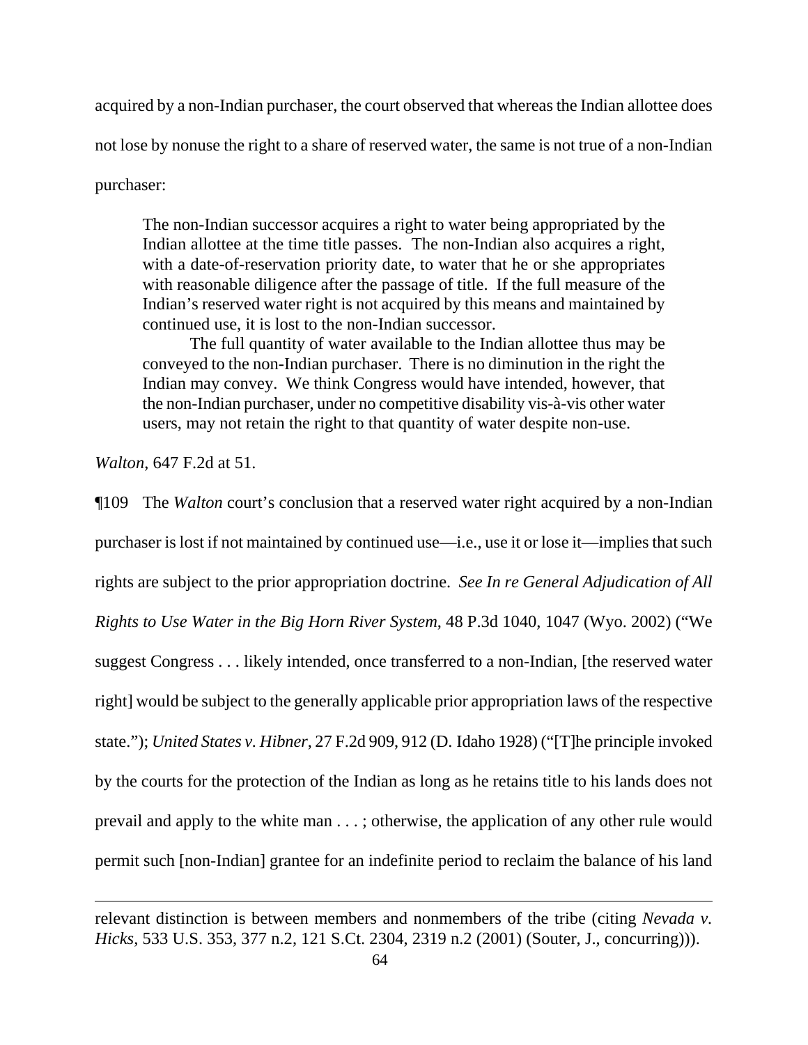acquired by a non-Indian purchaser, the court observed that whereas the Indian allottee does not lose by nonuse the right to a share of reserved water, the same is not true of a non-Indian purchaser:

> The non-Indian successor acquires a right to water being appropriated by the Indian allottee at the time title passes. The non-Indian also acquires a right, with a date-of-reservation priority date, to water that he or she appropriates with reasonable diligence after the passage of title. If the full measure of the Indian's reserved water right is not acquired by this means and maintained by continued use, it is lost to the non-Indian successor.
>
> The full quantity of water available to the Indian allottee thus may be conveyed to the non-Indian purchaser. There is no diminution in the right the Indian may convey. We think Congress would have intended, however, that the non-Indian purchaser, under no competitive disability vis-à-vis other water users, may not retain the right to that quantity of water despite non-use.

*Walton*, 647 F.2d at 51.

¶109 The *Walton* court's conclusion that a reserved water right acquired by a non-Indian purchaser is lost if not maintained by continued use—i.e., use it or lose it—implies that such rights are subject to the prior appropriation doctrine. *See In re General Adjudication of All Rights to Use Water in the Big Horn River System*, 48 P.3d 1040, 1047 (Wyo. 2002) ("We suggest Congress . . . likely intended, once transferred to a non-Indian, [the reserved water right] would be subject to the generally applicable prior appropriation laws of the respective state."); *United States v. Hibner*, 27 F.2d 909, 912 (D. Idaho 1928) ("[T]he principle invoked by the courts for the protection of the Indian as long as he retains title to his lands does not prevail and apply to the white man . . . ; otherwise, the application of any other rule would permit such [non-Indian] grantee for an indefinite period to reclaim the balance of his land

---

relevant distinction is between members and nonmembers of the tribe (citing *Nevada v. Hicks*, 533 U.S. 353, 377 n.2, 121 S.Ct. 2304, 2319 n.2 (2001) (Souter, J., concurring))).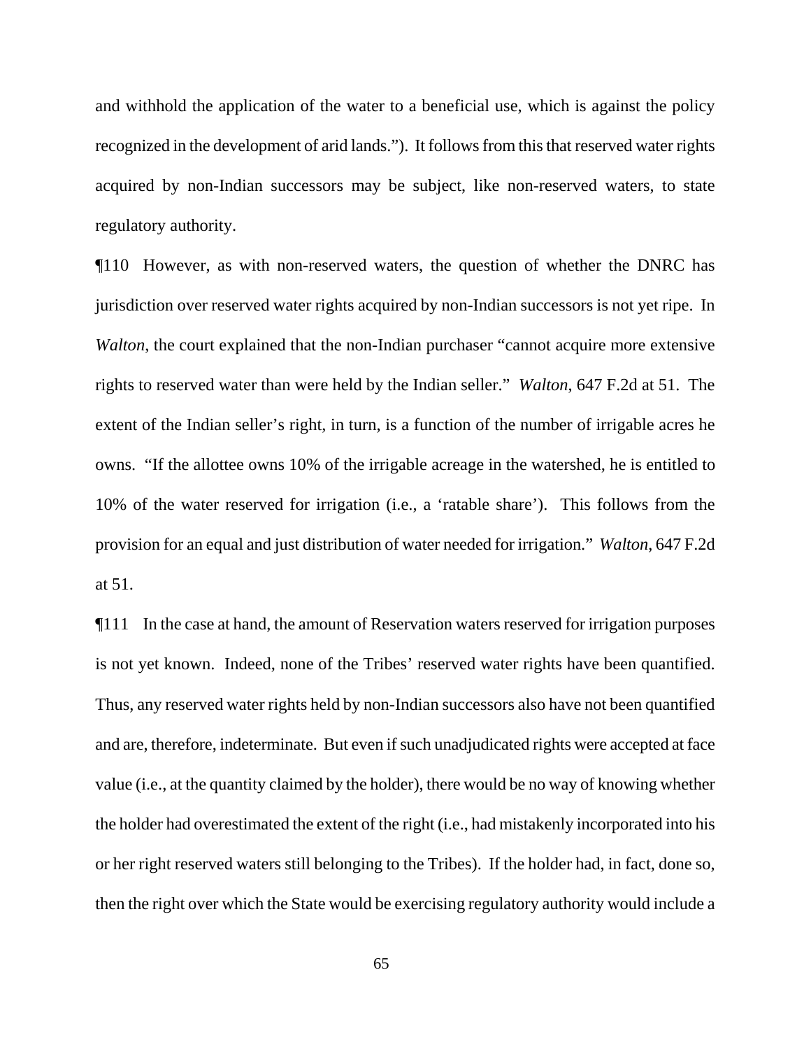and withhold the application of the water to a beneficial use, which is against the policy recognized in the development of arid lands."). It follows from this that reserved water rights acquired by non-Indian successors may be subject, like non-reserved waters, to state regulatory authority.

¶110 However, as with non-reserved waters, the question of whether the DNRC has jurisdiction over reserved water rights acquired by non-Indian successors is not yet ripe. In *Walton,* the court explained that the non-Indian purchaser "cannot acquire more extensive rights to reserved water than were held by the Indian seller." *Walton*, 647 F.2d at 51. The extent of the Indian seller's right, in turn, is a function of the number of irrigable acres he owns. "If the allottee owns 10% of the irrigable acreage in the watershed, he is entitled to 10% of the water reserved for irrigation (i.e., a 'ratable share'). This follows from the provision for an equal and just distribution of water needed for irrigation." *Walton*, 647 F.2d at 51.

¶111 In the case at hand, the amount of Reservation waters reserved for irrigation purposes is not yet known. Indeed, none of the Tribes' reserved water rights have been quantified. Thus, any reserved water rights held by non-Indian successors also have not been quantified and are, therefore, indeterminate. But even if such unadjudicated rights were accepted at face value (i.e., at the quantity claimed by the holder), there would be no way of knowing whether the holder had overestimated the extent of the right (i.e., had mistakenly incorporated into his or her right reserved waters still belonging to the Tribes). If the holder had, in fact, done so, then the right over which the State would be exercising regulatory authority would include a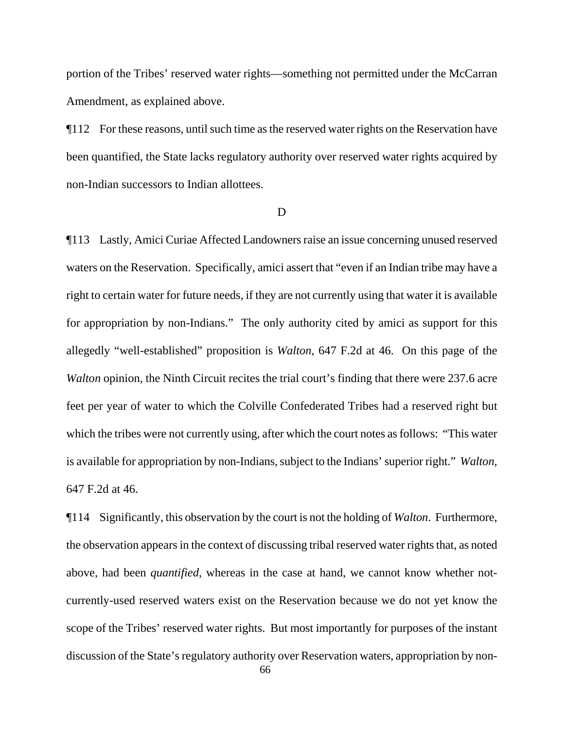portion of the Tribes' reserved water rights—something not permitted under the McCarran Amendment, as explained above.

¶112 For these reasons, until such time as the reserved water rights on the Reservation have been quantified, the State lacks regulatory authority over reserved water rights acquired by non-Indian successors to Indian allottees.

D

¶113 Lastly, Amici Curiae Affected Landowners raise an issue concerning unused reserved waters on the Reservation. Specifically, amici assert that "even if an Indian tribe may have a right to certain water for future needs, if they are not currently using that water it is available for appropriation by non-Indians." The only authority cited by amici as support for this allegedly "well-established" proposition is *Walton*, 647 F.2d at 46. On this page of the *Walton* opinion, the Ninth Circuit recites the trial court's finding that there were 237.6 acre feet per year of water to which the Colville Confederated Tribes had a reserved right but which the tribes were not currently using, after which the court notes as follows: "This water is available for appropriation by non-Indians, subject to the Indians' superior right." *Walton*, 647 F.2d at 46.

¶114 Significantly, this observation by the court is not the holding of *Walton*. Furthermore, the observation appears in the context of discussing tribal reserved water rights that, as noted above, had been *quantified*, whereas in the case at hand, we cannot know whether not-currently-used reserved waters exist on the Reservation because we do not yet know the scope of the Tribes' reserved water rights. But most importantly for purposes of the instant discussion of the State's regulatory authority over Reservation waters, appropriation by non-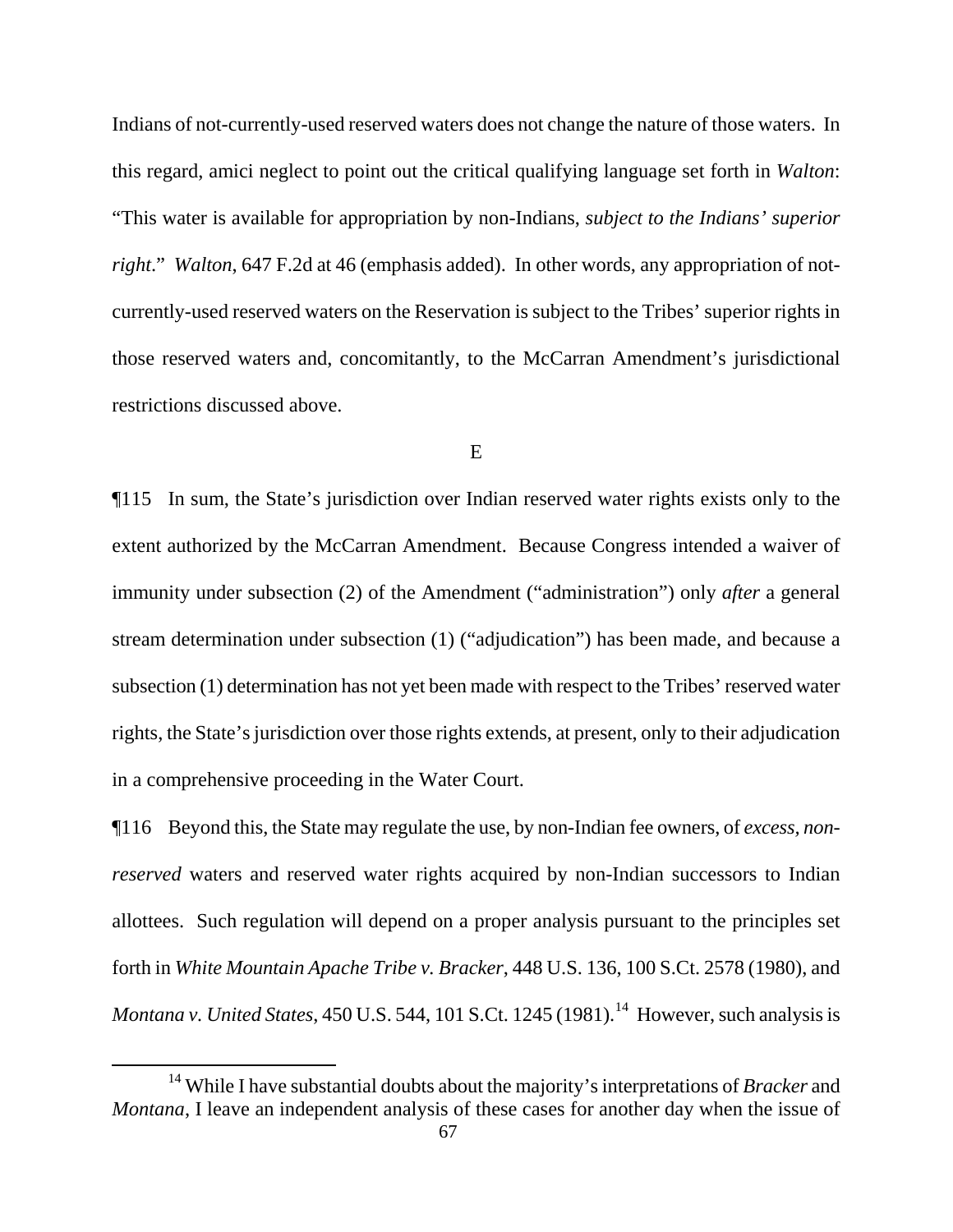Indians of not-currently-used reserved waters does not change the nature of those waters. In this regard, amici neglect to point out the critical qualifying language set forth in *Walton*: "This water is available for appropriation by non-Indians, *subject to the Indians' superior right*." *Walton*, 647 F.2d at 46 (emphasis added). In other words, any appropriation of not-currently-used reserved waters on the Reservation is subject to the Tribes' superior rights in those reserved waters and, concomitantly, to the McCarran Amendment's jurisdictional restrictions discussed above.

E

¶115 In sum, the State's jurisdiction over Indian reserved water rights exists only to the extent authorized by the McCarran Amendment. Because Congress intended a waiver of immunity under subsection (2) of the Amendment ("administration") only *after* a general stream determination under subsection (1) ("adjudication") has been made, and because a subsection (1) determination has not yet been made with respect to the Tribes' reserved water rights, the State's jurisdiction over those rights extends, at present, only to their adjudication in a comprehensive proceeding in the Water Court.

¶116 Beyond this, the State may regulate the use, by non-Indian fee owners, of *excess, non-reserved* waters and reserved water rights acquired by non-Indian successors to Indian allottees. Such regulation will depend on a proper analysis pursuant to the principles set forth in *White Mountain Apache Tribe v. Bracker*, 448 U.S. 136, 100 S.Ct. 2578 (1980), and *Montana v. United States*, 450 U.S. 544, 101 S.Ct. 1245 (1981).[14] However, such analysis is

[14] While I have substantial doubts about the majority's interpretations of *Bracker* and *Montana*, I leave an independent analysis of these cases for another day when the issue of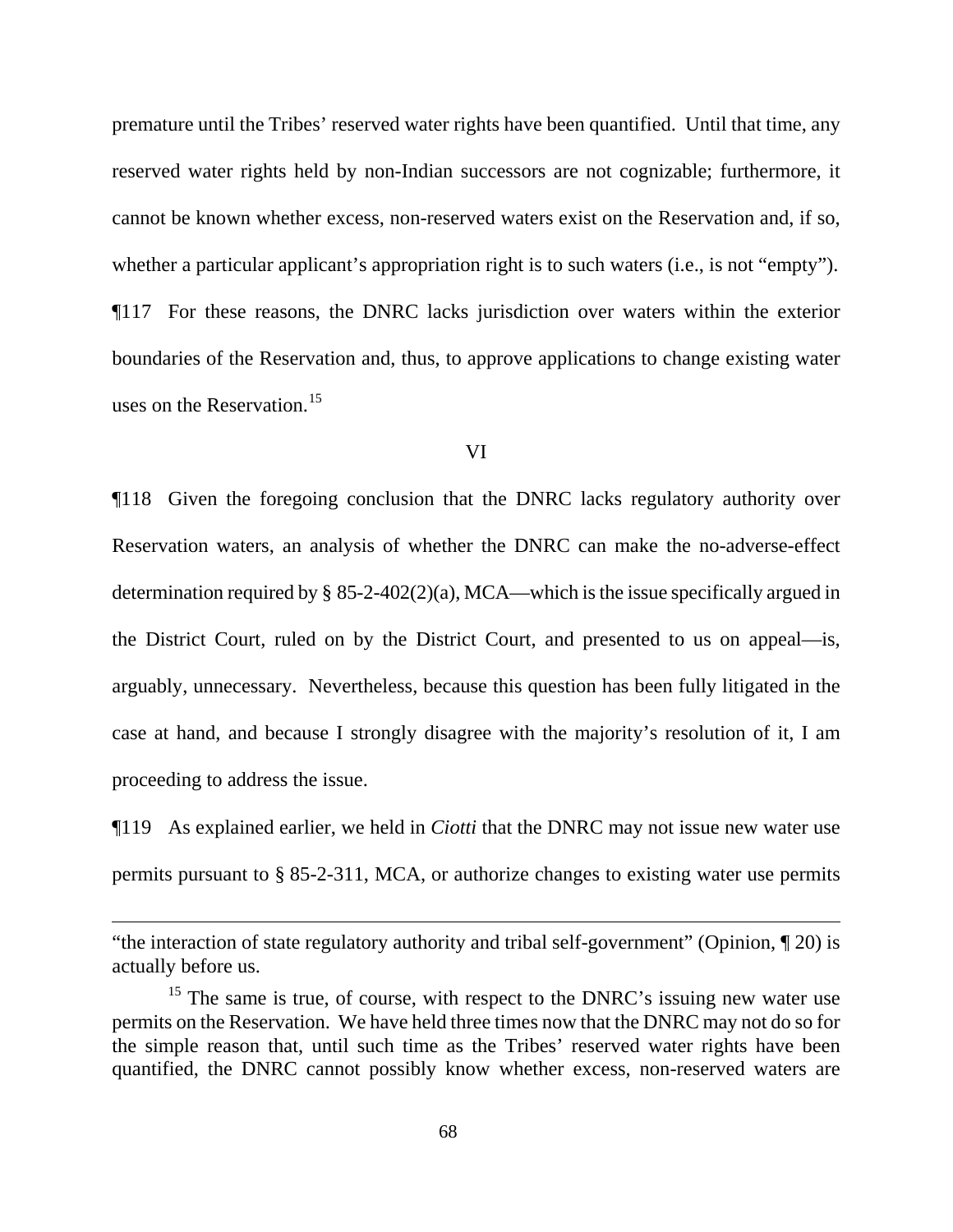premature until the Tribes' reserved water rights have been quantified. Until that time, any reserved water rights held by non-Indian successors are not cognizable; furthermore, it cannot be known whether excess, non-reserved waters exist on the Reservation and, if so, whether a particular applicant's appropriation right is to such waters (i.e., is not "empty").

¶117 For these reasons, the DNRC lacks jurisdiction over waters within the exterior boundaries of the Reservation and, thus, to approve applications to change existing water uses on the Reservation.[15]

## VI

¶118 Given the foregoing conclusion that the DNRC lacks regulatory authority over Reservation waters, an analysis of whether the DNRC can make the no-adverse-effect determination required by § 85-2-402(2)(a), MCA—which is the issue specifically argued in the District Court, ruled on by the District Court, and presented to us on appeal—is, arguably, unnecessary. Nevertheless, because this question has been fully litigated in the case at hand, and because I strongly disagree with the majority's resolution of it, I am proceeding to address the issue.

¶119 As explained earlier, we held in *Ciotti* that the DNRC may not issue new water use permits pursuant to § 85-2-311, MCA, or authorize changes to existing water use permits

---

"the interaction of state regulatory authority and tribal self-government" (Opinion, ¶ 20) is actually before us.

[15] The same is true, of course, with respect to the DNRC's issuing new water use permits on the Reservation. We have held three times now that the DNRC may not do so for the simple reason that, until such time as the Tribes' reserved water rights have been quantified, the DNRC cannot possibly know whether excess, non-reserved waters are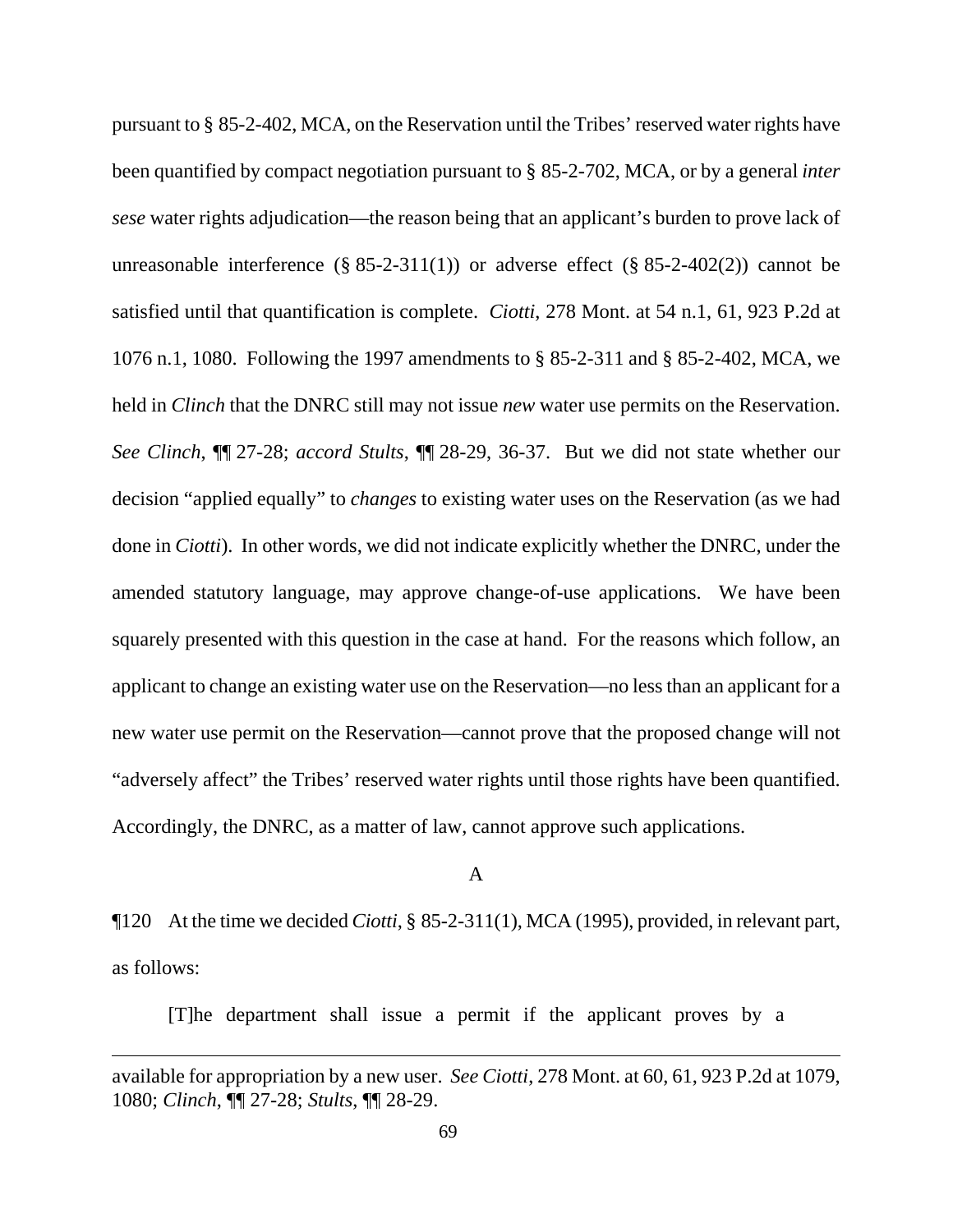pursuant to § 85-2-402, MCA, on the Reservation until the Tribes' reserved water rights have been quantified by compact negotiation pursuant to § 85-2-702, MCA, or by a general *inter sese* water rights adjudication—the reason being that an applicant's burden to prove lack of unreasonable interference (§ 85-2-311(1)) or adverse effect (§ 85-2-402(2)) cannot be satisfied until that quantification is complete. *Ciotti*, 278 Mont. at 54 n.1, 61, 923 P.2d at 1076 n.1, 1080. Following the 1997 amendments to § 85-2-311 and § 85-2-402, MCA, we held in *Clinch* that the DNRC still may not issue *new* water use permits on the Reservation. *See Clinch*, ¶¶ 27-28; *accord Stults*, ¶¶ 28-29, 36-37. But we did not state whether our decision "applied equally" to *changes* to existing water uses on the Reservation (as we had done in *Ciotti*). In other words, we did not indicate explicitly whether the DNRC, under the amended statutory language, may approve change-of-use applications. We have been squarely presented with this question in the case at hand. For the reasons which follow, an applicant to change an existing water use on the Reservation—no less than an applicant for a new water use permit on the Reservation—cannot prove that the proposed change will not "adversely affect" the Tribes' reserved water rights until those rights have been quantified. Accordingly, the DNRC, as a matter of law, cannot approve such applications.

A

¶120 At the time we decided *Ciotti*, § 85-2-311(1), MCA (1995), provided, in relevant part, as follows:

> [T]he department shall issue a permit if the applicant proves by a

---

available for appropriation by a new user. *See Ciotti*, 278 Mont. at 60, 61, 923 P.2d at 1079, 1080; *Clinch*, ¶¶ 27-28; *Stults*, ¶¶ 28-29.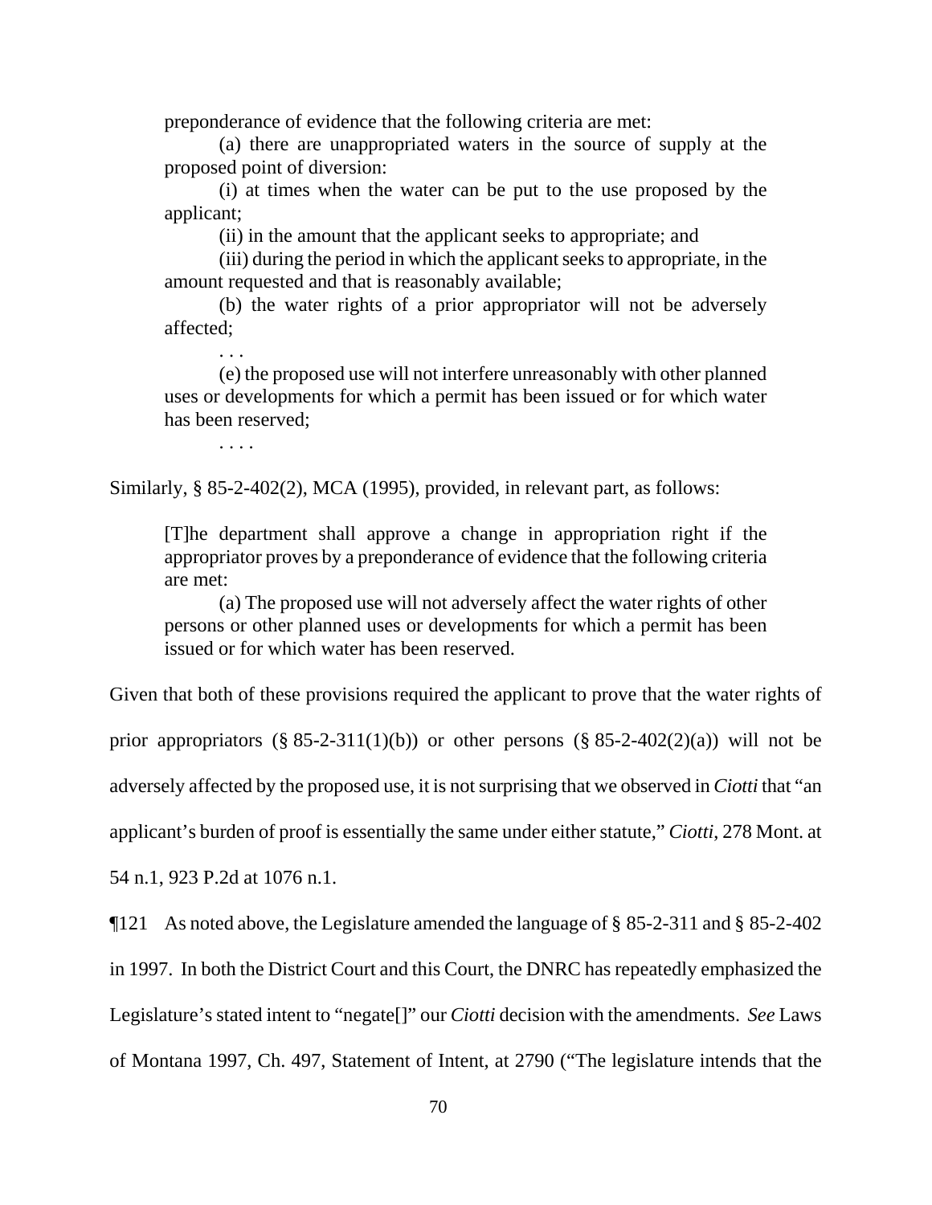> preponderance of evidence that the following criteria are met:
>
> (a) there are unappropriated waters in the source of supply at the proposed point of diversion:
>
> (i) at times when the water can be put to the use proposed by the applicant;
>
> (ii) in the amount that the applicant seeks to appropriate; and
>
> (iii) during the period in which the applicant seeks to appropriate, in the amount requested and that is reasonably available;
>
> (b) the water rights of a prior appropriator will not be adversely affected;
>
> . . .
>
> (e) the proposed use will not interfere unreasonably with other planned uses or developments for which a permit has been issued or for which water has been reserved;
>
> . . . .

Similarly, § 85-2-402(2), MCA (1995), provided, in relevant part, as follows:

> [T]he department shall approve a change in appropriation right if the appropriator proves by a preponderance of evidence that the following criteria are met:
>
> (a) The proposed use will not adversely affect the water rights of other persons or other planned uses or developments for which a permit has been issued or for which water has been reserved.

Given that both of these provisions required the applicant to prove that the water rights of prior appropriators (§ 85-2-311(1)(b)) or other persons (§ 85-2-402(2)(a)) will not be adversely affected by the proposed use, it is not surprising that we observed in *Ciotti* that "an applicant's burden of proof is essentially the same under either statute," *Ciotti*, 278 Mont. at 54 n.1, 923 P.2d at 1076 n.1.

¶121 As noted above, the Legislature amended the language of § 85-2-311 and § 85-2-402 in 1997. In both the District Court and this Court, the DNRC has repeatedly emphasized the Legislature's stated intent to "negate[]" our *Ciotti* decision with the amendments. *See* Laws of Montana 1997, Ch. 497, Statement of Intent, at 2790 ("The legislature intends that the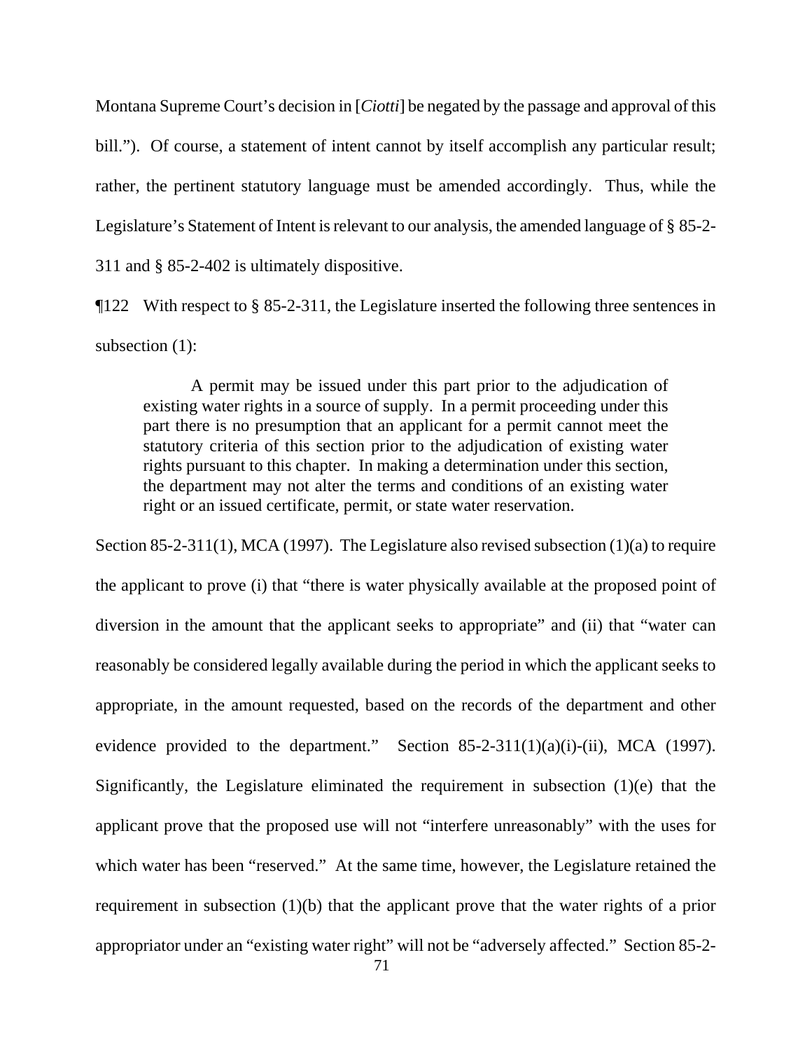Montana Supreme Court's decision in [*Ciotti*] be negated by the passage and approval of this bill."). Of course, a statement of intent cannot by itself accomplish any particular result; rather, the pertinent statutory language must be amended accordingly. Thus, while the Legislature's Statement of Intent is relevant to our analysis, the amended language of § 85-2-311 and § 85-2-402 is ultimately dispositive.

¶122 With respect to § 85-2-311, the Legislature inserted the following three sentences in subsection (1):

> A permit may be issued under this part prior to the adjudication of existing water rights in a source of supply. In a permit proceeding under this part there is no presumption that an applicant for a permit cannot meet the statutory criteria of this section prior to the adjudication of existing water rights pursuant to this chapter. In making a determination under this section, the department may not alter the terms and conditions of an existing water right or an issued certificate, permit, or state water reservation.

Section 85-2-311(1), MCA (1997). The Legislature also revised subsection (1)(a) to require the applicant to prove (i) that "there is water physically available at the proposed point of diversion in the amount that the applicant seeks to appropriate" and (ii) that "water can reasonably be considered legally available during the period in which the applicant seeks to appropriate, in the amount requested, based on the records of the department and other evidence provided to the department." Section 85-2-311(1)(a)(i)-(ii), MCA (1997). Significantly, the Legislature eliminated the requirement in subsection (1)(e) that the applicant prove that the proposed use will not "interfere unreasonably" with the uses for which water has been "reserved." At the same time, however, the Legislature retained the requirement in subsection (1)(b) that the applicant prove that the water rights of a prior appropriator under an "existing water right" will not be "adversely affected." Section 85-2-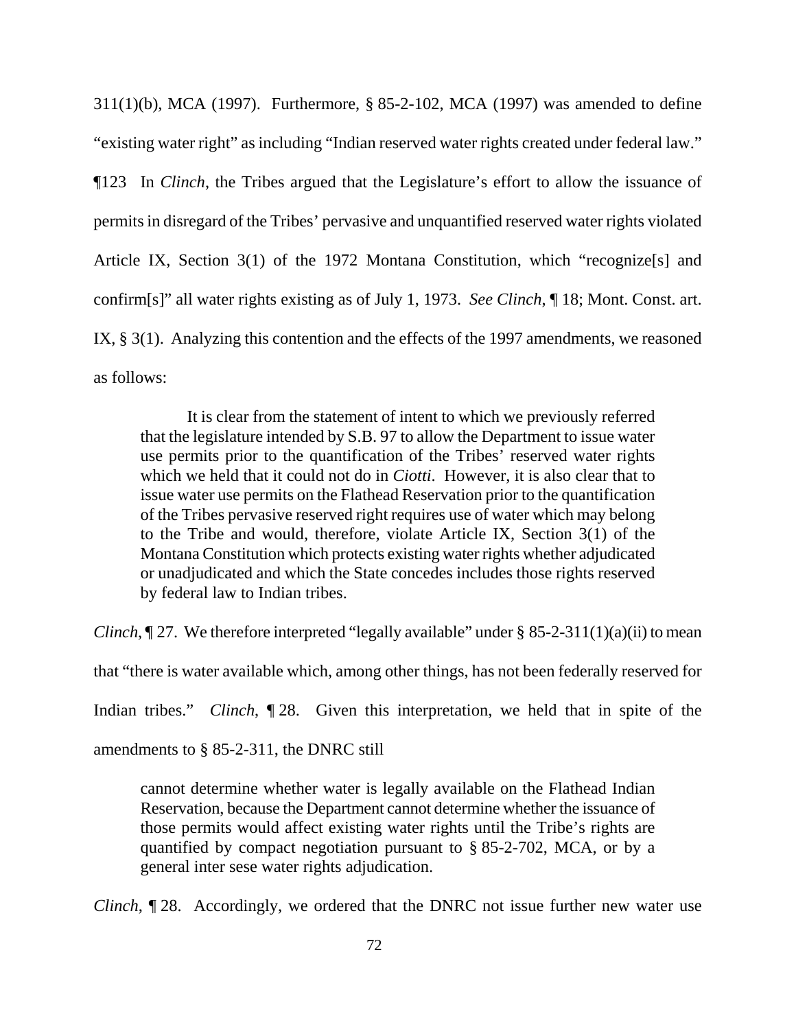311(1)(b), MCA (1997). Furthermore, § 85-2-102, MCA (1997) was amended to define "existing water right" as including "Indian reserved water rights created under federal law."

¶123 In *Clinch*, the Tribes argued that the Legislature's effort to allow the issuance of permits in disregard of the Tribes' pervasive and unquantified reserved water rights violated Article IX, Section 3(1) of the 1972 Montana Constitution, which "recognize[s] and confirm[s]" all water rights existing as of July 1, 1973. *See Clinch*, ¶ 18; Mont. Const. art. IX, § 3(1). Analyzing this contention and the effects of the 1997 amendments, we reasoned as follows:

> It is clear from the statement of intent to which we previously referred that the legislature intended by S.B. 97 to allow the Department to issue water use permits prior to the quantification of the Tribes' reserved water rights which we held that it could not do in *Ciotti*. However, it is also clear that to issue water use permits on the Flathead Reservation prior to the quantification of the Tribes pervasive reserved right requires use of water which may belong to the Tribe and would, therefore, violate Article IX, Section 3(1) of the Montana Constitution which protects existing water rights whether adjudicated or unadjudicated and which the State concedes includes those rights reserved by federal law to Indian tribes.

*Clinch*, ¶ 27. We therefore interpreted "legally available" under § 85-2-311(1)(a)(ii) to mean that "there is water available which, among other things, has not been federally reserved for Indian tribes." *Clinch*, ¶ 28. Given this interpretation, we held that in spite of the amendments to § 85-2-311, the DNRC still

> cannot determine whether water is legally available on the Flathead Indian Reservation, because the Department cannot determine whether the issuance of those permits would affect existing water rights until the Tribe's rights are quantified by compact negotiation pursuant to § 85-2-702, MCA, or by a general inter sese water rights adjudication.

*Clinch*, ¶ 28. Accordingly, we ordered that the DNRC not issue further new water use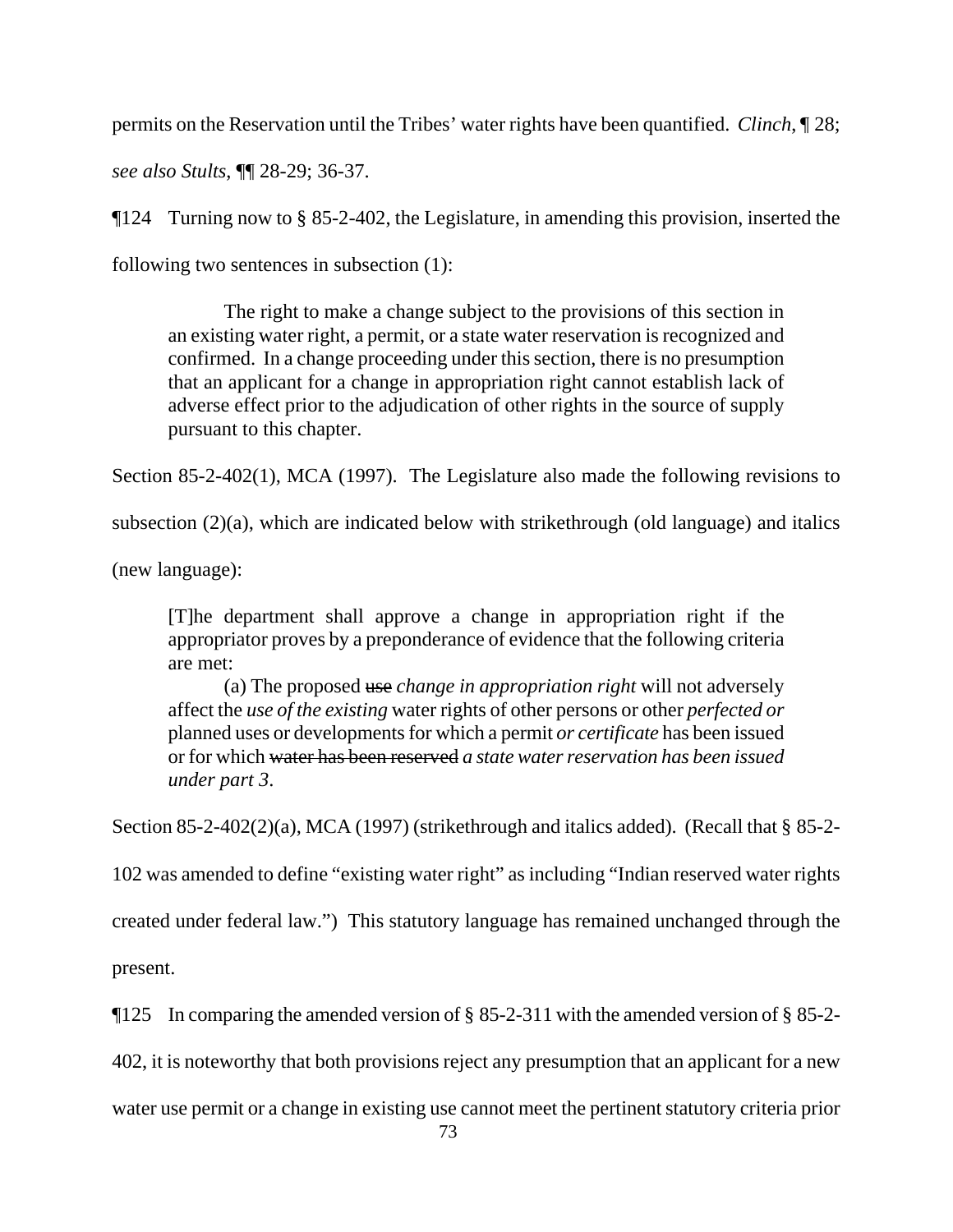permits on the Reservation until the Tribes' water rights have been quantified. *Clinch*, ¶ 28; *see also Stults*, ¶¶ 28-29; 36-37.

¶124 Turning now to § 85-2-402, the Legislature, in amending this provision, inserted the following two sentences in subsection (1):

> The right to make a change subject to the provisions of this section in an existing water right, a permit, or a state water reservation is recognized and confirmed. In a change proceeding under this section, there is no presumption that an applicant for a change in appropriation right cannot establish lack of adverse effect prior to the adjudication of other rights in the source of supply pursuant to this chapter.

Section 85-2-402(1), MCA (1997). The Legislature also made the following revisions to subsection (2)(a), which are indicated below with strikethrough (old language) and italics (new language):

> [T]he department shall approve a change in appropriation right if the appropriator proves by a preponderance of evidence that the following criteria are met:
>
> (a) The proposed ~~use~~ *change in appropriation right* will not adversely affect the *use of the existing* water rights of other persons or other *perfected or* planned uses or developments for which a permit *or certificate* has been issued or for which ~~water has been reserved~~ *a state water reservation has been issued under part 3*.

Section 85-2-402(2)(a), MCA (1997) (strikethrough and italics added). (Recall that § 85-2-102 was amended to define "existing water right" as including "Indian reserved water rights created under federal law.") This statutory language has remained unchanged through the present.

¶125 In comparing the amended version of § 85-2-311 with the amended version of § 85-2-402, it is noteworthy that both provisions reject any presumption that an applicant for a new water use permit or a change in existing use cannot meet the pertinent statutory criteria prior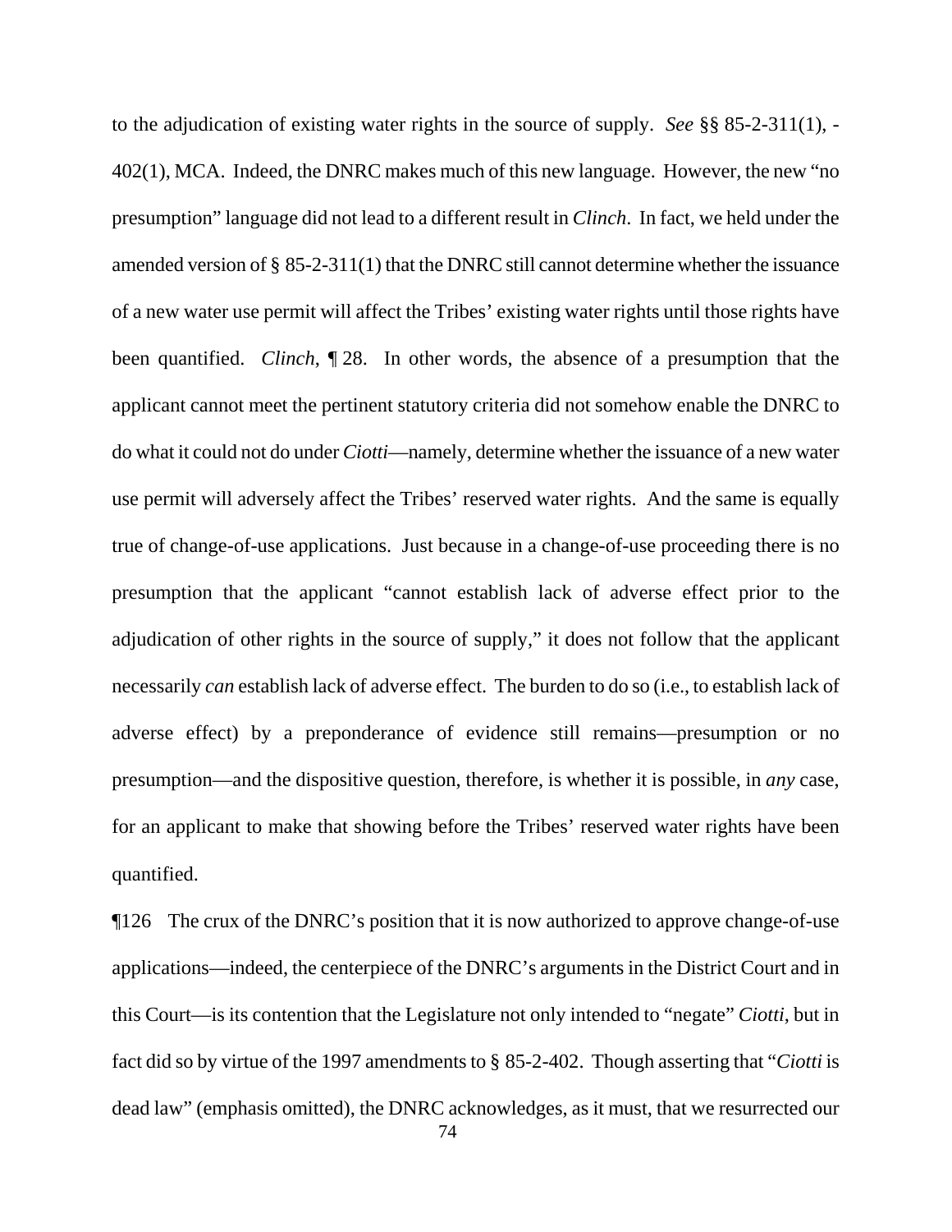to the adjudication of existing water rights in the source of supply. *See* §§ 85-2-311(1), -402(1), MCA. Indeed, the DNRC makes much of this new language. However, the new "no presumption" language did not lead to a different result in *Clinch*. In fact, we held under the amended version of § 85-2-311(1) that the DNRC still cannot determine whether the issuance of a new water use permit will affect the Tribes' existing water rights until those rights have been quantified. *Clinch*, ¶ 28. In other words, the absence of a presumption that the applicant cannot meet the pertinent statutory criteria did not somehow enable the DNRC to do what it could not do under *Ciotti*—namely, determine whether the issuance of a new water use permit will adversely affect the Tribes' reserved water rights. And the same is equally true of change-of-use applications. Just because in a change-of-use proceeding there is no presumption that the applicant "cannot establish lack of adverse effect prior to the adjudication of other rights in the source of supply," it does not follow that the applicant necessarily *can* establish lack of adverse effect. The burden to do so (i.e., to establish lack of adverse effect) by a preponderance of evidence still remains—presumption or no presumption—and the dispositive question, therefore, is whether it is possible, in *any* case, for an applicant to make that showing before the Tribes' reserved water rights have been quantified.

¶126 The crux of the DNRC's position that it is now authorized to approve change-of-use applications—indeed, the centerpiece of the DNRC's arguments in the District Court and in this Court—is its contention that the Legislature not only intended to "negate" *Ciotti*, but in fact did so by virtue of the 1997 amendments to § 85-2-402. Though asserting that "*Ciotti* is dead law" (emphasis omitted), the DNRC acknowledges, as it must, that we resurrected our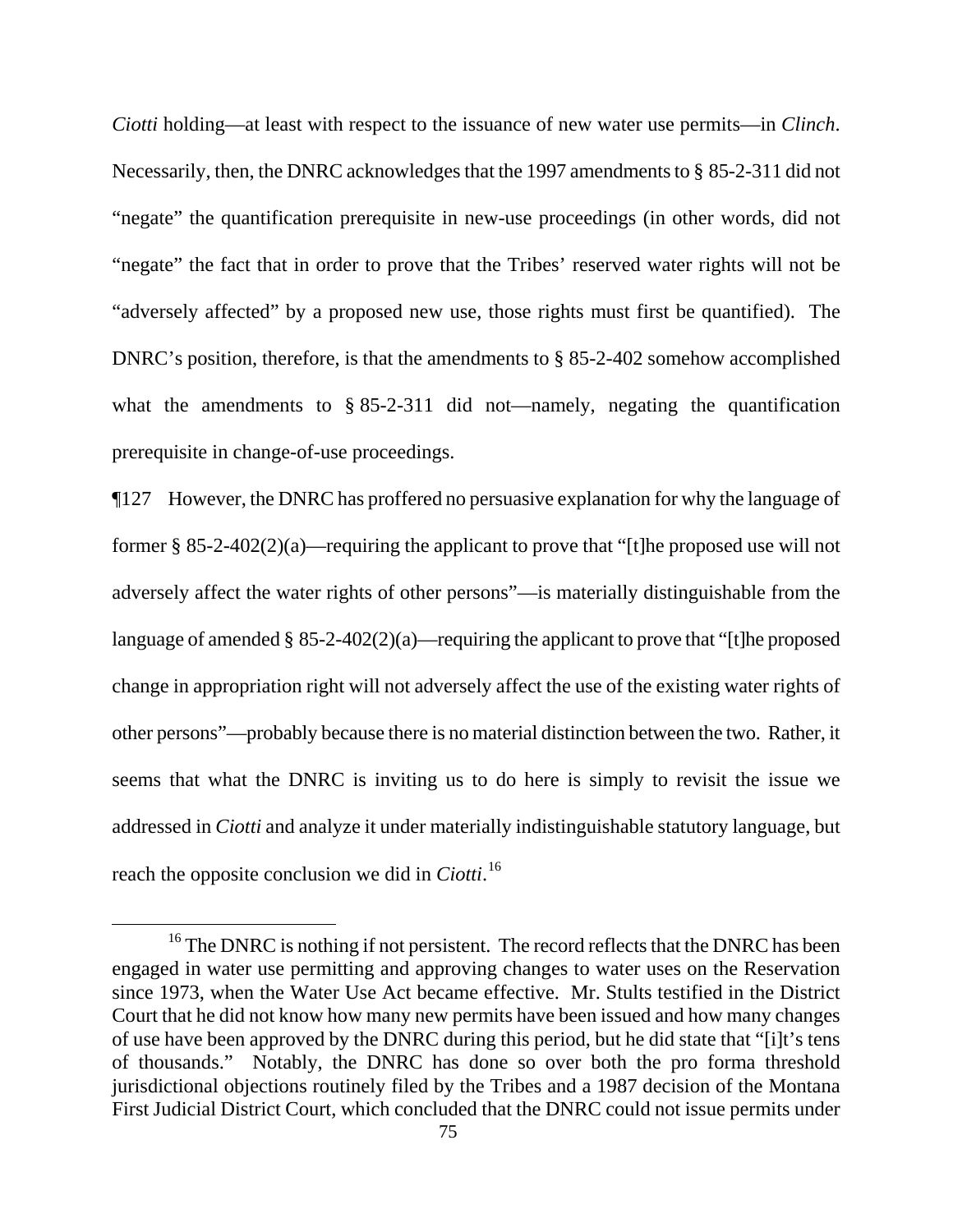*Ciotti* holding—at least with respect to the issuance of new water use permits—in *Clinch*. Necessarily, then, the DNRC acknowledges that the 1997 amendments to § 85-2-311 did not "negate" the quantification prerequisite in new-use proceedings (in other words, did not "negate" the fact that in order to prove that the Tribes' reserved water rights will not be "adversely affected" by a proposed new use, those rights must first be quantified). The DNRC's position, therefore, is that the amendments to § 85-2-402 somehow accomplished what the amendments to § 85-2-311 did not—namely, negating the quantification prerequisite in change-of-use proceedings.

¶127 However, the DNRC has proffered no persuasive explanation for why the language of former § 85-2-402(2)(a)—requiring the applicant to prove that "[t]he proposed use will not adversely affect the water rights of other persons"—is materially distinguishable from the language of amended § 85-2-402(2)(a)—requiring the applicant to prove that "[t]he proposed change in appropriation right will not adversely affect the use of the existing water rights of other persons"—probably because there is no material distinction between the two. Rather, it seems that what the DNRC is inviting us to do here is simply to revisit the issue we addressed in *Ciotti* and analyze it under materially indistinguishable statutory language, but reach the opposite conclusion we did in *Ciotti*.[16]

[16] The DNRC is nothing if not persistent. The record reflects that the DNRC has been engaged in water use permitting and approving changes to water uses on the Reservation since 1973, when the Water Use Act became effective. Mr. Stults testified in the District Court that he did not know how many new permits have been issued and how many changes of use have been approved by the DNRC during this period, but he did state that "[i]t's tens of thousands." Notably, the DNRC has done so over both the pro forma threshold jurisdictional objections routinely filed by the Tribes and a 1987 decision of the Montana First Judicial District Court, which concluded that the DNRC could not issue permits under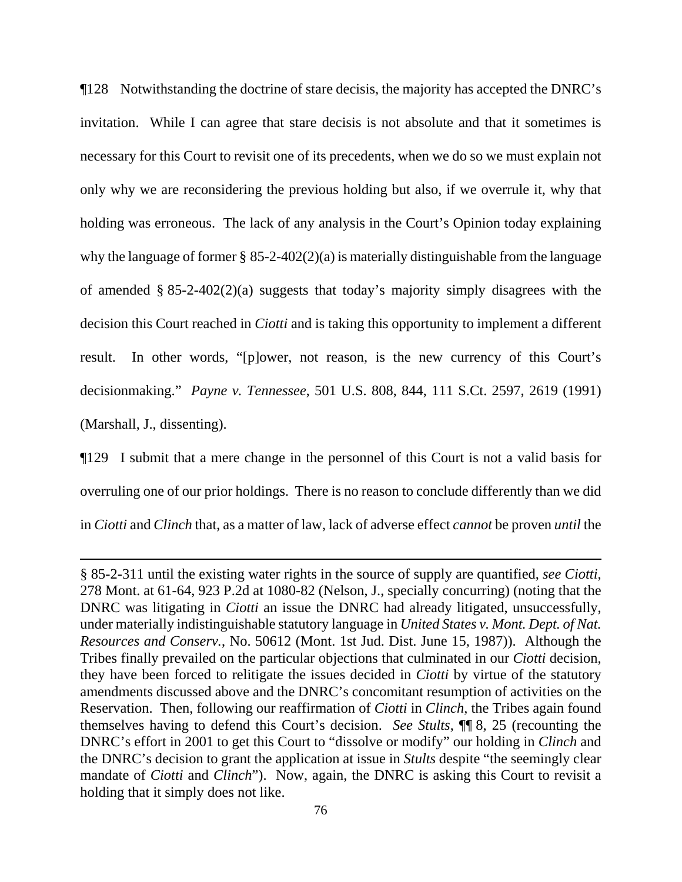¶128 Notwithstanding the doctrine of stare decisis, the majority has accepted the DNRC's invitation. While I can agree that stare decisis is not absolute and that it sometimes is necessary for this Court to revisit one of its precedents, when we do so we must explain not only why we are reconsidering the previous holding but also, if we overrule it, why that holding was erroneous. The lack of any analysis in the Court's Opinion today explaining why the language of former § 85-2-402(2)(a) is materially distinguishable from the language of amended § 85-2-402(2)(a) suggests that today's majority simply disagrees with the decision this Court reached in *Ciotti* and is taking this opportunity to implement a different result. In other words, "[p]ower, not reason, is the new currency of this Court's decisionmaking." *Payne v. Tennessee*, 501 U.S. 808, 844, 111 S.Ct. 2597, 2619 (1991) (Marshall, J., dissenting).

¶129 I submit that a mere change in the personnel of this Court is not a valid basis for overruling one of our prior holdings. There is no reason to conclude differently than we did in *Ciotti* and *Clinch* that, as a matter of law, lack of adverse effect *cannot* be proven *until* the

---

§ 85-2-311 until the existing water rights in the source of supply are quantified, *see Ciotti*, 278 Mont. at 61-64, 923 P.2d at 1080-82 (Nelson, J., specially concurring) (noting that the DNRC was litigating in *Ciotti* an issue the DNRC had already litigated, unsuccessfully, under materially indistinguishable statutory language in *United States v. Mont. Dept. of Nat. Resources and Conserv.*, No. 50612 (Mont. 1st Jud. Dist. June 15, 1987)). Although the Tribes finally prevailed on the particular objections that culminated in our *Ciotti* decision, they have been forced to relitigate the issues decided in *Ciotti* by virtue of the statutory amendments discussed above and the DNRC's concomitant resumption of activities on the Reservation. Then, following our reaffirmation of *Ciotti* in *Clinch*, the Tribes again found themselves having to defend this Court's decision. *See Stults*, ¶¶ 8, 25 (recounting the DNRC's effort in 2001 to get this Court to "dissolve or modify" our holding in *Clinch* and the DNRC's decision to grant the application at issue in *Stults* despite "the seemingly clear mandate of *Ciotti* and *Clinch*"). Now, again, the DNRC is asking this Court to revisit a holding that it simply does not like.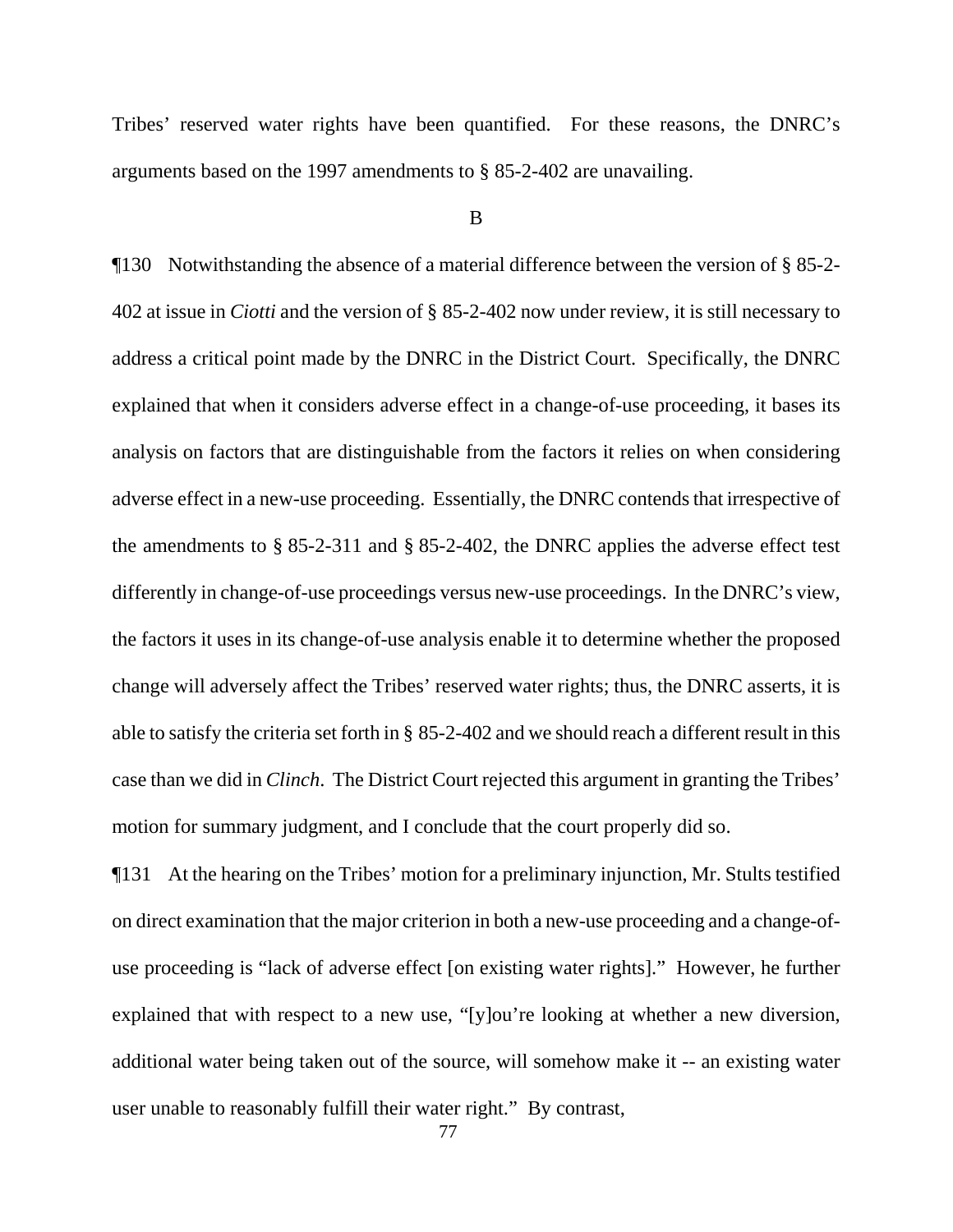Tribes' reserved water rights have been quantified. For these reasons, the DNRC's arguments based on the 1997 amendments to § 85-2-402 are unavailing.

B

¶130 Notwithstanding the absence of a material difference between the version of § 85-2-402 at issue in *Ciotti* and the version of § 85-2-402 now under review, it is still necessary to address a critical point made by the DNRC in the District Court. Specifically, the DNRC explained that when it considers adverse effect in a change-of-use proceeding, it bases its analysis on factors that are distinguishable from the factors it relies on when considering adverse effect in a new-use proceeding. Essentially, the DNRC contends that irrespective of the amendments to § 85-2-311 and § 85-2-402, the DNRC applies the adverse effect test differently in change-of-use proceedings versus new-use proceedings. In the DNRC's view, the factors it uses in its change-of-use analysis enable it to determine whether the proposed change will adversely affect the Tribes' reserved water rights; thus, the DNRC asserts, it is able to satisfy the criteria set forth in § 85-2-402 and we should reach a different result in this case than we did in *Clinch*. The District Court rejected this argument in granting the Tribes' motion for summary judgment, and I conclude that the court properly did so.

¶131 At the hearing on the Tribes' motion for a preliminary injunction, Mr. Stults testified on direct examination that the major criterion in both a new-use proceeding and a change-of-use proceeding is "lack of adverse effect [on existing water rights]." However, he further explained that with respect to a new use, "[y]ou're looking at whether a new diversion, additional water being taken out of the source, will somehow make it -- an existing water user unable to reasonably fulfill their water right." By contrast,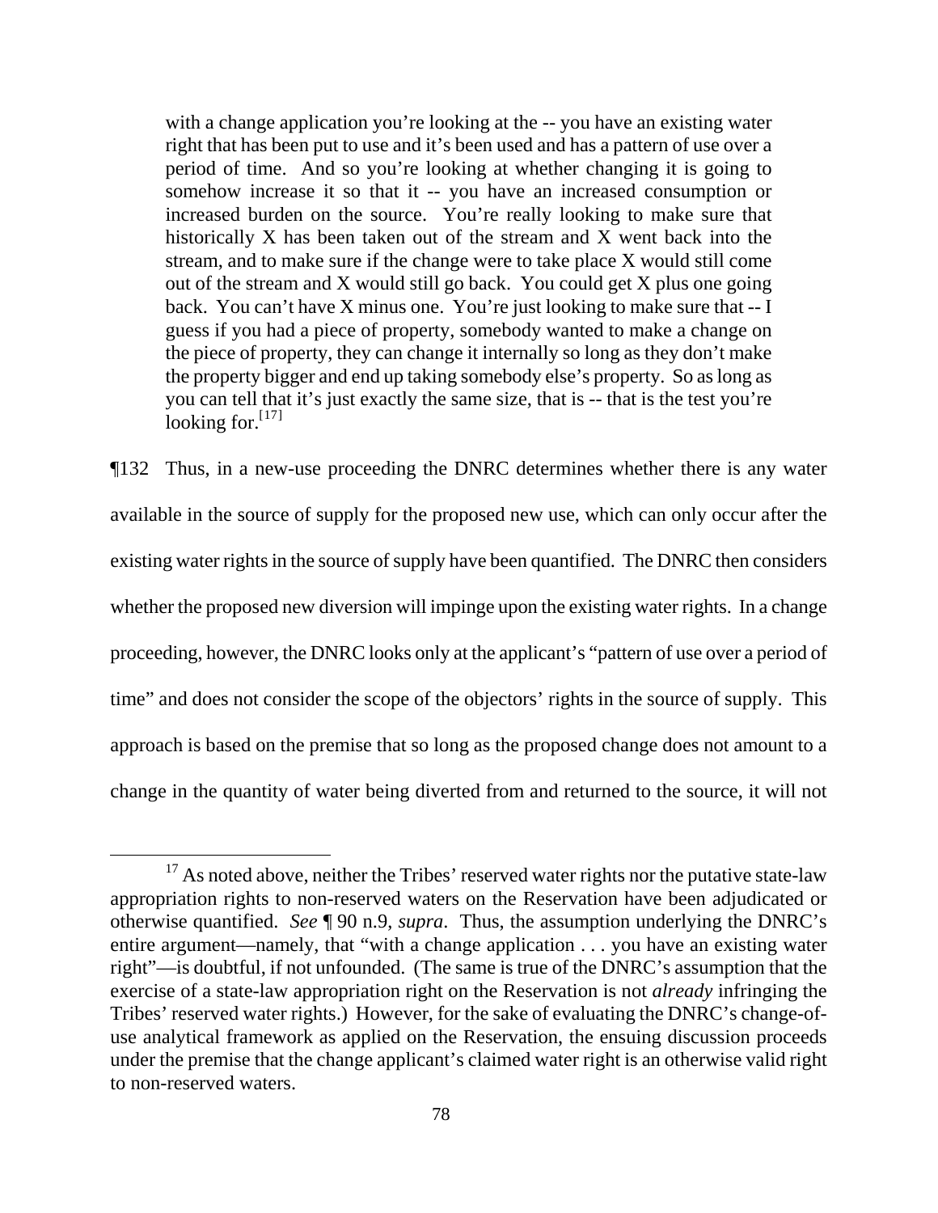> with a change application you're looking at the -- you have an existing water right that has been put to use and it's been used and has a pattern of use over a period of time. And so you're looking at whether changing it is going to somehow increase it so that it -- you have an increased consumption or increased burden on the source. You're really looking to make sure that historically X has been taken out of the stream and X went back into the stream, and to make sure if the change were to take place X would still come out of the stream and X would still go back. You could get X plus one going back. You can't have X minus one. You're just looking to make sure that -- I guess if you had a piece of property, somebody wanted to make a change on the piece of property, they can change it internally so long as they don't make the property bigger and end up taking somebody else's property. So as long as you can tell that it's just exactly the same size, that is -- that is the test you're looking for.[17]

¶132 Thus, in a new-use proceeding the DNRC determines whether there is any water available in the source of supply for the proposed new use, which can only occur after the existing water rights in the source of supply have been quantified. The DNRC then considers whether the proposed new diversion will impinge upon the existing water rights. In a change proceeding, however, the DNRC looks only at the applicant's "pattern of use over a period of time" and does not consider the scope of the objectors' rights in the source of supply. This approach is based on the premise that so long as the proposed change does not amount to a change in the quantity of water being diverted from and returned to the source, it will not

[17] As noted above, neither the Tribes' reserved water rights nor the putative state-law appropriation rights to non-reserved waters on the Reservation have been adjudicated or otherwise quantified. *See* ¶ 90 n.9, *supra*. Thus, the assumption underlying the DNRC's entire argument—namely, that "with a change application . . . you have an existing water right"—is doubtful, if not unfounded. (The same is true of the DNRC's assumption that the exercise of a state-law appropriation right on the Reservation is not *already* infringing the Tribes' reserved water rights.) However, for the sake of evaluating the DNRC's change-of-use analytical framework as applied on the Reservation, the ensuing discussion proceeds under the premise that the change applicant's claimed water right is an otherwise valid right to non-reserved waters.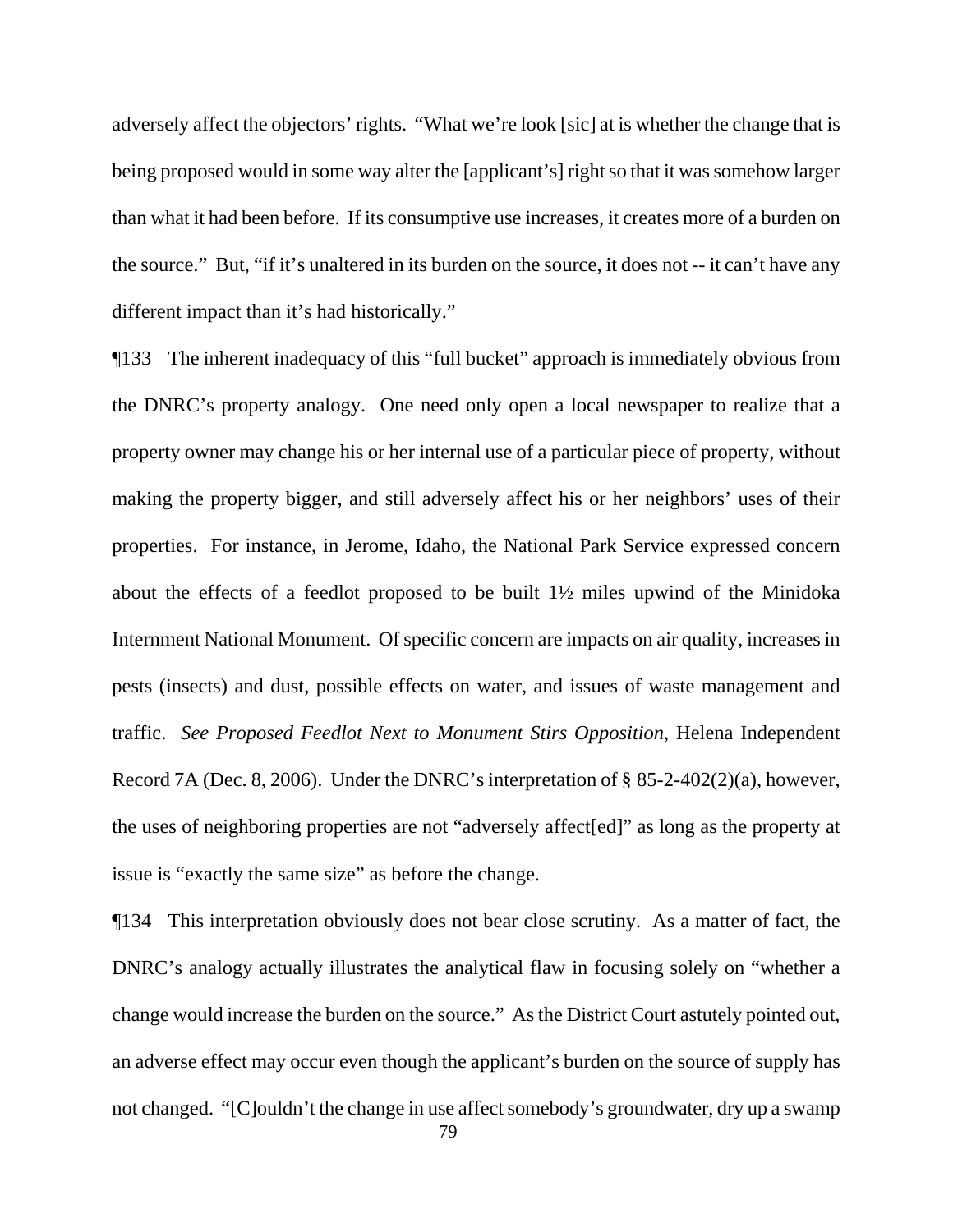adversely affect the objectors' rights. "What we're look [sic] at is whether the change that is being proposed would in some way alter the [applicant's] right so that it was somehow larger than what it had been before. If its consumptive use increases, it creates more of a burden on the source." But, "if it's unaltered in its burden on the source, it does not -- it can't have any different impact than it's had historically."

¶133 The inherent inadequacy of this "full bucket" approach is immediately obvious from the DNRC's property analogy. One need only open a local newspaper to realize that a property owner may change his or her internal use of a particular piece of property, without making the property bigger, and still adversely affect his or her neighbors' uses of their properties. For instance, in Jerome, Idaho, the National Park Service expressed concern about the effects of a feedlot proposed to be built 1½ miles upwind of the Minidoka Internment National Monument. Of specific concern are impacts on air quality, increases in pests (insects) and dust, possible effects on water, and issues of waste management and traffic. *See Proposed Feedlot Next to Monument Stirs Opposition*, Helena Independent Record 7A (Dec. 8, 2006). Under the DNRC's interpretation of § 85-2-402(2)(a), however, the uses of neighboring properties are not "adversely affect[ed]" as long as the property at issue is "exactly the same size" as before the change.

¶134 This interpretation obviously does not bear close scrutiny. As a matter of fact, the DNRC's analogy actually illustrates the analytical flaw in focusing solely on "whether a change would increase the burden on the source." As the District Court astutely pointed out, an adverse effect may occur even though the applicant's burden on the source of supply has not changed. "[C]ouldn't the change in use affect somebody's groundwater, dry up a swamp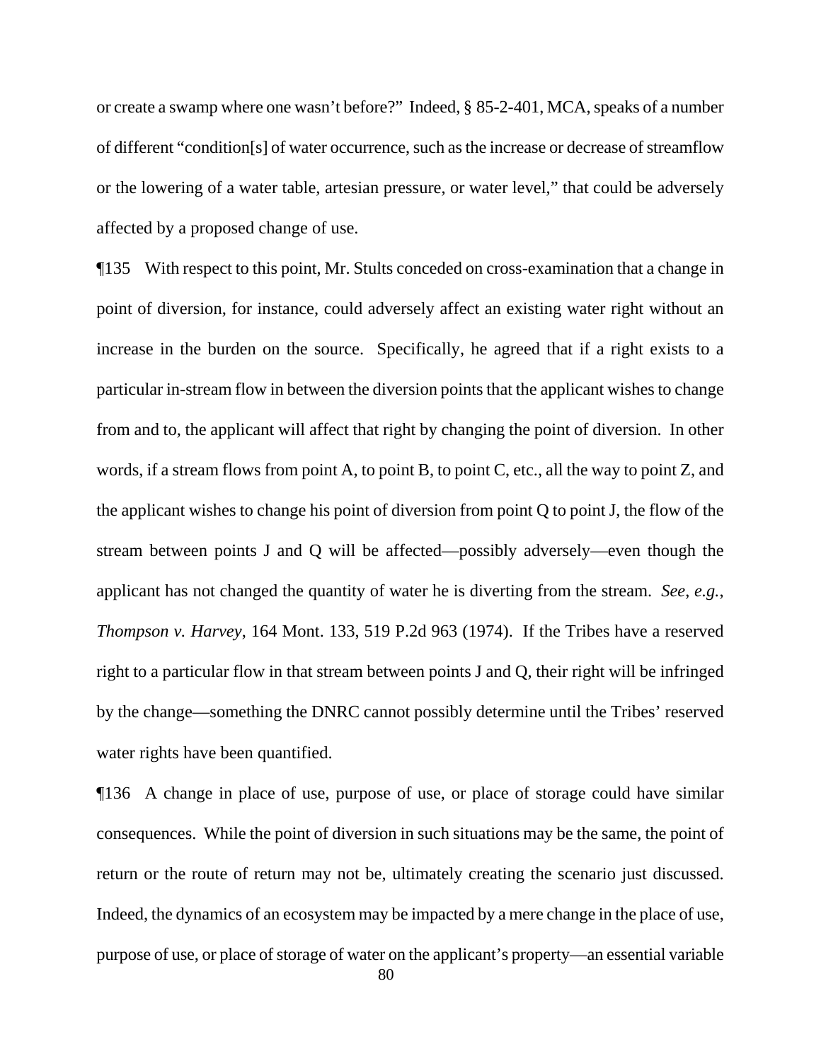or create a swamp where one wasn't before?" Indeed, § 85-2-401, MCA, speaks of a number of different "condition[s] of water occurrence, such as the increase or decrease of streamflow or the lowering of a water table, artesian pressure, or water level," that could be adversely affected by a proposed change of use.

¶135 With respect to this point, Mr. Stults conceded on cross-examination that a change in point of diversion, for instance, could adversely affect an existing water right without an increase in the burden on the source. Specifically, he agreed that if a right exists to a particular in-stream flow in between the diversion points that the applicant wishes to change from and to, the applicant will affect that right by changing the point of diversion. In other words, if a stream flows from point A, to point B, to point C, etc., all the way to point Z, and the applicant wishes to change his point of diversion from point Q to point J, the flow of the stream between points J and Q will be affected—possibly adversely—even though the applicant has not changed the quantity of water he is diverting from the stream. *See*, *e.g.*, *Thompson v. Harvey*, 164 Mont. 133, 519 P.2d 963 (1974). If the Tribes have a reserved right to a particular flow in that stream between points J and Q, their right will be infringed by the change—something the DNRC cannot possibly determine until the Tribes' reserved water rights have been quantified.

¶136 A change in place of use, purpose of use, or place of storage could have similar consequences. While the point of diversion in such situations may be the same, the point of return or the route of return may not be, ultimately creating the scenario just discussed. Indeed, the dynamics of an ecosystem may be impacted by a mere change in the place of use, purpose of use, or place of storage of water on the applicant's property—an essential variable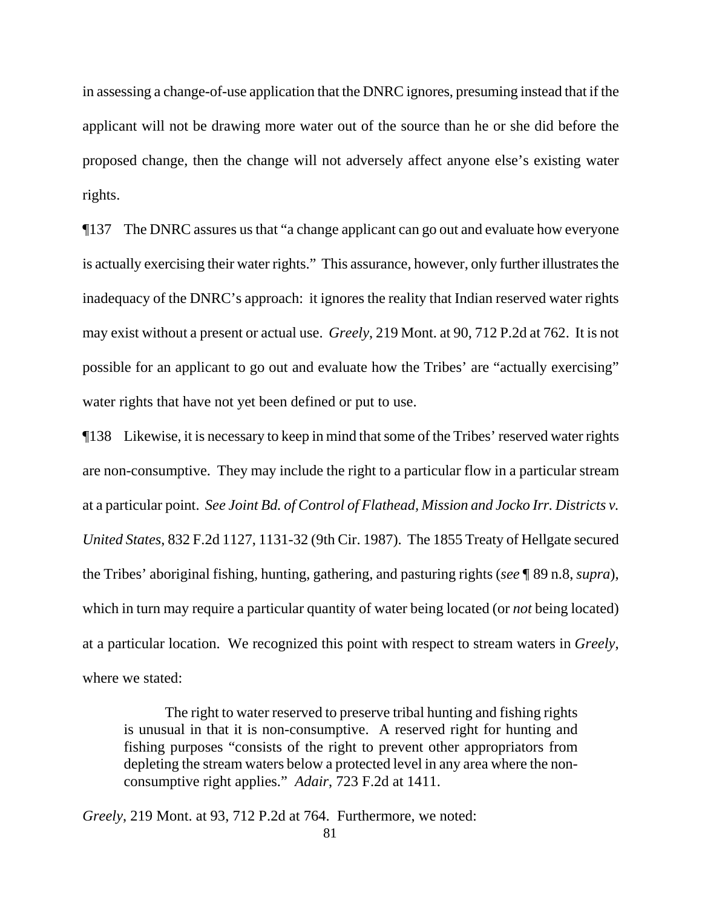in assessing a change-of-use application that the DNRC ignores, presuming instead that if the applicant will not be drawing more water out of the source than he or she did before the proposed change, then the change will not adversely affect anyone else's existing water rights.

¶137 The DNRC assures us that "a change applicant can go out and evaluate how everyone is actually exercising their water rights." This assurance, however, only further illustrates the inadequacy of the DNRC's approach: it ignores the reality that Indian reserved water rights may exist without a present or actual use. *Greely*, 219 Mont. at 90, 712 P.2d at 762. It is not possible for an applicant to go out and evaluate how the Tribes' are "actually exercising" water rights that have not yet been defined or put to use.

¶138 Likewise, it is necessary to keep in mind that some of the Tribes' reserved water rights are non-consumptive. They may include the right to a particular flow in a particular stream at a particular point. *See Joint Bd. of Control of Flathead, Mission and Jocko Irr. Districts v. United States*, 832 F.2d 1127, 1131-32 (9th Cir. 1987). The 1855 Treaty of Hellgate secured the Tribes' aboriginal fishing, hunting, gathering, and pasturing rights (*see* ¶ 89 n.8, *supra*), which in turn may require a particular quantity of water being located (or *not* being located) at a particular location. We recognized this point with respect to stream waters in *Greely*, where we stated:

> The right to water reserved to preserve tribal hunting and fishing rights is unusual in that it is non-consumptive. A reserved right for hunting and fishing purposes "consists of the right to prevent other appropriators from depleting the stream waters below a protected level in any area where the non-consumptive right applies." *Adair*, 723 F.2d at 1411.

*Greely*, 219 Mont. at 93, 712 P.2d at 764. Furthermore, we noted: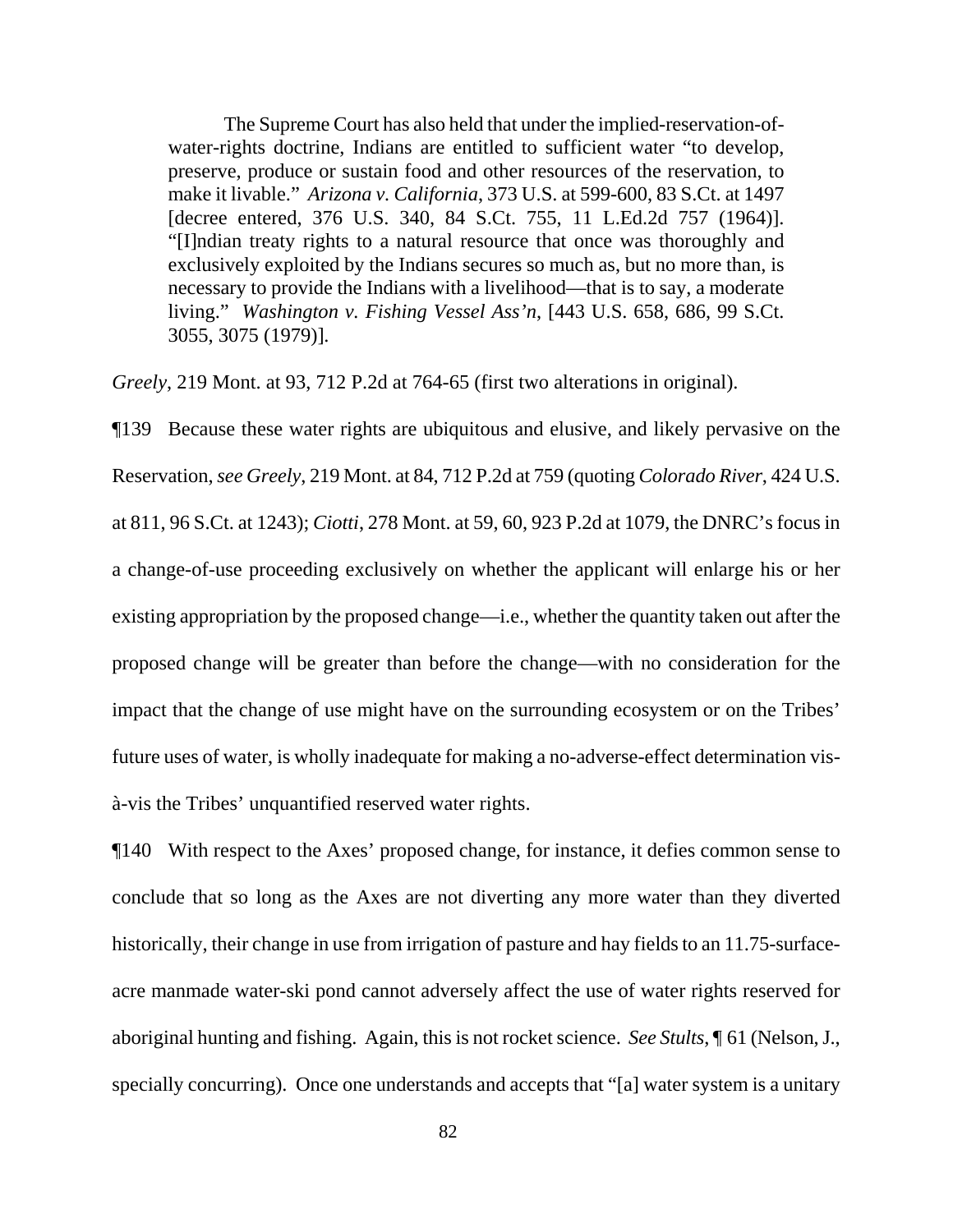> The Supreme Court has also held that under the implied-reservation-of-water-rights doctrine, Indians are entitled to sufficient water "to develop, preserve, produce or sustain food and other resources of the reservation, to make it livable." *Arizona v. California*, 373 U.S. at 599-600, 83 S.Ct. at 1497 [decree entered, 376 U.S. 340, 84 S.Ct. 755, 11 L.Ed.2d 757 (1964)]. "[I]ndian treaty rights to a natural resource that once was thoroughly and exclusively exploited by the Indians secures so much as, but no more than, is necessary to provide the Indians with a livelihood—that is to say, a moderate living." *Washington v. Fishing Vessel Ass'n*, [443 U.S. 658, 686, 99 S.Ct. 3055, 3075 (1979)].

*Greely*, 219 Mont. at 93, 712 P.2d at 764-65 (first two alterations in original).

¶139 Because these water rights are ubiquitous and elusive, and likely pervasive on the Reservation, *see Greely*, 219 Mont. at 84, 712 P.2d at 759 (quoting *Colorado River*, 424 U.S. at 811, 96 S.Ct. at 1243); *Ciotti*, 278 Mont. at 59, 60, 923 P.2d at 1079, the DNRC's focus in a change-of-use proceeding exclusively on whether the applicant will enlarge his or her existing appropriation by the proposed change—i.e., whether the quantity taken out after the proposed change will be greater than before the change—with no consideration for the impact that the change of use might have on the surrounding ecosystem or on the Tribes' future uses of water, is wholly inadequate for making a no-adverse-effect determination vis-à-vis the Tribes' unquantified reserved water rights.

¶140 With respect to the Axes' proposed change, for instance, it defies common sense to conclude that so long as the Axes are not diverting any more water than they diverted historically, their change in use from irrigation of pasture and hay fields to an 11.75-surface-acre manmade water-ski pond cannot adversely affect the use of water rights reserved for aboriginal hunting and fishing. Again, this is not rocket science. *See Stults*, ¶ 61 (Nelson, J., specially concurring). Once one understands and accepts that "[a] water system is a unitary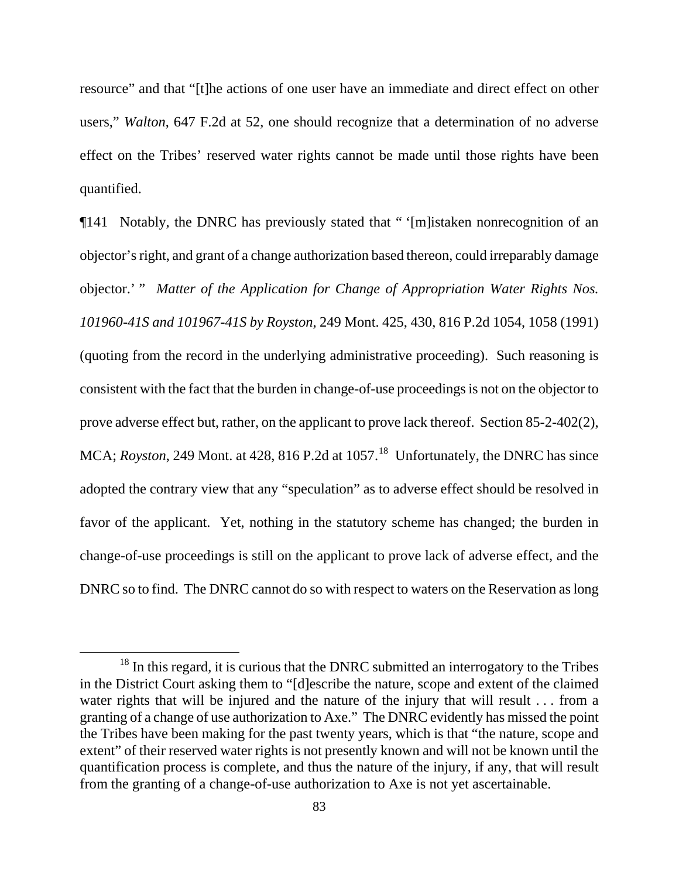resource" and that "[t]he actions of one user have an immediate and direct effect on other users," *Walton*, 647 F.2d at 52, one should recognize that a determination of no adverse effect on the Tribes' reserved water rights cannot be made until those rights have been quantified.

¶141 Notably, the DNRC has previously stated that " '[m]istaken nonrecognition of an objector's right, and grant of a change authorization based thereon, could irreparably damage objector.' " *Matter of the Application for Change of Appropriation Water Rights Nos. 101960-41S and 101967-41S by Royston*, 249 Mont. 425, 430, 816 P.2d 1054, 1058 (1991) (quoting from the record in the underlying administrative proceeding). Such reasoning is consistent with the fact that the burden in change-of-use proceedings is not on the objector to prove adverse effect but, rather, on the applicant to prove lack thereof. Section 85-2-402(2), MCA; *Royston*, 249 Mont. at 428, 816 P.2d at 1057.[18] Unfortunately, the DNRC has since adopted the contrary view that any "speculation" as to adverse effect should be resolved in favor of the applicant. Yet, nothing in the statutory scheme has changed; the burden in change-of-use proceedings is still on the applicant to prove lack of adverse effect, and the DNRC so to find. The DNRC cannot do so with respect to waters on the Reservation as long

---

[18] In this regard, it is curious that the DNRC submitted an interrogatory to the Tribes in the District Court asking them to "[d]escribe the nature, scope and extent of the claimed water rights that will be injured and the nature of the injury that will result . . . from a granting of a change of use authorization to Axe." The DNRC evidently has missed the point the Tribes have been making for the past twenty years, which is that "the nature, scope and extent" of their reserved water rights is not presently known and will not be known until the quantification process is complete, and thus the nature of the injury, if any, that will result from the granting of a change-of-use authorization to Axe is not yet ascertainable.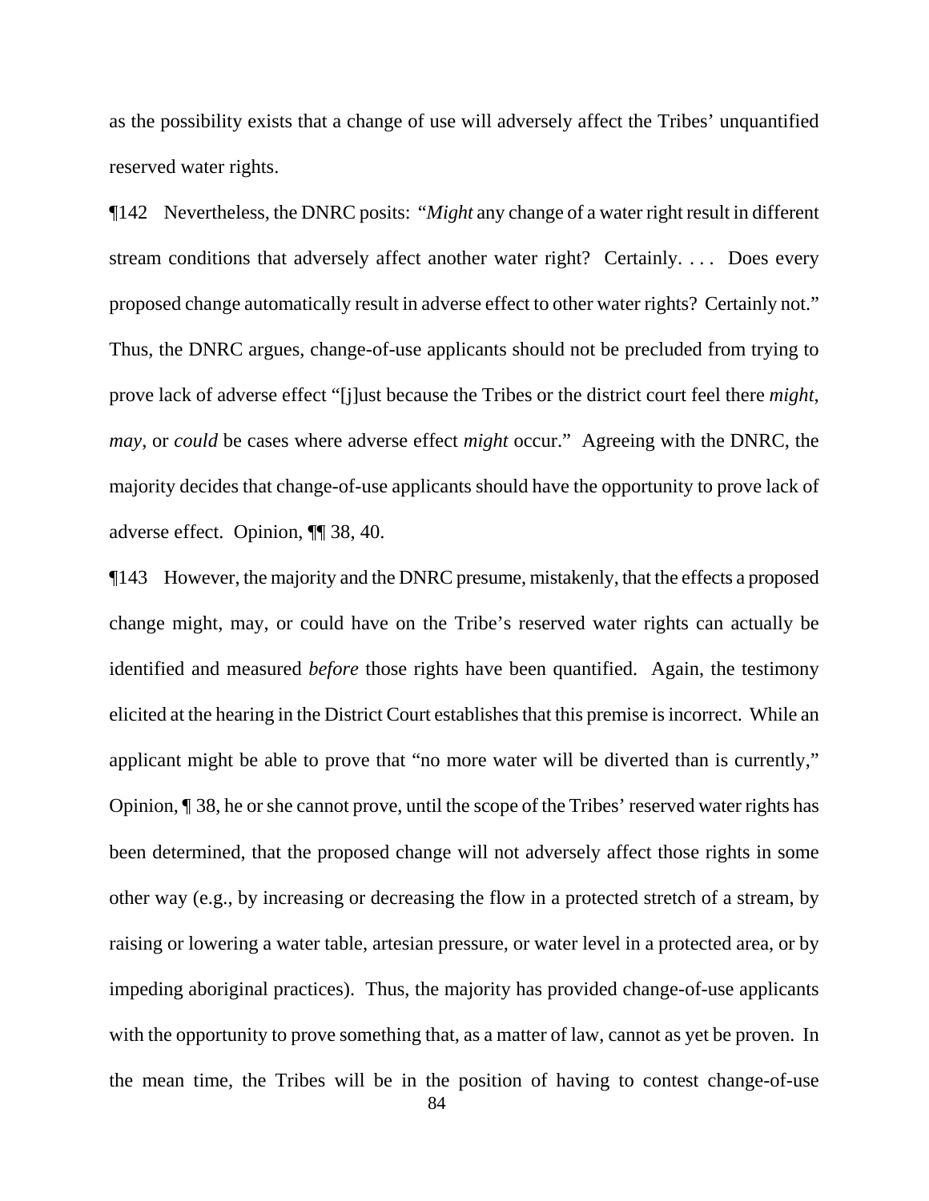as the possibility exists that a change of use will adversely affect the Tribes' unquantified reserved water rights.

¶142 Nevertheless, the DNRC posits: "*Might* any change of a water right result in different stream conditions that adversely affect another water right? Certainly. . . . Does every proposed change automatically result in adverse effect to other water rights? Certainly not." Thus, the DNRC argues, change-of-use applicants should not be precluded from trying to prove lack of adverse effect "[j]ust because the Tribes or the district court feel there *might*, *may*, or *could* be cases where adverse effect *might* occur." Agreeing with the DNRC, the majority decides that change-of-use applicants should have the opportunity to prove lack of adverse effect. Opinion, ¶¶ 38, 40.

¶143 However, the majority and the DNRC presume, mistakenly, that the effects a proposed change might, may, or could have on the Tribe's reserved water rights can actually be identified and measured *before* those rights have been quantified. Again, the testimony elicited at the hearing in the District Court establishes that this premise is incorrect. While an applicant might be able to prove that "no more water will be diverted than is currently," Opinion, ¶ 38, he or she cannot prove, until the scope of the Tribes' reserved water rights has been determined, that the proposed change will not adversely affect those rights in some other way (e.g., by increasing or decreasing the flow in a protected stretch of a stream, by raising or lowering a water table, artesian pressure, or water level in a protected area, or by impeding aboriginal practices). Thus, the majority has provided change-of-use applicants with the opportunity to prove something that, as a matter of law, cannot as yet be proven. In the mean time, the Tribes will be in the position of having to contest change-of-use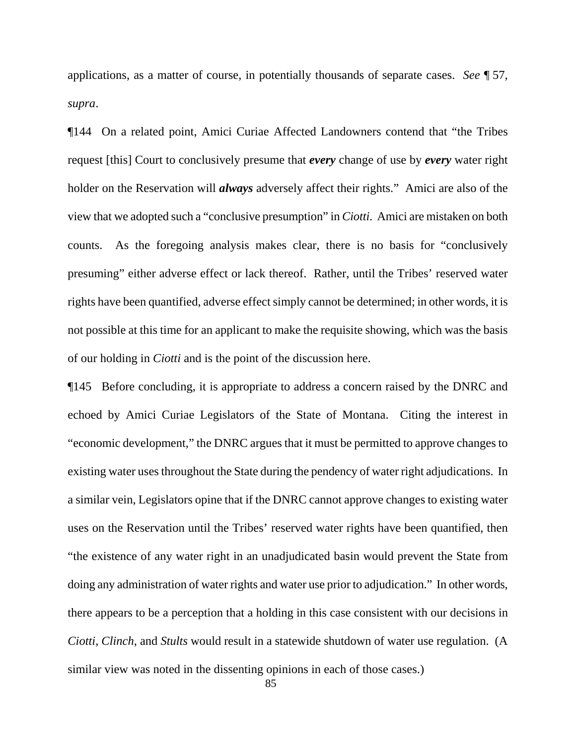applications, as a matter of course, in potentially thousands of separate cases. *See* ¶ 57, *supra*.

¶144 On a related point, Amici Curiae Affected Landowners contend that "the Tribes request [this] Court to conclusively presume that ***every*** change of use by ***every*** water right holder on the Reservation will ***always*** adversely affect their rights." Amici are also of the view that we adopted such a "conclusive presumption" in *Ciotti*. Amici are mistaken on both counts. As the foregoing analysis makes clear, there is no basis for "conclusively presuming" either adverse effect or lack thereof. Rather, until the Tribes' reserved water rights have been quantified, adverse effect simply cannot be determined; in other words, it is not possible at this time for an applicant to make the requisite showing, which was the basis of our holding in *Ciotti* and is the point of the discussion here.

¶145 Before concluding, it is appropriate to address a concern raised by the DNRC and echoed by Amici Curiae Legislators of the State of Montana. Citing the interest in "economic development," the DNRC argues that it must be permitted to approve changes to existing water uses throughout the State during the pendency of water right adjudications. In a similar vein, Legislators opine that if the DNRC cannot approve changes to existing water uses on the Reservation until the Tribes' reserved water rights have been quantified, then "the existence of any water right in an unadjudicated basin would prevent the State from doing any administration of water rights and water use prior to adjudication." In other words, there appears to be a perception that a holding in this case consistent with our decisions in *Ciotti*, *Clinch*, and *Stults* would result in a statewide shutdown of water use regulation. (A similar view was noted in the dissenting opinions in each of those cases.)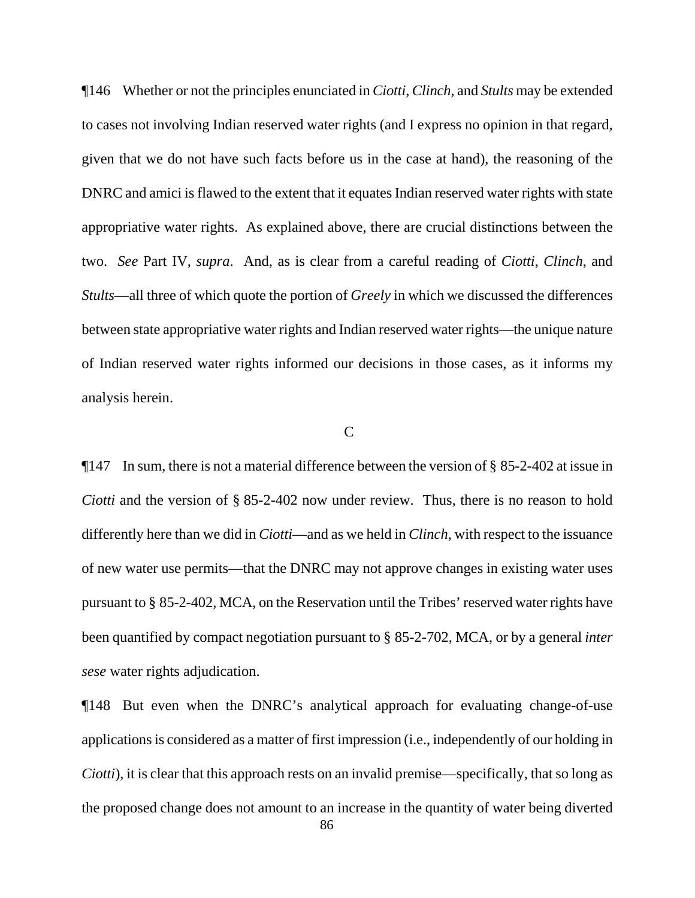¶146 Whether or not the principles enunciated in *Ciotti*, *Clinch*, and *Stults* may be extended to cases not involving Indian reserved water rights (and I express no opinion in that regard, given that we do not have such facts before us in the case at hand), the reasoning of the DNRC and amici is flawed to the extent that it equates Indian reserved water rights with state appropriative water rights. As explained above, there are crucial distinctions between the two. *See* Part IV, *supra*. And, as is clear from a careful reading of *Ciotti*, *Clinch*, and *Stults*—all three of which quote the portion of *Greely* in which we discussed the differences between state appropriative water rights and Indian reserved water rights—the unique nature of Indian reserved water rights informed our decisions in those cases, as it informs my analysis herein.

C

¶147 In sum, there is not a material difference between the version of § 85-2-402 at issue in *Ciotti* and the version of § 85-2-402 now under review. Thus, there is no reason to hold differently here than we did in *Ciotti*—and as we held in *Clinch*, with respect to the issuance of new water use permits—that the DNRC may not approve changes in existing water uses pursuant to § 85-2-402, MCA, on the Reservation until the Tribes' reserved water rights have been quantified by compact negotiation pursuant to § 85-2-702, MCA, or by a general *inter sese* water rights adjudication.

¶148 But even when the DNRC's analytical approach for evaluating change-of-use applications is considered as a matter of first impression (i.e., independently of our holding in *Ciotti*), it is clear that this approach rests on an invalid premise—specifically, that so long as the proposed change does not amount to an increase in the quantity of water being diverted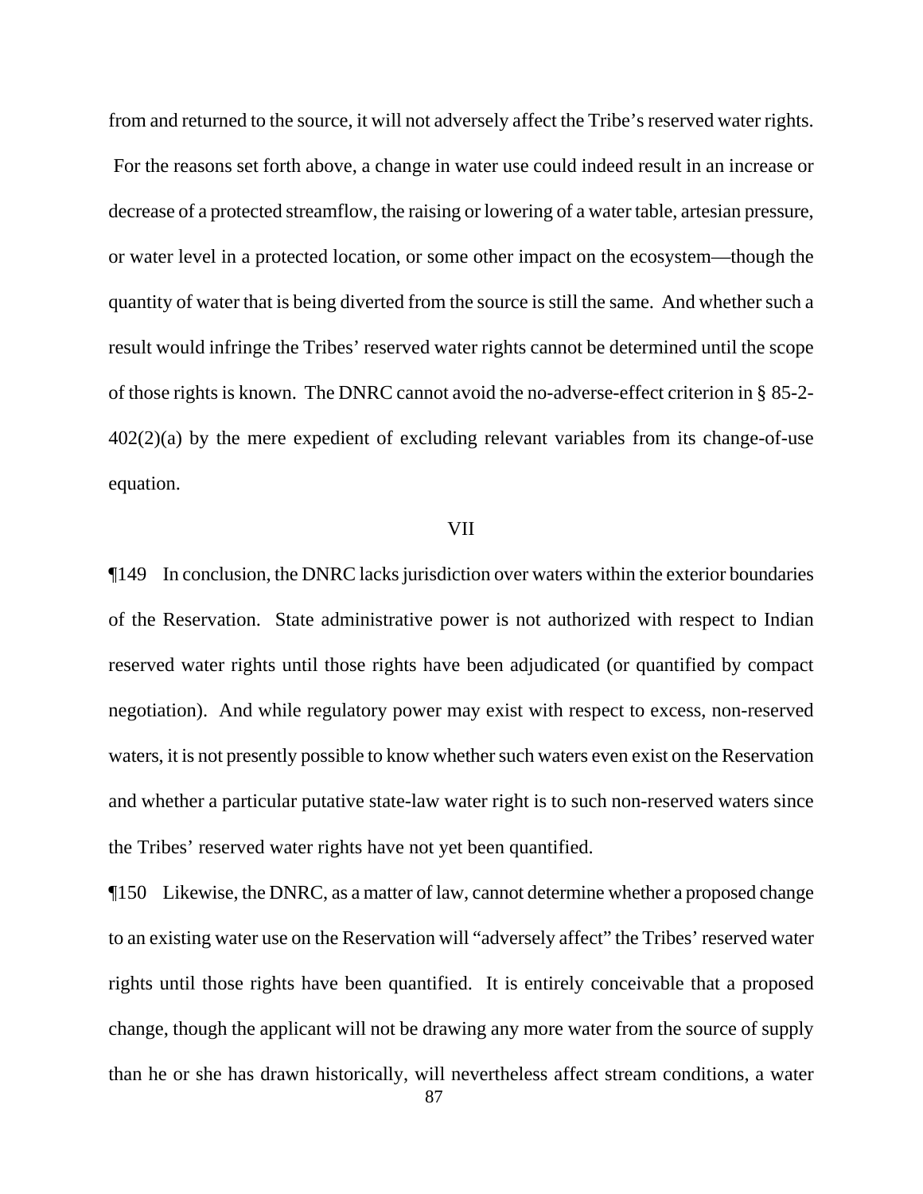from and returned to the source, it will not adversely affect the Tribe's reserved water rights. For the reasons set forth above, a change in water use could indeed result in an increase or decrease of a protected streamflow, the raising or lowering of a water table, artesian pressure, or water level in a protected location, or some other impact on the ecosystem—though the quantity of water that is being diverted from the source is still the same. And whether such a result would infringe the Tribes' reserved water rights cannot be determined until the scope of those rights is known. The DNRC cannot avoid the no-adverse-effect criterion in § 85-2-402(2)(a) by the mere expedient of excluding relevant variables from its change-of-use equation.

VII

¶149 In conclusion, the DNRC lacks jurisdiction over waters within the exterior boundaries of the Reservation. State administrative power is not authorized with respect to Indian reserved water rights until those rights have been adjudicated (or quantified by compact negotiation). And while regulatory power may exist with respect to excess, non-reserved waters, it is not presently possible to know whether such waters even exist on the Reservation and whether a particular putative state-law water right is to such non-reserved waters since the Tribes' reserved water rights have not yet been quantified.

¶150 Likewise, the DNRC, as a matter of law, cannot determine whether a proposed change to an existing water use on the Reservation will "adversely affect" the Tribes' reserved water rights until those rights have been quantified. It is entirely conceivable that a proposed change, though the applicant will not be drawing any more water from the source of supply than he or she has drawn historically, will nevertheless affect stream conditions, a water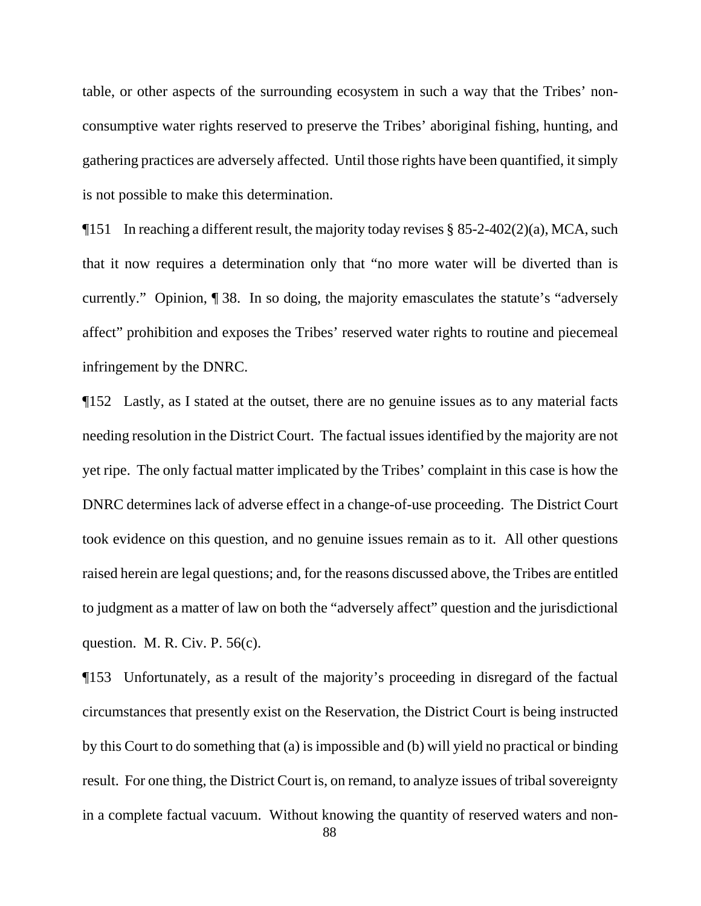table, or other aspects of the surrounding ecosystem in such a way that the Tribes' non-consumptive water rights reserved to preserve the Tribes' aboriginal fishing, hunting, and gathering practices are adversely affected. Until those rights have been quantified, it simply is not possible to make this determination.

¶151 In reaching a different result, the majority today revises § 85-2-402(2)(a), MCA, such that it now requires a determination only that "no more water will be diverted than is currently." Opinion, ¶ 38. In so doing, the majority emasculates the statute's "adversely affect" prohibition and exposes the Tribes' reserved water rights to routine and piecemeal infringement by the DNRC.

¶152 Lastly, as I stated at the outset, there are no genuine issues as to any material facts needing resolution in the District Court. The factual issues identified by the majority are not yet ripe. The only factual matter implicated by the Tribes' complaint in this case is how the DNRC determines lack of adverse effect in a change-of-use proceeding. The District Court took evidence on this question, and no genuine issues remain as to it. All other questions raised herein are legal questions; and, for the reasons discussed above, the Tribes are entitled to judgment as a matter of law on both the "adversely affect" question and the jurisdictional question. M. R. Civ. P. 56(c).

¶153 Unfortunately, as a result of the majority's proceeding in disregard of the factual circumstances that presently exist on the Reservation, the District Court is being instructed by this Court to do something that (a) is impossible and (b) will yield no practical or binding result. For one thing, the District Court is, on remand, to analyze issues of tribal sovereignty in a complete factual vacuum. Without knowing the quantity of reserved waters and non-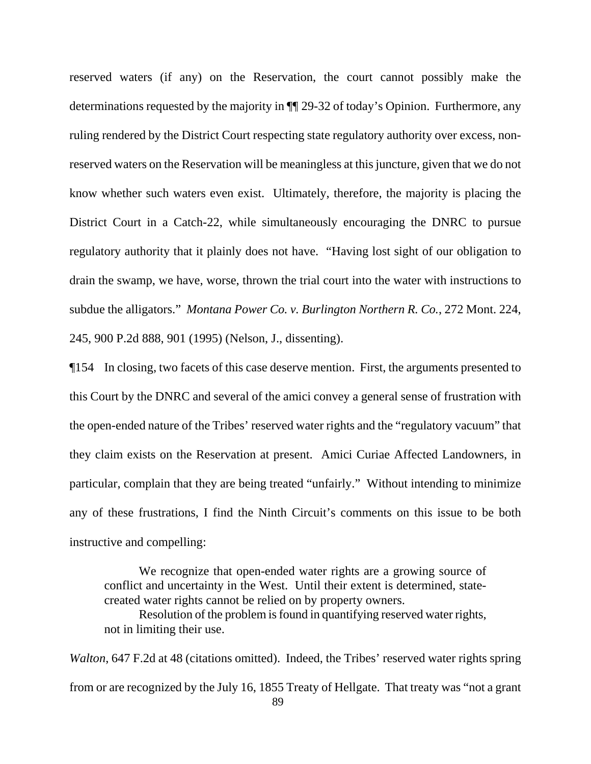reserved waters (if any) on the Reservation, the court cannot possibly make the determinations requested by the majority in ¶¶ 29-32 of today's Opinion. Furthermore, any ruling rendered by the District Court respecting state regulatory authority over excess, non-reserved waters on the Reservation will be meaningless at this juncture, given that we do not know whether such waters even exist. Ultimately, therefore, the majority is placing the District Court in a Catch-22, while simultaneously encouraging the DNRC to pursue regulatory authority that it plainly does not have. "Having lost sight of our obligation to drain the swamp, we have, worse, thrown the trial court into the water with instructions to subdue the alligators." *Montana Power Co. v. Burlington Northern R. Co.*, 272 Mont. 224, 245, 900 P.2d 888, 901 (1995) (Nelson, J., dissenting).

¶154 In closing, two facets of this case deserve mention. First, the arguments presented to this Court by the DNRC and several of the amici convey a general sense of frustration with the open-ended nature of the Tribes' reserved water rights and the "regulatory vacuum" that they claim exists on the Reservation at present. Amici Curiae Affected Landowners, in particular, complain that they are being treated "unfairly." Without intending to minimize any of these frustrations, I find the Ninth Circuit's comments on this issue to be both instructive and compelling:

> We recognize that open-ended water rights are a growing source of conflict and uncertainty in the West. Until their extent is determined, state-created water rights cannot be relied on by property owners.
>
> Resolution of the problem is found in quantifying reserved water rights, not in limiting their use.

*Walton*, 647 F.2d at 48 (citations omitted). Indeed, the Tribes' reserved water rights spring from or are recognized by the July 16, 1855 Treaty of Hellgate. That treaty was "not a grant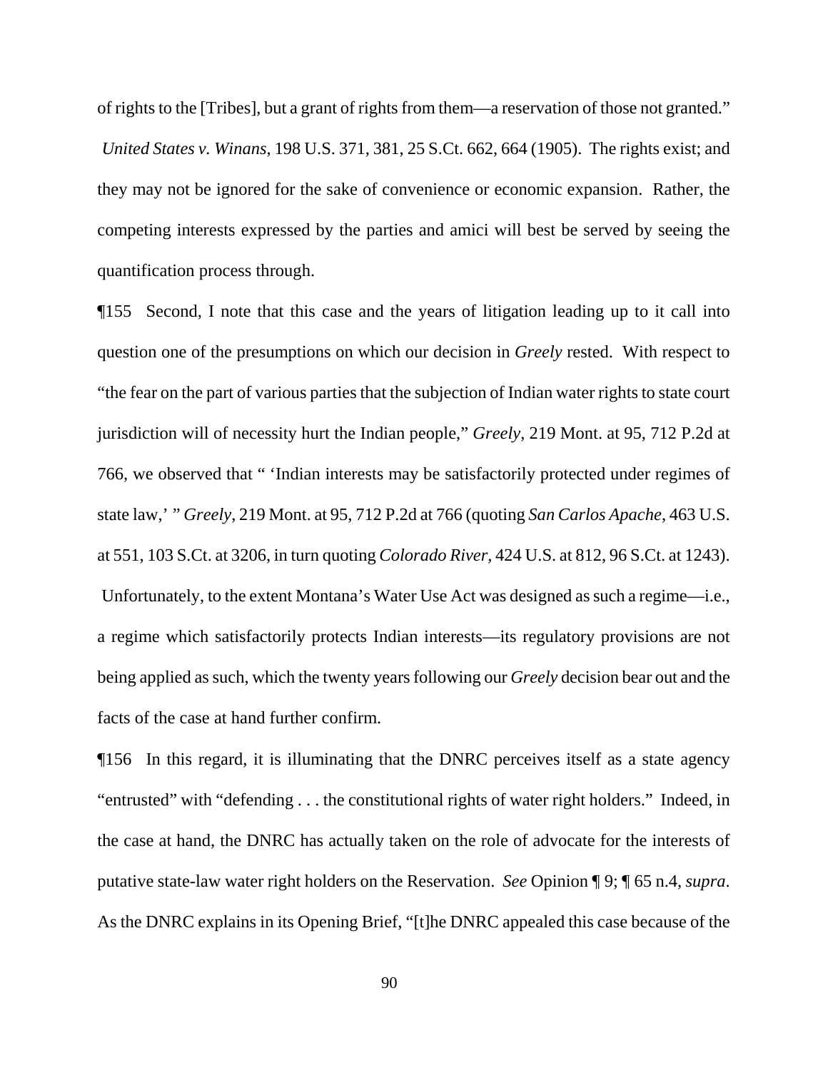of rights to the [Tribes], but a grant of rights from them—a reservation of those not granted." *United States v. Winans*, 198 U.S. 371, 381, 25 S.Ct. 662, 664 (1905). The rights exist; and they may not be ignored for the sake of convenience or economic expansion. Rather, the competing interests expressed by the parties and amici will best be served by seeing the quantification process through.

¶155 Second, I note that this case and the years of litigation leading up to it call into question one of the presumptions on which our decision in *Greely* rested. With respect to "the fear on the part of various parties that the subjection of Indian water rights to state court jurisdiction will of necessity hurt the Indian people," *Greely*, 219 Mont. at 95, 712 P.2d at 766, we observed that " 'Indian interests may be satisfactorily protected under regimes of state law,' " *Greely*, 219 Mont. at 95, 712 P.2d at 766 (quoting *San Carlos Apache*, 463 U.S. at 551, 103 S.Ct. at 3206, in turn quoting *Colorado River*, 424 U.S. at 812, 96 S.Ct. at 1243). Unfortunately, to the extent Montana's Water Use Act was designed as such a regime—i.e., a regime which satisfactorily protects Indian interests—its regulatory provisions are not being applied as such, which the twenty years following our *Greely* decision bear out and the facts of the case at hand further confirm.

¶156 In this regard, it is illuminating that the DNRC perceives itself as a state agency "entrusted" with "defending . . . the constitutional rights of water right holders." Indeed, in the case at hand, the DNRC has actually taken on the role of advocate for the interests of putative state-law water right holders on the Reservation. *See* Opinion ¶ 9; ¶ 65 n.4, *supra*. As the DNRC explains in its Opening Brief, "[t]he DNRC appealed this case because of the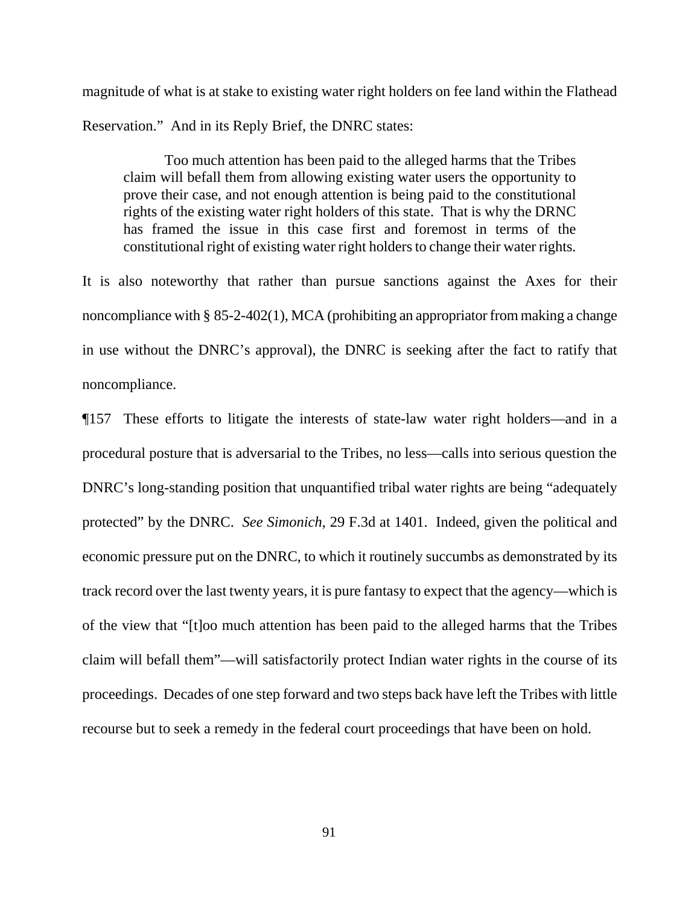magnitude of what is at stake to existing water right holders on fee land within the Flathead Reservation." And in its Reply Brief, the DNRC states:

> Too much attention has been paid to the alleged harms that the Tribes claim will befall them from allowing existing water users the opportunity to prove their case, and not enough attention is being paid to the constitutional rights of the existing water right holders of this state. That is why the DRNC has framed the issue in this case first and foremost in terms of the constitutional right of existing water right holders to change their water rights.

It is also noteworthy that rather than pursue sanctions against the Axes for their noncompliance with § 85-2-402(1), MCA (prohibiting an appropriator from making a change in use without the DNRC's approval), the DNRC is seeking after the fact to ratify that noncompliance.

¶157 These efforts to litigate the interests of state-law water right holders—and in a procedural posture that is adversarial to the Tribes, no less—calls into serious question the DNRC's long-standing position that unquantified tribal water rights are being "adequately protected" by the DNRC. *See Simonich*, 29 F.3d at 1401. Indeed, given the political and economic pressure put on the DNRC, to which it routinely succumbs as demonstrated by its track record over the last twenty years, it is pure fantasy to expect that the agency—which is of the view that "[t]oo much attention has been paid to the alleged harms that the Tribes claim will befall them"—will satisfactorily protect Indian water rights in the course of its proceedings. Decades of one step forward and two steps back have left the Tribes with little recourse but to seek a remedy in the federal court proceedings that have been on hold.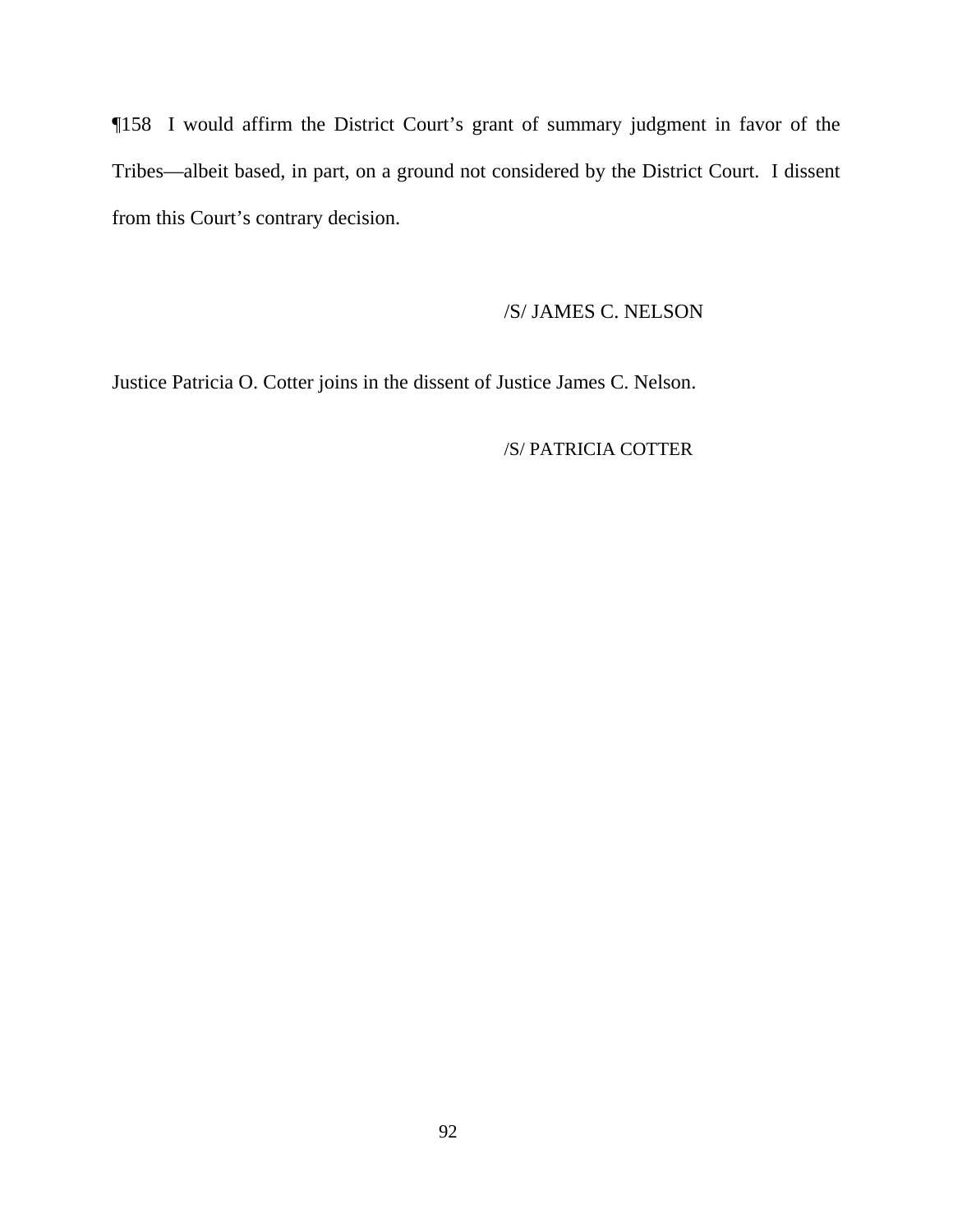¶158 I would affirm the District Court's grant of summary judgment in favor of the Tribes—albeit based, in part, on a ground not considered by the District Court. I dissent from this Court's contrary decision.

/S/ JAMES C. NELSON

Justice Patricia O. Cotter joins in the dissent of Justice James C. Nelson.

/S/ PATRICIA COTTER